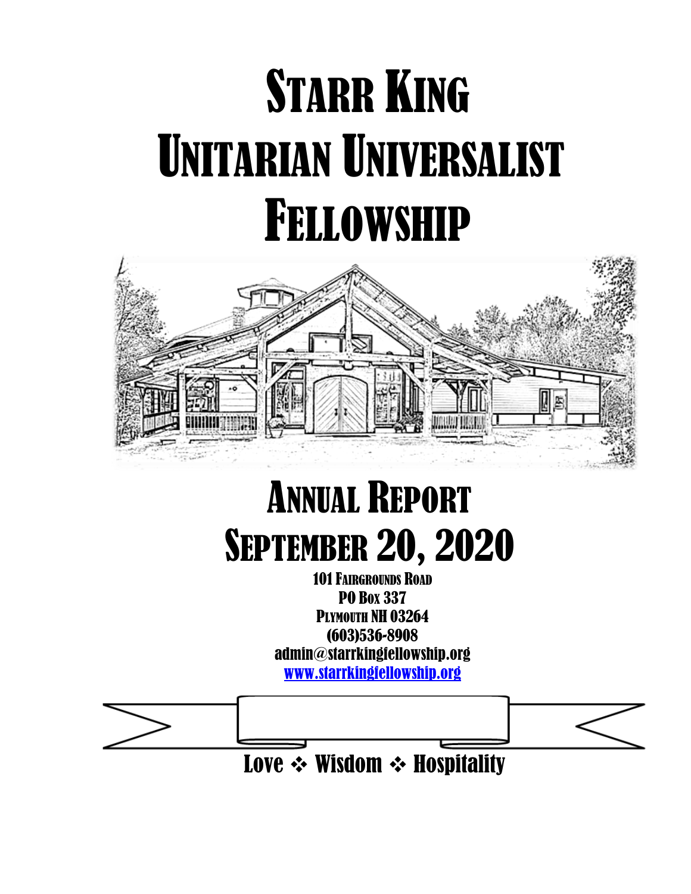# Starr King Unitarian Universalist Fellowship

# Annual Report
# September 20, 2020

**101 Fairgrounds Road**
**PO Box 337**
**Plymouth NH 03264**
**(603)536-8908**
**admin@starrkingfellowship.org**
**www.starrkingfellowship.org**

**Love ❖ Wisdom ❖ Hospitality**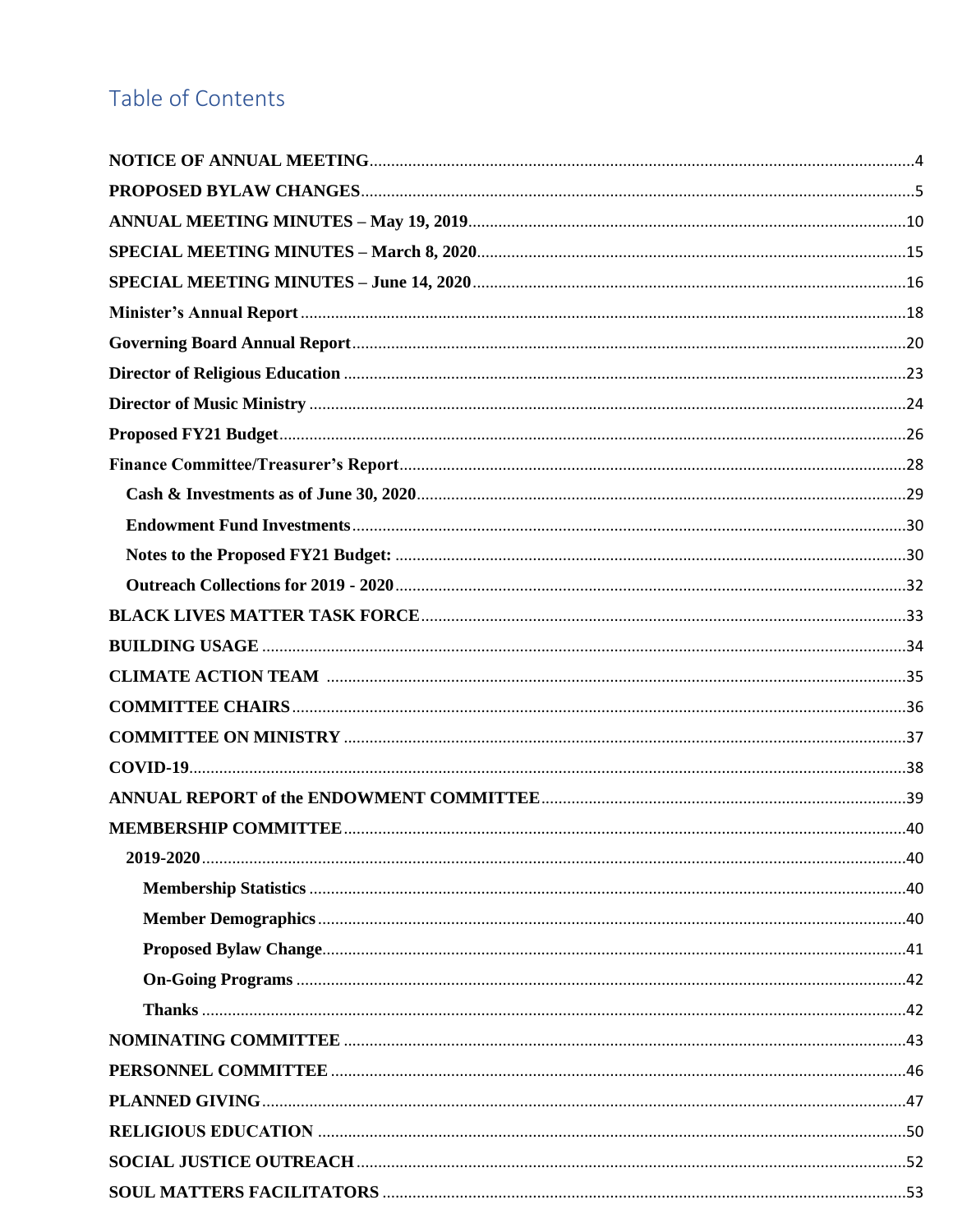# Table of Contents

**NOTICE OF ANNUAL MEETING** ... 4
**PROPOSED BYLAW CHANGES** ... 5
**ANNUAL MEETING MINUTES – May 19, 2019** ... 10
**SPECIAL MEETING MINUTES – March 8, 2020** ... 15
**SPECIAL MEETING MINUTES – June 14, 2020** ... 16
**Minister's Annual Report** ... 18
**Governing Board Annual Report** ... 20
**Director of Religious Education** ... 23
**Director of Music Ministry** ... 24
**Proposed FY21 Budget** ... 26
**Finance Committee/Treasurer's Report** ... 28
- **Cash & Investments as of June 30, 2020** ... 29
- **Endowment Fund Investments** ... 30
- **Notes to the Proposed FY21 Budget:** ... 30
- **Outreach Collections for 2019 - 2020** ... 32

**BLACK LIVES MATTER TASK FORCE** ... 33
**BUILDING USAGE** ... 34
**CLIMATE ACTION TEAM** ... 35
**COMMITTEE CHAIRS** ... 36
**COMMITTEE ON MINISTRY** ... 37
**COVID-19** ... 38
**ANNUAL REPORT of the ENDOWMENT COMMITTEE** ... 39
**MEMBERSHIP COMMITTEE** ... 40
- **2019-2020** ... 40
  - **Membership Statistics** ... 40
  - **Member Demographics** ... 40
  - **Proposed Bylaw Change** ... 41
  - **On-Going Programs** ... 42
  - **Thanks** ... 42

**NOMINATING COMMITTEE** ... 43
**PERSONNEL COMMITTEE** ... 46
**PLANNED GIVING** ... 47
**RELIGIOUS EDUCATION** ... 50
**SOCIAL JUSTICE OUTREACH** ... 52
**SOUL MATTERS FACILITATORS** ... 53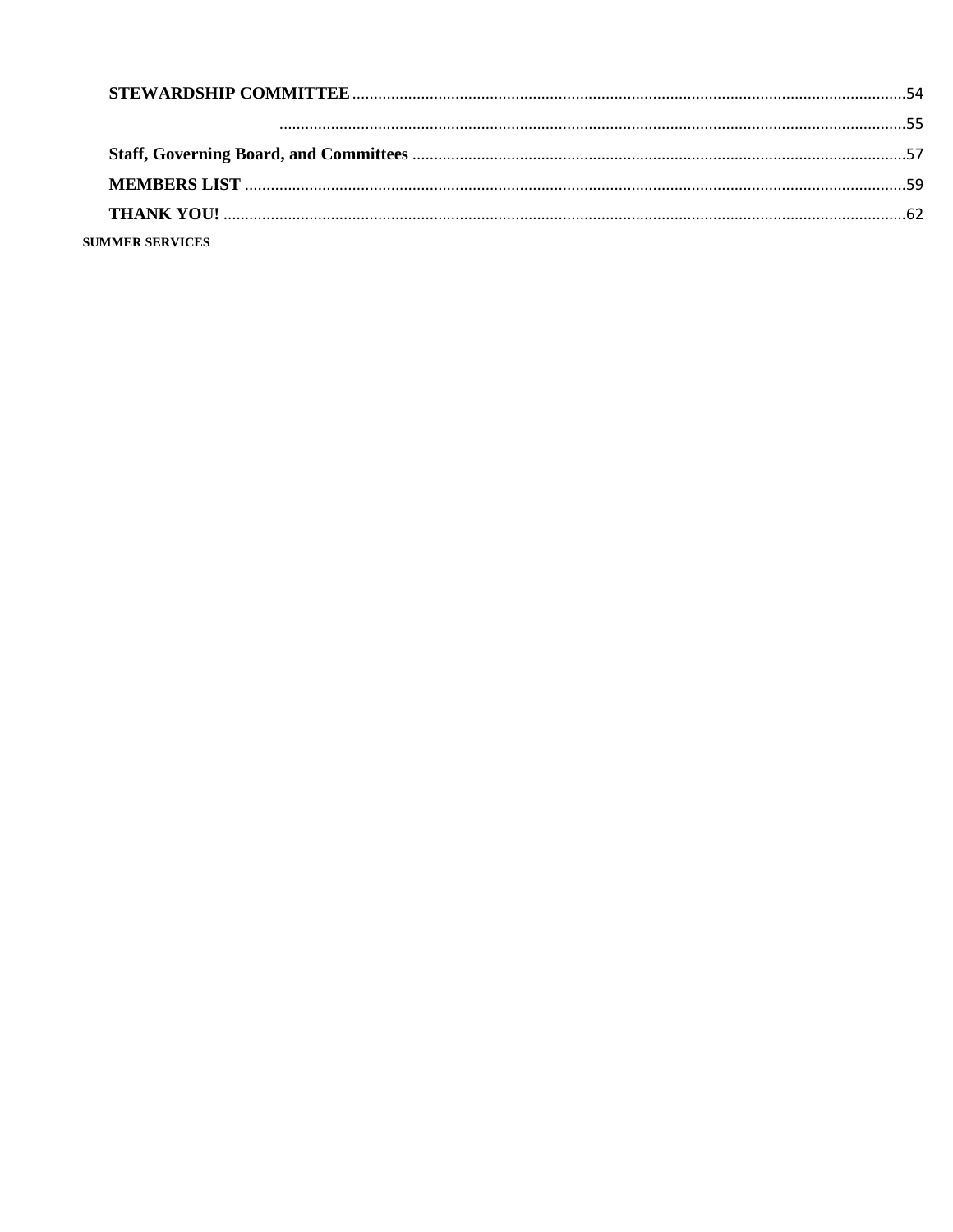**STEWARDSHIP COMMITTEE** ................................................................................................................................ 54

................................................................................................................................ 55

**Staff, Governing Board, and Committees** ................................................................................................................................ 57

**MEMBERS LIST** ................................................................................................................................ 59

**THANK YOU!** ................................................................................................................................ 62

**SUMMER SERVICES**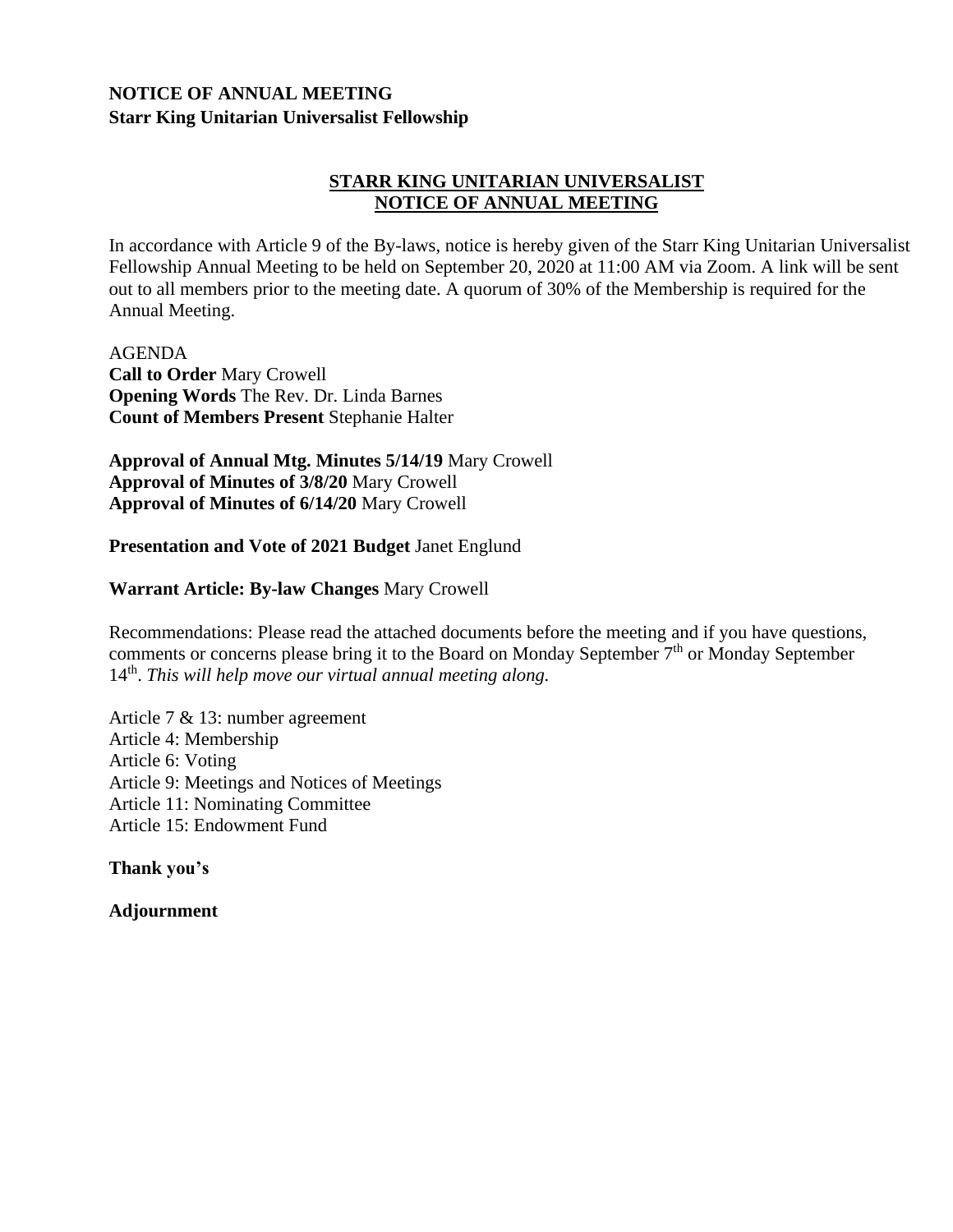**NOTICE OF ANNUAL MEETING**
**Starr King Unitarian Universalist Fellowship**

## STARR KING UNITARIAN UNIVERSALIST NOTICE OF ANNUAL MEETING

In accordance with Article 9 of the By-laws, notice is hereby given of the Starr King Unitarian Universalist Fellowship Annual Meeting to be held on September 20, 2020 at 11:00 AM via Zoom. A link will be sent out to all members prior to the meeting date. A quorum of 30% of the Membership is required for the Annual Meeting.

AGENDA
**Call to Order** Mary Crowell
**Opening Words** The Rev. Dr. Linda Barnes
**Count of Members Present** Stephanie Halter

**Approval of Annual Mtg. Minutes 5/14/19** Mary Crowell
**Approval of Minutes of 3/8/20** Mary Crowell
**Approval of Minutes of 6/14/20** Mary Crowell

**Presentation and Vote of 2021 Budget** Janet Englund

**Warrant Article: By-law Changes** Mary Crowell

Recommendations: Please read the attached documents before the meeting and if you have questions, comments or concerns please bring it to the Board on Monday September 7th or Monday September 14th. *This will help move our virtual annual meeting along.*

Article 7 & 13: number agreement
Article 4: Membership
Article 6: Voting
Article 9: Meetings and Notices of Meetings
Article 11: Nominating Committee
Article 15: Endowment Fund

**Thank you's**

**Adjournment**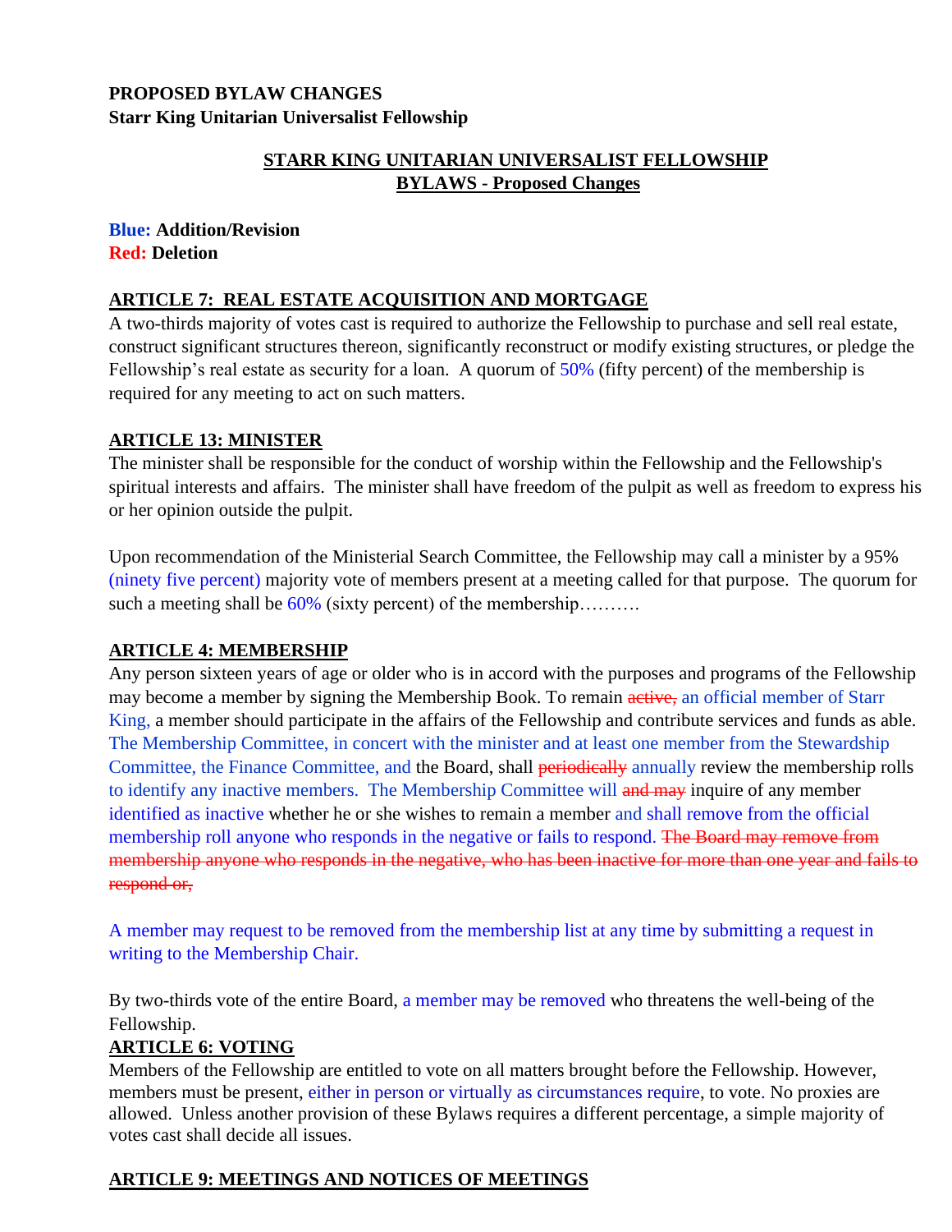**PROPOSED BYLAW CHANGES**
**Starr King Unitarian Universalist Fellowship**

**STARR KING UNITARIAN UNIVERSALIST FELLOWSHIP**
**BYLAWS - Proposed Changes**

**Blue: Addition/Revision**
**Red: Deletion**

**ARTICLE 7: REAL ESTATE ACQUISITION AND MORTGAGE**

A two-thirds majority of votes cast is required to authorize the Fellowship to purchase and sell real estate, construct significant structures thereon, significantly reconstruct or modify existing structures, or pledge the Fellowship's real estate as security for a loan. A quorum of 50% (fifty percent) of the membership is required for any meeting to act on such matters.

**ARTICLE 13: MINISTER**

The minister shall be responsible for the conduct of worship within the Fellowship and the Fellowship's spiritual interests and affairs. The minister shall have freedom of the pulpit as well as freedom to express his or her opinion outside the pulpit.

Upon recommendation of the Ministerial Search Committee, the Fellowship may call a minister by a 95% (ninety five percent) majority vote of members present at a meeting called for that purpose. The quorum for such a meeting shall be 60% (sixty percent) of the membership……….

**ARTICLE 4: MEMBERSHIP**

Any person sixteen years of age or older who is in accord with the purposes and programs of the Fellowship may become a member by signing the Membership Book. To remain ~~active,~~ an official member of Starr King, a member should participate in the affairs of the Fellowship and contribute services and funds as able. The Membership Committee, in concert with the minister and at least one member from the Stewardship Committee, the Finance Committee, and the Board, shall ~~periodically~~ annually review the membership rolls to identify any inactive members. The Membership Committee will ~~and may~~ inquire of any member identified as inactive whether he or she wishes to remain a member and shall remove from the official membership roll anyone who responds in the negative or fails to respond. ~~The Board may remove from membership anyone who responds in the negative, who has been inactive for more than one year and fails to respond or,~~

A member may request to be removed from the membership list at any time by submitting a request in writing to the Membership Chair.

By two-thirds vote of the entire Board, a member may be removed who threatens the well-being of the Fellowship.

**ARTICLE 6: VOTING**

Members of the Fellowship are entitled to vote on all matters brought before the Fellowship. However, members must be present, either in person or virtually as circumstances require, to vote. No proxies are allowed. Unless another provision of these Bylaws requires a different percentage, a simple majority of votes cast shall decide all issues.

**ARTICLE 9: MEETINGS AND NOTICES OF MEETINGS**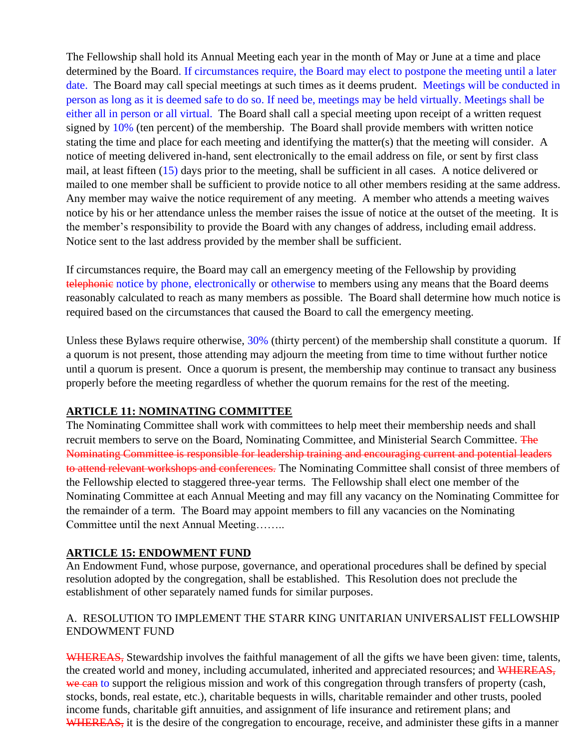The Fellowship shall hold its Annual Meeting each year in the month of May or June at a time and place determined by the Board. If circumstances require, the Board may elect to postpone the meeting until a later date. The Board may call special meetings at such times as it deems prudent. Meetings will be conducted in person as long as it is deemed safe to do so. If need be, meetings may be held virtually. Meetings shall be either all in person or all virtual. The Board shall call a special meeting upon receipt of a written request signed by 10% (ten percent) of the membership. The Board shall provide members with written notice stating the time and place for each meeting and identifying the matter(s) that the meeting will consider. A notice of meeting delivered in-hand, sent electronically to the email address on file, or sent by first class mail, at least fifteen (15) days prior to the meeting, shall be sufficient in all cases. A notice delivered or mailed to one member shall be sufficient to provide notice to all other members residing at the same address. Any member may waive the notice requirement of any meeting. A member who attends a meeting waives notice by his or her attendance unless the member raises the issue of notice at the outset of the meeting. It is the member's responsibility to provide the Board with any changes of address, including email address. Notice sent to the last address provided by the member shall be sufficient.

If circumstances require, the Board may call an emergency meeting of the Fellowship by providing ~~telephonic~~ notice by phone, electronically or otherwise to members using any means that the Board deems reasonably calculated to reach as many members as possible. The Board shall determine how much notice is required based on the circumstances that caused the Board to call the emergency meeting.

Unless these Bylaws require otherwise, 30% (thirty percent) of the membership shall constitute a quorum. If a quorum is not present, those attending may adjourn the meeting from time to time without further notice until a quorum is present. Once a quorum is present, the membership may continue to transact any business properly before the meeting regardless of whether the quorum remains for the rest of the meeting.

## ARTICLE 11: NOMINATING COMMITTEE

The Nominating Committee shall work with committees to help meet their membership needs and shall recruit members to serve on the Board, Nominating Committee, and Ministerial Search Committee. ~~The Nominating Committee is responsible for leadership training and encouraging current and potential leaders to attend relevant workshops and conferences.~~ The Nominating Committee shall consist of three members of the Fellowship elected to staggered three-year terms. The Fellowship shall elect one member of the Nominating Committee at each Annual Meeting and may fill any vacancy on the Nominating Committee for the remainder of a term. The Board may appoint members to fill any vacancies on the Nominating Committee until the next Annual Meeting……..

## ARTICLE 15: ENDOWMENT FUND

An Endowment Fund, whose purpose, governance, and operational procedures shall be defined by special resolution adopted by the congregation, shall be established. This Resolution does not preclude the establishment of other separately named funds for similar purposes.

A. RESOLUTION TO IMPLEMENT THE STARR KING UNITARIAN UNIVERSALIST FELLOWSHIP ENDOWMENT FUND

~~WHEREAS,~~ Stewardship involves the faithful management of all the gifts we have been given: time, talents, the created world and money, including accumulated, inherited and appreciated resources; and ~~WHEREAS, we can~~ to support the religious mission and work of this congregation through transfers of property (cash, stocks, bonds, real estate, etc.), charitable bequests in wills, charitable remainder and other trusts, pooled income funds, charitable gift annuities, and assignment of life insurance and retirement plans; and ~~WHEREAS,~~ it is the desire of the congregation to encourage, receive, and administer these gifts in a manner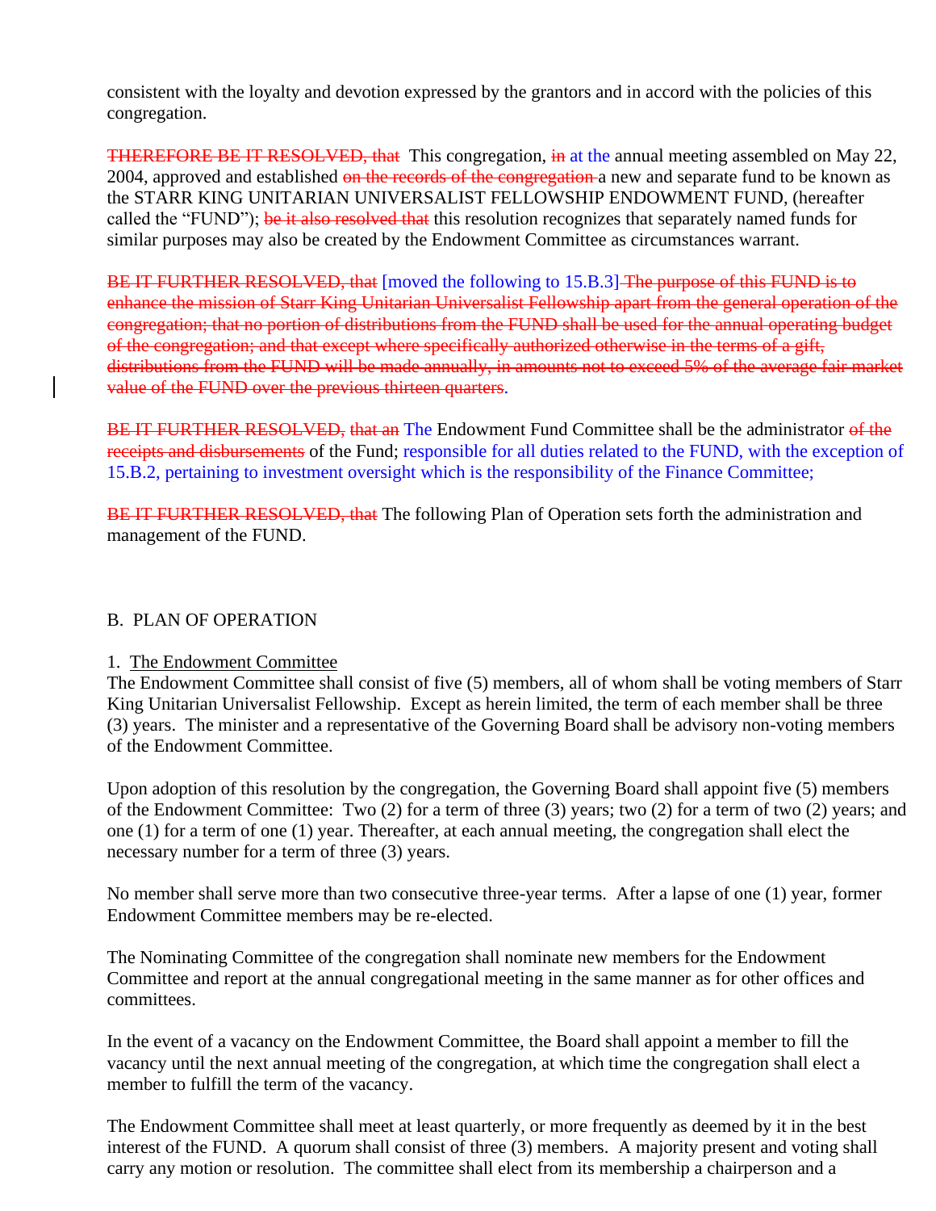consistent with the loyalty and devotion expressed by the grantors and in accord with the policies of this congregation.

~~THEREFORE BE IT RESOLVED, that~~ This congregation, ~~in~~ at the annual meeting assembled on May 22, 2004, approved and established ~~on the records of the congregation~~ a new and separate fund to be known as the STARR KING UNITARIAN UNIVERSALIST FELLOWSHIP ENDOWMENT FUND, (hereafter called the "FUND"); ~~be it also resolved that~~ this resolution recognizes that separately named funds for similar purposes may also be created by the Endowment Committee as circumstances warrant.

~~BE IT FURTHER RESOLVED, that~~ [moved the following to 15.B.3] ~~The purpose of this FUND is to enhance the mission of Starr King Unitarian Universalist Fellowship apart from the general operation of the congregation; that no portion of distributions from the FUND shall be used for the annual operating budget of the congregation; and that except where specifically authorized otherwise in the terms of a gift, distributions from the FUND will be made annually, in amounts not to exceed 5% of the average fair market value of the FUND over the previous thirteen quarters~~.

~~BE IT FURTHER RESOLVED, that an~~ The Endowment Fund Committee shall be the administrator ~~of the receipts and disbursements~~ of the Fund; responsible for all duties related to the FUND, with the exception of 15.B.2, pertaining to investment oversight which is the responsibility of the Finance Committee;

~~BE IT FURTHER RESOLVED, that~~ The following Plan of Operation sets forth the administration and management of the FUND.

## B. PLAN OF OPERATION

1. The Endowment Committee

The Endowment Committee shall consist of five (5) members, all of whom shall be voting members of Starr King Unitarian Universalist Fellowship. Except as herein limited, the term of each member shall be three (3) years. The minister and a representative of the Governing Board shall be advisory non-voting members of the Endowment Committee.

Upon adoption of this resolution by the congregation, the Governing Board shall appoint five (5) members of the Endowment Committee: Two (2) for a term of three (3) years; two (2) for a term of two (2) years; and one (1) for a term of one (1) year. Thereafter, at each annual meeting, the congregation shall elect the necessary number for a term of three (3) years.

No member shall serve more than two consecutive three-year terms. After a lapse of one (1) year, former Endowment Committee members may be re-elected.

The Nominating Committee of the congregation shall nominate new members for the Endowment Committee and report at the annual congregational meeting in the same manner as for other offices and committees.

In the event of a vacancy on the Endowment Committee, the Board shall appoint a member to fill the vacancy until the next annual meeting of the congregation, at which time the congregation shall elect a member to fulfill the term of the vacancy.

The Endowment Committee shall meet at least quarterly, or more frequently as deemed by it in the best interest of the FUND. A quorum shall consist of three (3) members. A majority present and voting shall carry any motion or resolution. The committee shall elect from its membership a chairperson and a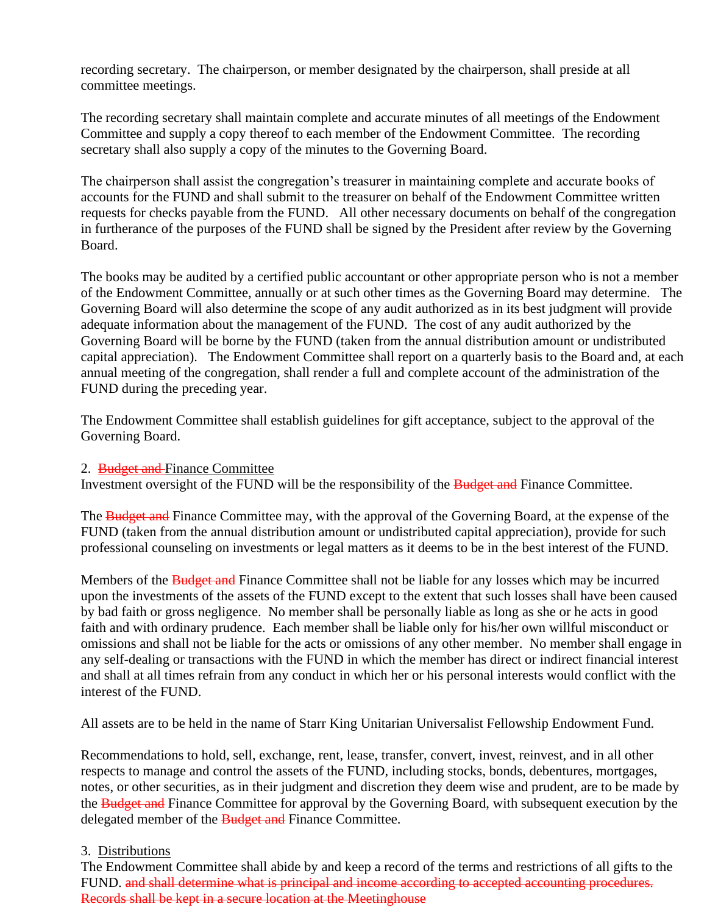recording secretary. The chairperson, or member designated by the chairperson, shall preside at all committee meetings.

The recording secretary shall maintain complete and accurate minutes of all meetings of the Endowment Committee and supply a copy thereof to each member of the Endowment Committee. The recording secretary shall also supply a copy of the minutes to the Governing Board.

The chairperson shall assist the congregation's treasurer in maintaining complete and accurate books of accounts for the FUND and shall submit to the treasurer on behalf of the Endowment Committee written requests for checks payable from the FUND. All other necessary documents on behalf of the congregation in furtherance of the purposes of the FUND shall be signed by the President after review by the Governing Board.

The books may be audited by a certified public accountant or other appropriate person who is not a member of the Endowment Committee, annually or at such other times as the Governing Board may determine. The Governing Board will also determine the scope of any audit authorized as in its best judgment will provide adequate information about the management of the FUND. The cost of any audit authorized by the Governing Board will be borne by the FUND (taken from the annual distribution amount or undistributed capital appreciation). The Endowment Committee shall report on a quarterly basis to the Board and, at each annual meeting of the congregation, shall render a full and complete account of the administration of the FUND during the preceding year.

The Endowment Committee shall establish guidelines for gift acceptance, subject to the approval of the Governing Board.

2. ~~Budget and~~ Finance Committee
Investment oversight of the FUND will be the responsibility of the ~~Budget and~~ Finance Committee.

The ~~Budget and~~ Finance Committee may, with the approval of the Governing Board, at the expense of the FUND (taken from the annual distribution amount or undistributed capital appreciation), provide for such professional counseling on investments or legal matters as it deems to be in the best interest of the FUND.

Members of the ~~Budget and~~ Finance Committee shall not be liable for any losses which may be incurred upon the investments of the assets of the FUND except to the extent that such losses shall have been caused by bad faith or gross negligence. No member shall be personally liable as long as she or he acts in good faith and with ordinary prudence. Each member shall be liable only for his/her own willful misconduct or omissions and shall not be liable for the acts or omissions of any other member. No member shall engage in any self-dealing or transactions with the FUND in which the member has direct or indirect financial interest and shall at all times refrain from any conduct in which her or his personal interests would conflict with the interest of the FUND.

All assets are to be held in the name of Starr King Unitarian Universalist Fellowship Endowment Fund.

Recommendations to hold, sell, exchange, rent, lease, transfer, convert, invest, reinvest, and in all other respects to manage and control the assets of the FUND, including stocks, bonds, debentures, mortgages, notes, or other securities, as in their judgment and discretion they deem wise and prudent, are to be made by the ~~Budget and~~ Finance Committee for approval by the Governing Board, with subsequent execution by the delegated member of the ~~Budget and~~ Finance Committee.

3. Distributions
The Endowment Committee shall abide by and keep a record of the terms and restrictions of all gifts to the FUND. ~~and shall determine what is principal and income according to accepted accounting procedures. Records shall be kept in a secure location at the Meetinghouse~~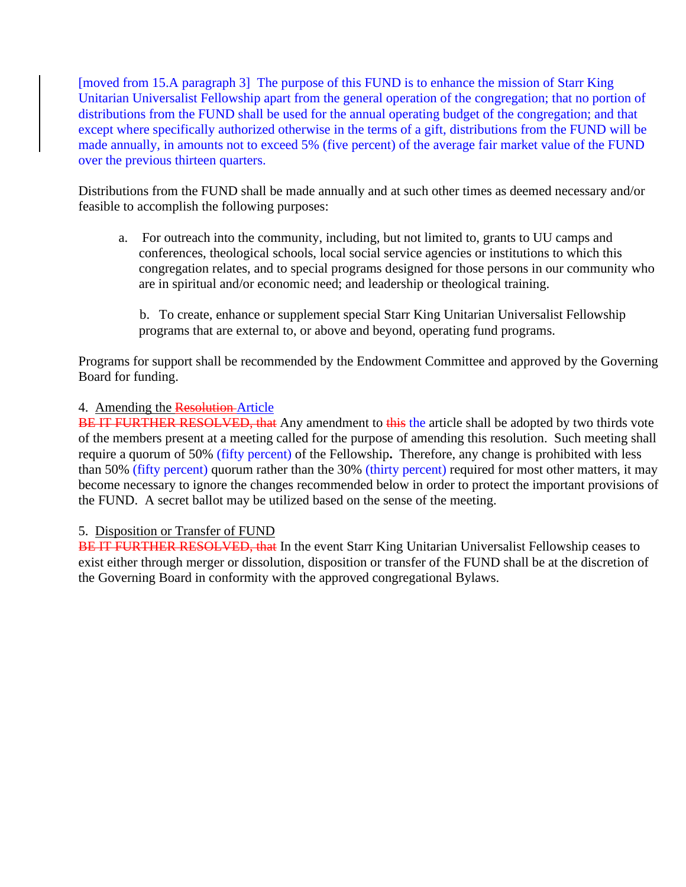[moved from 15.A paragraph 3] The purpose of this FUND is to enhance the mission of Starr King Unitarian Universalist Fellowship apart from the general operation of the congregation; that no portion of distributions from the FUND shall be used for the annual operating budget of the congregation; and that except where specifically authorized otherwise in the terms of a gift, distributions from the FUND will be made annually, in amounts not to exceed 5% (five percent) of the average fair market value of the FUND over the previous thirteen quarters.

Distributions from the FUND shall be made annually and at such other times as deemed necessary and/or feasible to accomplish the following purposes:

a. For outreach into the community, including, but not limited to, grants to UU camps and conferences, theological schools, local social service agencies or institutions to which this congregation relates, and to special programs designed for those persons in our community who are in spiritual and/or economic need; and leadership or theological training.

b. To create, enhance or supplement special Starr King Unitarian Universalist Fellowship programs that are external to, or above and beyond, operating fund programs.

Programs for support shall be recommended by the Endowment Committee and approved by the Governing Board for funding.

4. Amending the ~~Resolution~~ Article

~~BE IT FURTHER RESOLVED, that~~ Any amendment to ~~this~~ the article shall be adopted by two thirds vote of the members present at a meeting called for the purpose of amending this resolution. Such meeting shall require a quorum of 50% (fifty percent) of the Fellowship**.** Therefore, any change is prohibited with less than 50% (fifty percent) quorum rather than the 30% (thirty percent) required for most other matters, it may become necessary to ignore the changes recommended below in order to protect the important provisions of the FUND. A secret ballot may be utilized based on the sense of the meeting.

5. Disposition or Transfer of FUND

~~BE IT FURTHER RESOLVED, that~~ In the event Starr King Unitarian Universalist Fellowship ceases to exist either through merger or dissolution, disposition or transfer of the FUND shall be at the discretion of the Governing Board in conformity with the approved congregational Bylaws.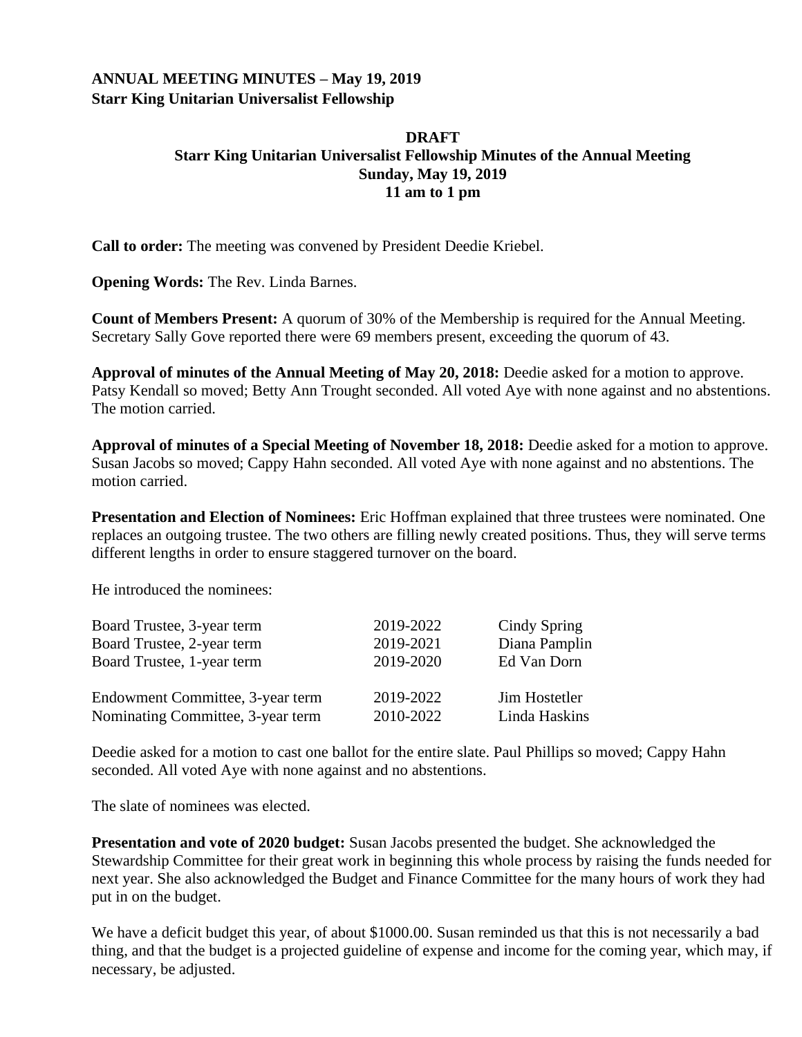**ANNUAL MEETING MINUTES – May 19, 2019**
**Starr King Unitarian Universalist Fellowship**

**DRAFT**
**Starr King Unitarian Universalist Fellowship Minutes of the Annual Meeting**
**Sunday, May 19, 2019**
**11 am to 1 pm**

**Call to order:** The meeting was convened by President Deedie Kriebel.

**Opening Words:** The Rev. Linda Barnes.

**Count of Members Present:** A quorum of 30% of the Membership is required for the Annual Meeting. Secretary Sally Gove reported there were 69 members present, exceeding the quorum of 43.

**Approval of minutes of the Annual Meeting of May 20, 2018:** Deedie asked for a motion to approve. Patsy Kendall so moved; Betty Ann Trought seconded. All voted Aye with none against and no abstentions. The motion carried.

**Approval of minutes of a Special Meeting of November 18, 2018:** Deedie asked for a motion to approve. Susan Jacobs so moved; Cappy Hahn seconded. All voted Aye with none against and no abstentions. The motion carried.

**Presentation and Election of Nominees:** Eric Hoffman explained that three trustees were nominated. One replaces an outgoing trustee. The two others are filling newly created positions. Thus, they will serve terms different lengths in order to ensure staggered turnover on the board.

He introduced the nominees:

| | | |
|---|---|---|
| Board Trustee, 3-year term | 2019-2022 | Cindy Spring |
| Board Trustee, 2-year term | 2019-2021 | Diana Pamplin |
| Board Trustee, 1-year term | 2019-2020 | Ed Van Dorn |
| Endowment Committee, 3-year term | 2019-2022 | Jim Hostetler |
| Nominating Committee, 3-year term | 2010-2022 | Linda Haskins |

Deedie asked for a motion to cast one ballot for the entire slate. Paul Phillips so moved; Cappy Hahn seconded. All voted Aye with none against and no abstentions.

The slate of nominees was elected.

**Presentation and vote of 2020 budget:** Susan Jacobs presented the budget. She acknowledged the Stewardship Committee for their great work in beginning this whole process by raising the funds needed for next year. She also acknowledged the Budget and Finance Committee for the many hours of work they had put in on the budget.

We have a deficit budget this year, of about $1000.00. Susan reminded us that this is not necessarily a bad thing, and that the budget is a projected guideline of expense and income for the coming year, which may, if necessary, be adjusted.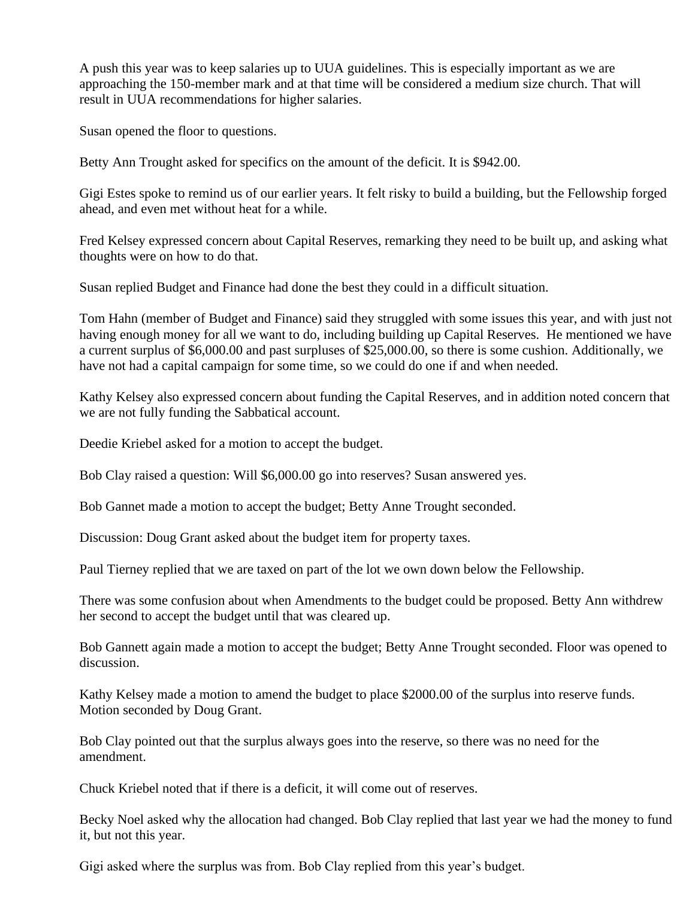A push this year was to keep salaries up to UUA guidelines. This is especially important as we are approaching the 150-member mark and at that time will be considered a medium size church. That will result in UUA recommendations for higher salaries.

Susan opened the floor to questions.

Betty Ann Trought asked for specifics on the amount of the deficit. It is $942.00.

Gigi Estes spoke to remind us of our earlier years. It felt risky to build a building, but the Fellowship forged ahead, and even met without heat for a while.

Fred Kelsey expressed concern about Capital Reserves, remarking they need to be built up, and asking what thoughts were on how to do that.

Susan replied Budget and Finance had done the best they could in a difficult situation.

Tom Hahn (member of Budget and Finance) said they struggled with some issues this year, and with just not having enough money for all we want to do, including building up Capital Reserves. He mentioned we have a current surplus of $6,000.00 and past surpluses of $25,000.00, so there is some cushion. Additionally, we have not had a capital campaign for some time, so we could do one if and when needed.

Kathy Kelsey also expressed concern about funding the Capital Reserves, and in addition noted concern that we are not fully funding the Sabbatical account.

Deedie Kriebel asked for a motion to accept the budget.

Bob Clay raised a question: Will $6,000.00 go into reserves? Susan answered yes.

Bob Gannet made a motion to accept the budget; Betty Anne Trought seconded.

Discussion: Doug Grant asked about the budget item for property taxes.

Paul Tierney replied that we are taxed on part of the lot we own down below the Fellowship.

There was some confusion about when Amendments to the budget could be proposed. Betty Ann withdrew her second to accept the budget until that was cleared up.

Bob Gannett again made a motion to accept the budget; Betty Anne Trought seconded. Floor was opened to discussion.

Kathy Kelsey made a motion to amend the budget to place $2000.00 of the surplus into reserve funds. Motion seconded by Doug Grant.

Bob Clay pointed out that the surplus always goes into the reserve, so there was no need for the amendment.

Chuck Kriebel noted that if there is a deficit, it will come out of reserves.

Becky Noel asked why the allocation had changed. Bob Clay replied that last year we had the money to fund it, but not this year.

Gigi asked where the surplus was from. Bob Clay replied from this year's budget.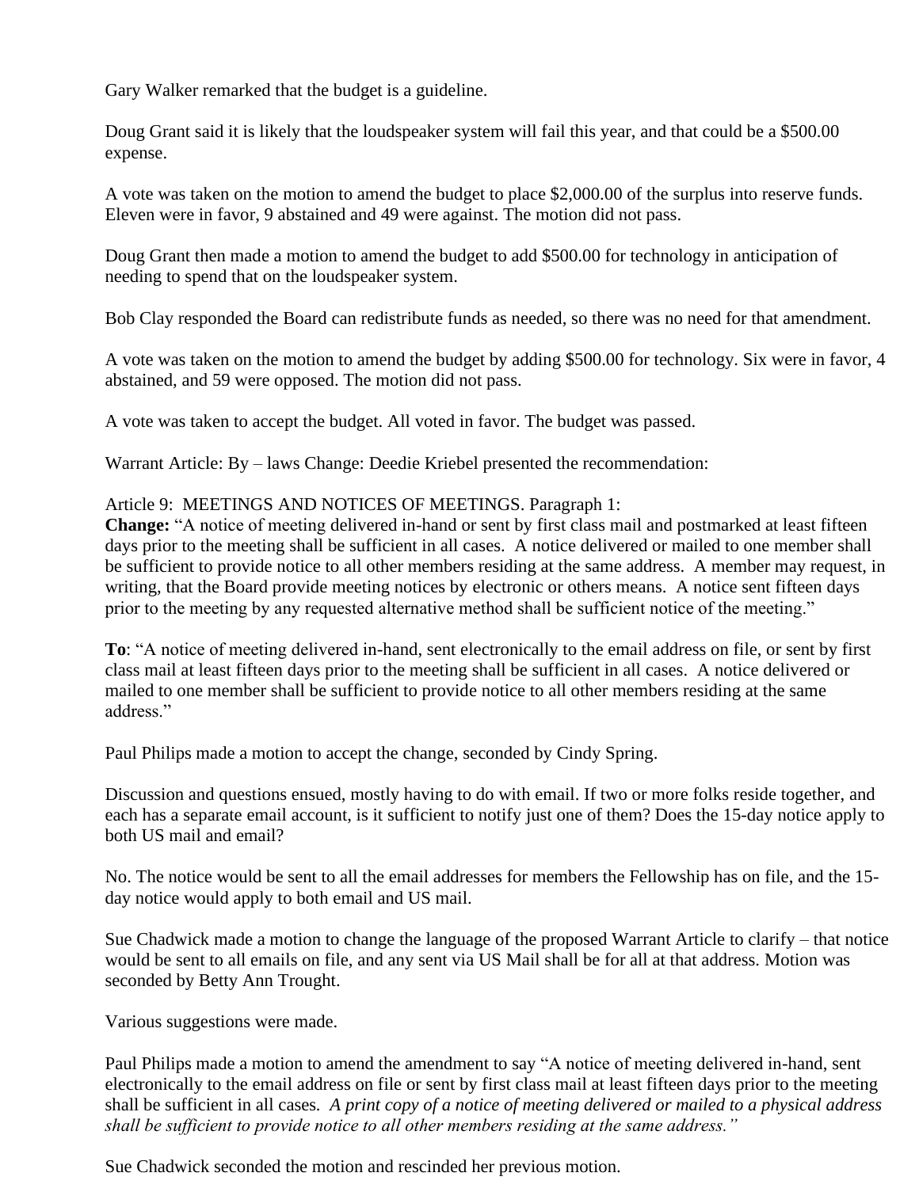Gary Walker remarked that the budget is a guideline.

Doug Grant said it is likely that the loudspeaker system will fail this year, and that could be a $500.00 expense.

A vote was taken on the motion to amend the budget to place $2,000.00 of the surplus into reserve funds. Eleven were in favor, 9 abstained and 49 were against. The motion did not pass.

Doug Grant then made a motion to amend the budget to add $500.00 for technology in anticipation of needing to spend that on the loudspeaker system.

Bob Clay responded the Board can redistribute funds as needed, so there was no need for that amendment.

A vote was taken on the motion to amend the budget by adding $500.00 for technology. Six were in favor, 4 abstained, and 59 were opposed. The motion did not pass.

A vote was taken to accept the budget. All voted in favor. The budget was passed.

Warrant Article: By – laws Change: Deedie Kriebel presented the recommendation:

Article 9: MEETINGS AND NOTICES OF MEETINGS. Paragraph 1:
**Change:** "A notice of meeting delivered in-hand or sent by first class mail and postmarked at least fifteen days prior to the meeting shall be sufficient in all cases. A notice delivered or mailed to one member shall be sufficient to provide notice to all other members residing at the same address. A member may request, in writing, that the Board provide meeting notices by electronic or others means. A notice sent fifteen days prior to the meeting by any requested alternative method shall be sufficient notice of the meeting."

**To**: "A notice of meeting delivered in-hand, sent electronically to the email address on file, or sent by first class mail at least fifteen days prior to the meeting shall be sufficient in all cases. A notice delivered or mailed to one member shall be sufficient to provide notice to all other members residing at the same address."

Paul Philips made a motion to accept the change, seconded by Cindy Spring.

Discussion and questions ensued, mostly having to do with email. If two or more folks reside together, and each has a separate email account, is it sufficient to notify just one of them? Does the 15-day notice apply to both US mail and email?

No. The notice would be sent to all the email addresses for members the Fellowship has on file, and the 15-day notice would apply to both email and US mail.

Sue Chadwick made a motion to change the language of the proposed Warrant Article to clarify – that notice would be sent to all emails on file, and any sent via US Mail shall be for all at that address. Motion was seconded by Betty Ann Trought.

Various suggestions were made.

Paul Philips made a motion to amend the amendment to say "A notice of meeting delivered in-hand, sent electronically to the email address on file or sent by first class mail at least fifteen days prior to the meeting shall be sufficient in all cases. *A print copy of a notice of meeting delivered or mailed to a physical address shall be sufficient to provide notice to all other members residing at the same address."*

Sue Chadwick seconded the motion and rescinded her previous motion.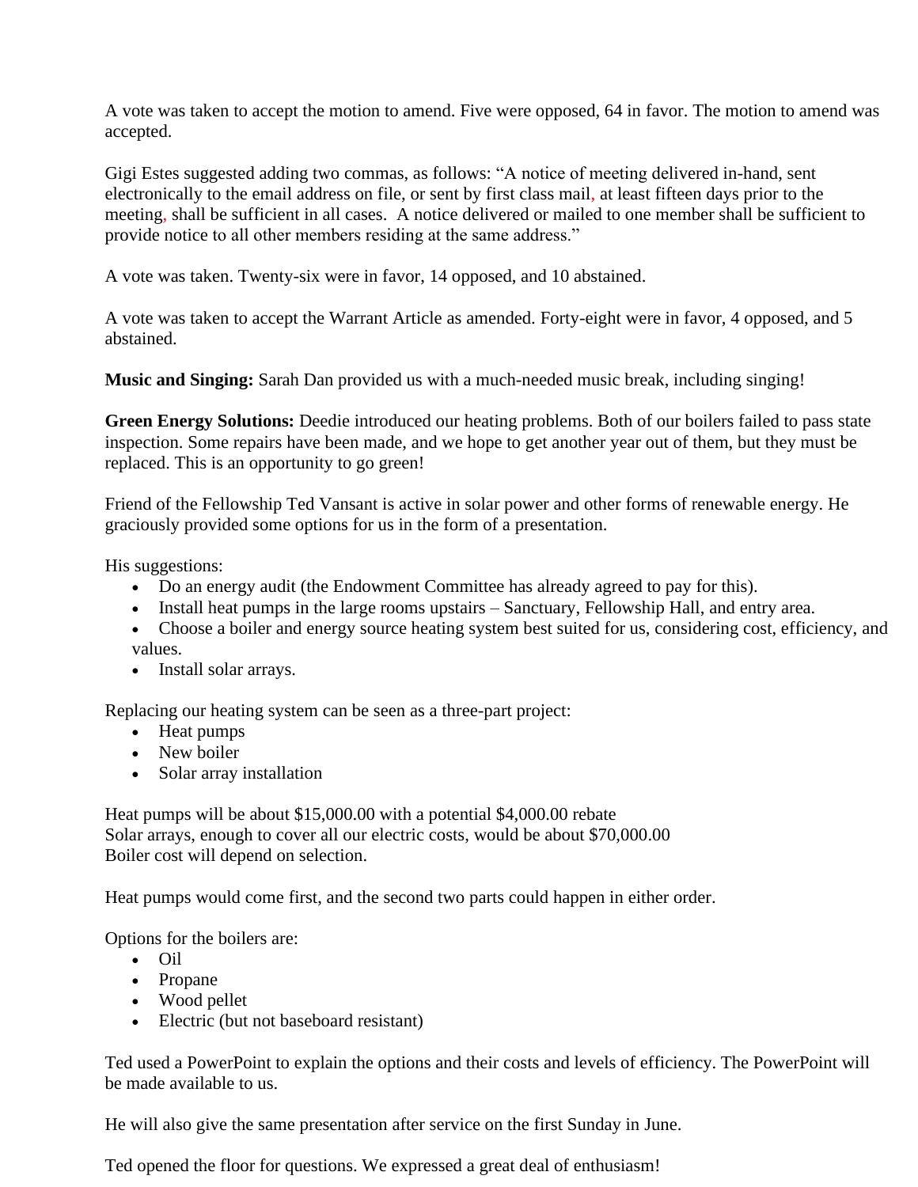A vote was taken to accept the motion to amend. Five were opposed, 64 in favor. The motion to amend was accepted.

Gigi Estes suggested adding two commas, as follows: "A notice of meeting delivered in-hand, sent electronically to the email address on file, or sent by first class mail, at least fifteen days prior to the meeting, shall be sufficient in all cases. A notice delivered or mailed to one member shall be sufficient to provide notice to all other members residing at the same address."

A vote was taken. Twenty-six were in favor, 14 opposed, and 10 abstained.

A vote was taken to accept the Warrant Article as amended. Forty-eight were in favor, 4 opposed, and 5 abstained.

**Music and Singing:** Sarah Dan provided us with a much-needed music break, including singing!

**Green Energy Solutions:** Deedie introduced our heating problems. Both of our boilers failed to pass state inspection. Some repairs have been made, and we hope to get another year out of them, but they must be replaced. This is an opportunity to go green!

Friend of the Fellowship Ted Vansant is active in solar power and other forms of renewable energy. He graciously provided some options for us in the form of a presentation.

His suggestions:

- Do an energy audit (the Endowment Committee has already agreed to pay for this).
- Install heat pumps in the large rooms upstairs – Sanctuary, Fellowship Hall, and entry area.
- Choose a boiler and energy source heating system best suited for us, considering cost, efficiency, and values.
- Install solar arrays.

Replacing our heating system can be seen as a three-part project:

- Heat pumps
- New boiler
- Solar array installation

Heat pumps will be about $15,000.00 with a potential $4,000.00 rebate
Solar arrays, enough to cover all our electric costs, would be about $70,000.00
Boiler cost will depend on selection.

Heat pumps would come first, and the second two parts could happen in either order.

Options for the boilers are:

- Oil
- Propane
- Wood pellet
- Electric (but not baseboard resistant)

Ted used a PowerPoint to explain the options and their costs and levels of efficiency. The PowerPoint will be made available to us.

He will also give the same presentation after service on the first Sunday in June.

Ted opened the floor for questions. We expressed a great deal of enthusiasm!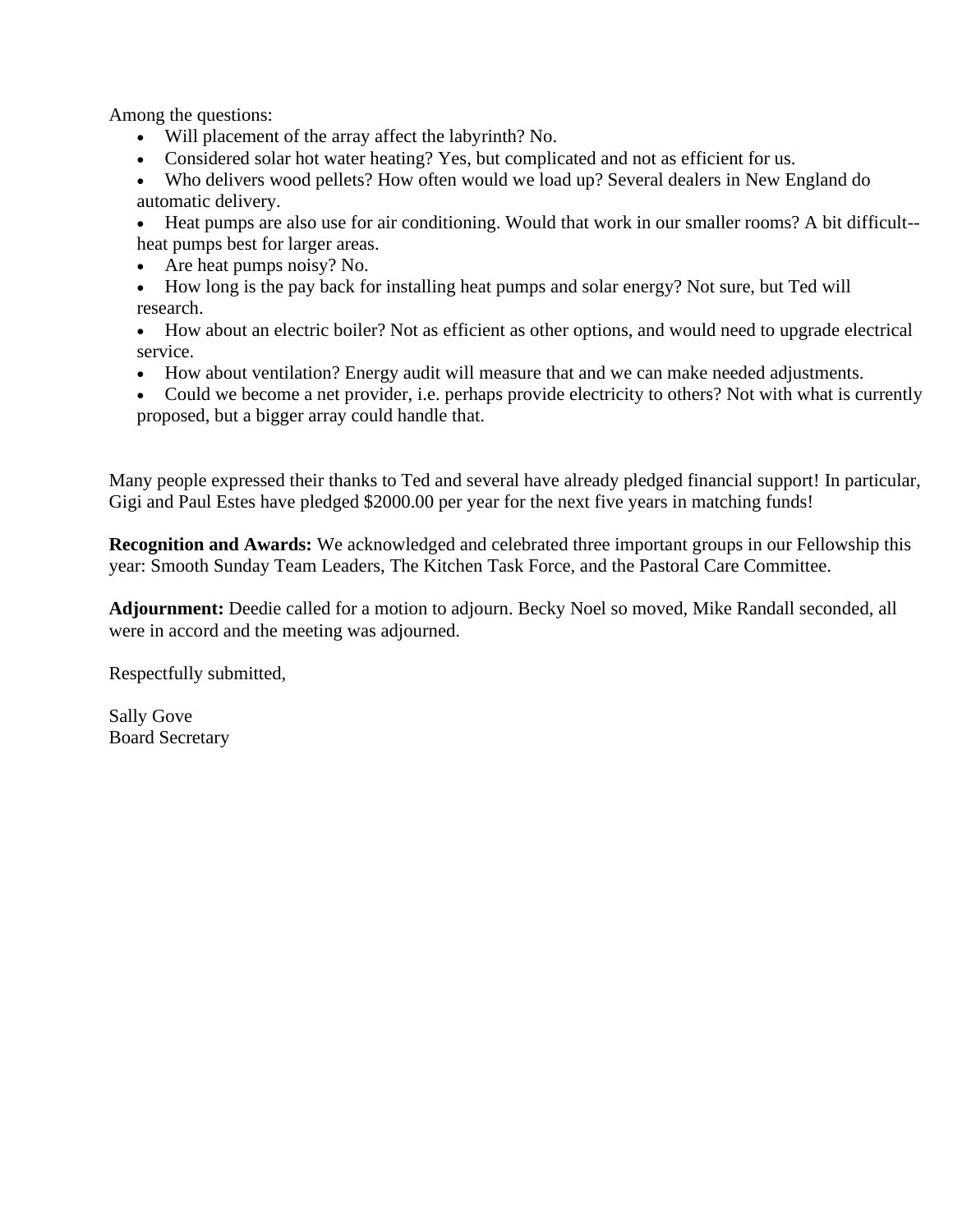Among the questions:

- Will placement of the array affect the labyrinth? No.
- Considered solar hot water heating? Yes, but complicated and not as efficient for us.
- Who delivers wood pellets? How often would we load up? Several dealers in New England do automatic delivery.
- Heat pumps are also use for air conditioning. Would that work in our smaller rooms? A bit difficult--heat pumps best for larger areas.
- Are heat pumps noisy? No.
- How long is the pay back for installing heat pumps and solar energy? Not sure, but Ted will research.
- How about an electric boiler? Not as efficient as other options, and would need to upgrade electrical service.
- How about ventilation? Energy audit will measure that and we can make needed adjustments.
- Could we become a net provider, i.e. perhaps provide electricity to others? Not with what is currently proposed, but a bigger array could handle that.

Many people expressed their thanks to Ted and several have already pledged financial support! In particular, Gigi and Paul Estes have pledged $2000.00 per year for the next five years in matching funds!

**Recognition and Awards:** We acknowledged and celebrated three important groups in our Fellowship this year: Smooth Sunday Team Leaders, The Kitchen Task Force, and the Pastoral Care Committee.

**Adjournment:** Deedie called for a motion to adjourn. Becky Noel so moved, Mike Randall seconded, all were in accord and the meeting was adjourned.

Respectfully submitted,

Sally Gove
Board Secretary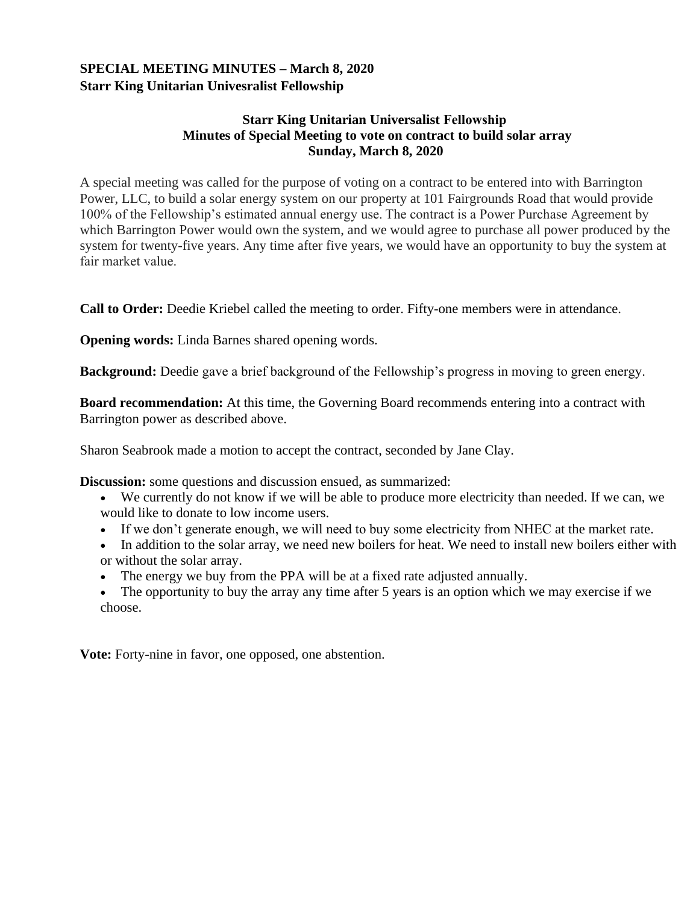**SPECIAL MEETING MINUTES – March 8, 2020**
**Starr King Unitarian Univesralist Fellowship**

**Starr King Unitarian Universalist Fellowship**
**Minutes of Special Meeting to vote on contract to build solar array**
**Sunday, March 8, 2020**

A special meeting was called for the purpose of voting on a contract to be entered into with Barrington Power, LLC, to build a solar energy system on our property at 101 Fairgrounds Road that would provide 100% of the Fellowship's estimated annual energy use. The contract is a Power Purchase Agreement by which Barrington Power would own the system, and we would agree to purchase all power produced by the system for twenty-five years. Any time after five years, we would have an opportunity to buy the system at fair market value.

**Call to Order:** Deedie Kriebel called the meeting to order. Fifty-one members were in attendance.

**Opening words:** Linda Barnes shared opening words.

**Background:** Deedie gave a brief background of the Fellowship's progress in moving to green energy.

**Board recommendation:** At this time, the Governing Board recommends entering into a contract with Barrington power as described above.

Sharon Seabrook made a motion to accept the contract, seconded by Jane Clay.

**Discussion:** some questions and discussion ensued, as summarized:

- We currently do not know if we will be able to produce more electricity than needed. If we can, we would like to donate to low income users.
- If we don't generate enough, we will need to buy some electricity from NHEC at the market rate.
- In addition to the solar array, we need new boilers for heat. We need to install new boilers either with or without the solar array.
- The energy we buy from the PPA will be at a fixed rate adjusted annually.
- The opportunity to buy the array any time after 5 years is an option which we may exercise if we choose.

**Vote:** Forty-nine in favor, one opposed, one abstention.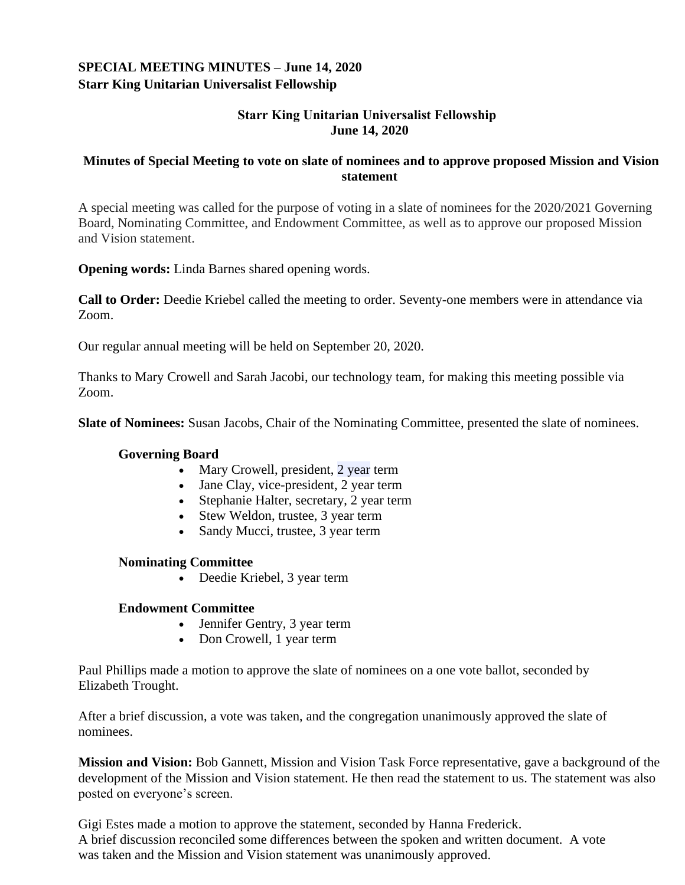**SPECIAL MEETING MINUTES – June 14, 2020**
**Starr King Unitarian Universalist Fellowship**

## Starr King Unitarian Universalist Fellowship
## June 14, 2020

### Minutes of Special Meeting to vote on slate of nominees and to approve proposed Mission and Vision statement

A special meeting was called for the purpose of voting in a slate of nominees for the 2020/2021 Governing Board, Nominating Committee, and Endowment Committee, as well as to approve our proposed Mission and Vision statement.

**Opening words:** Linda Barnes shared opening words.

**Call to Order:** Deedie Kriebel called the meeting to order. Seventy-one members were in attendance via Zoom.

Our regular annual meeting will be held on September 20, 2020.

Thanks to Mary Crowell and Sarah Jacobi, our technology team, for making this meeting possible via Zoom.

**Slate of Nominees:** Susan Jacobs, Chair of the Nominating Committee, presented the slate of nominees.

**Governing Board**

- Mary Crowell, president, 2 year term
- Jane Clay, vice-president, 2 year term
- Stephanie Halter, secretary, 2 year term
- Stew Weldon, trustee, 3 year term
- Sandy Mucci, trustee, 3 year term

**Nominating Committee**

- Deedie Kriebel, 3 year term

**Endowment Committee**

- Jennifer Gentry, 3 year term
- Don Crowell, 1 year term

Paul Phillips made a motion to approve the slate of nominees on a one vote ballot, seconded by Elizabeth Trought.

After a brief discussion, a vote was taken, and the congregation unanimously approved the slate of nominees.

**Mission and Vision:** Bob Gannett, Mission and Vision Task Force representative, gave a background of the development of the Mission and Vision statement. He then read the statement to us. The statement was also posted on everyone's screen.

Gigi Estes made a motion to approve the statement, seconded by Hanna Frederick.
A brief discussion reconciled some differences between the spoken and written document. A vote was taken and the Mission and Vision statement was unanimously approved.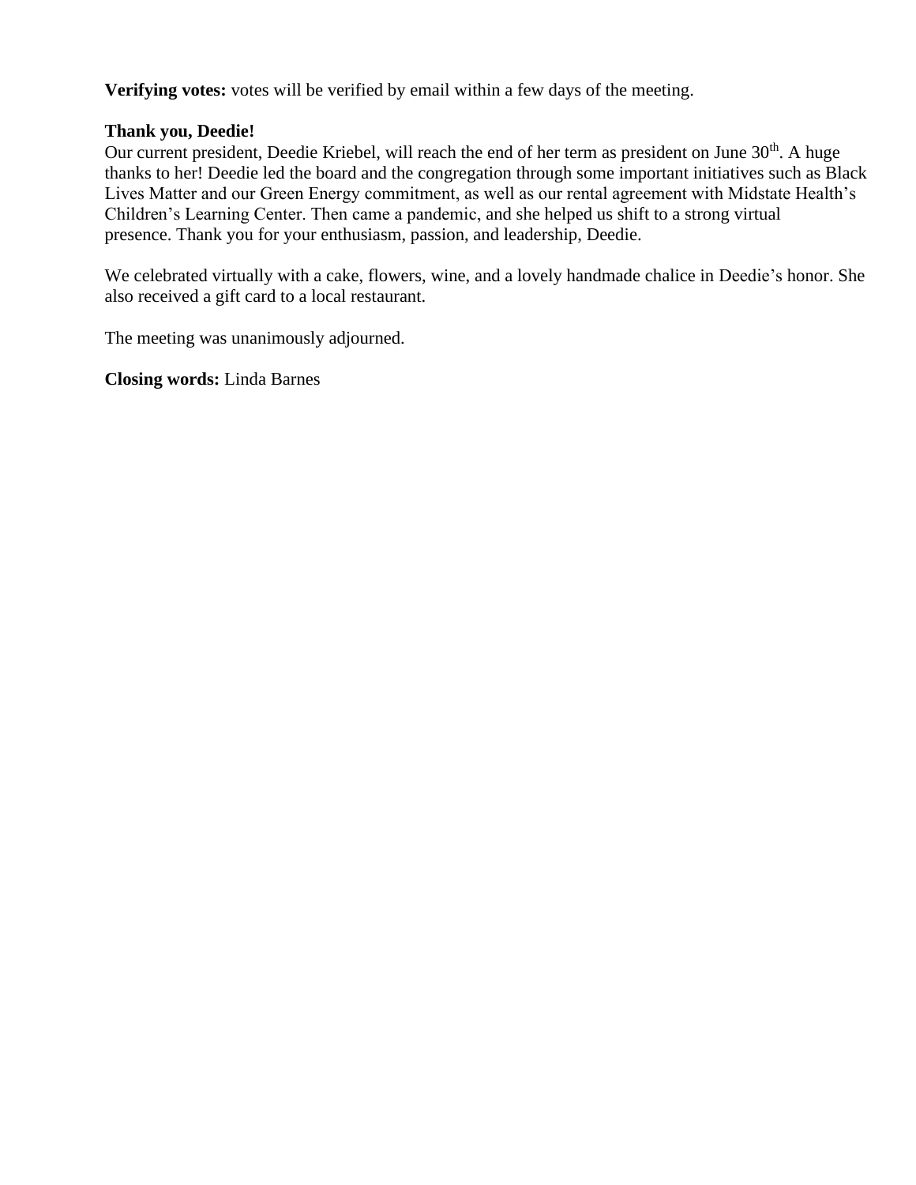**Verifying votes:** votes will be verified by email within a few days of the meeting.

**Thank you, Deedie!**
Our current president, Deedie Kriebel, will reach the end of her term as president on June 30th. A huge thanks to her! Deedie led the board and the congregation through some important initiatives such as Black Lives Matter and our Green Energy commitment, as well as our rental agreement with Midstate Health's Children's Learning Center. Then came a pandemic, and she helped us shift to a strong virtual presence. Thank you for your enthusiasm, passion, and leadership, Deedie.

We celebrated virtually with a cake, flowers, wine, and a lovely handmade chalice in Deedie's honor. She also received a gift card to a local restaurant.

The meeting was unanimously adjourned.

**Closing words:** Linda Barnes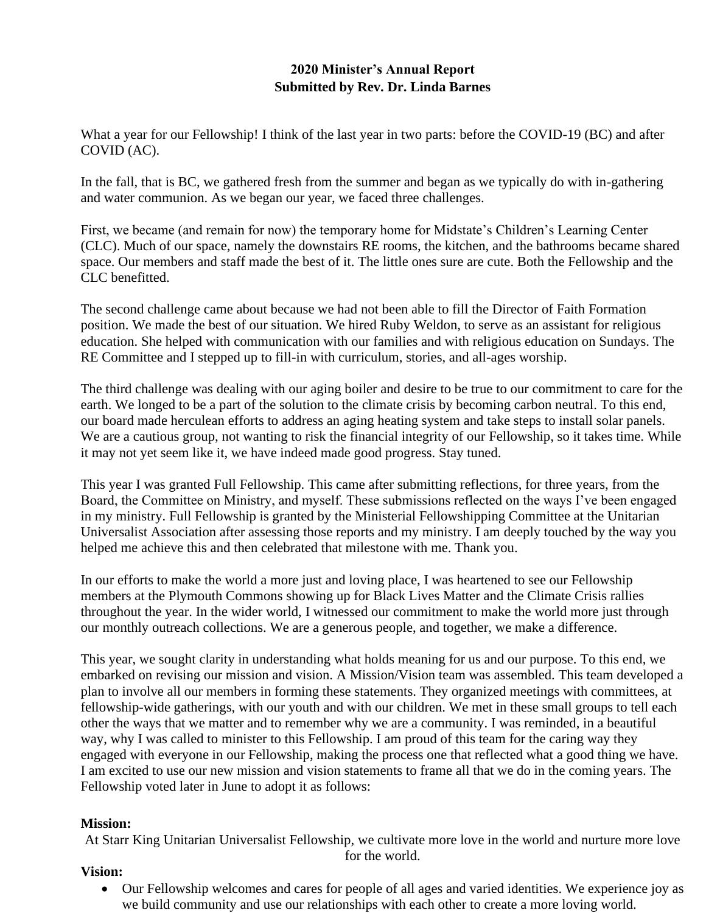**2020 Minister's Annual Report**
**Submitted by Rev. Dr. Linda Barnes**

What a year for our Fellowship! I think of the last year in two parts: before the COVID-19 (BC) and after COVID (AC).

In the fall, that is BC, we gathered fresh from the summer and began as we typically do with in-gathering and water communion. As we began our year, we faced three challenges.

First, we became (and remain for now) the temporary home for Midstate's Children's Learning Center (CLC). Much of our space, namely the downstairs RE rooms, the kitchen, and the bathrooms became shared space. Our members and staff made the best of it. The little ones sure are cute. Both the Fellowship and the CLC benefitted.

The second challenge came about because we had not been able to fill the Director of Faith Formation position. We made the best of our situation. We hired Ruby Weldon, to serve as an assistant for religious education. She helped with communication with our families and with religious education on Sundays. The RE Committee and I stepped up to fill-in with curriculum, stories, and all-ages worship.

The third challenge was dealing with our aging boiler and desire to be true to our commitment to care for the earth. We longed to be a part of the solution to the climate crisis by becoming carbon neutral. To this end, our board made herculean efforts to address an aging heating system and take steps to install solar panels. We are a cautious group, not wanting to risk the financial integrity of our Fellowship, so it takes time. While it may not yet seem like it, we have indeed made good progress. Stay tuned.

This year I was granted Full Fellowship. This came after submitting reflections, for three years, from the Board, the Committee on Ministry, and myself. These submissions reflected on the ways I've been engaged in my ministry. Full Fellowship is granted by the Ministerial Fellowshipping Committee at the Unitarian Universalist Association after assessing those reports and my ministry. I am deeply touched by the way you helped me achieve this and then celebrated that milestone with me. Thank you.

In our efforts to make the world a more just and loving place, I was heartened to see our Fellowship members at the Plymouth Commons showing up for Black Lives Matter and the Climate Crisis rallies throughout the year. In the wider world, I witnessed our commitment to make the world more just through our monthly outreach collections. We are a generous people, and together, we make a difference.

This year, we sought clarity in understanding what holds meaning for us and our purpose. To this end, we embarked on revising our mission and vision. A Mission/Vision team was assembled. This team developed a plan to involve all our members in forming these statements. They organized meetings with committees, at fellowship-wide gatherings, with our youth and with our children. We met in these small groups to tell each other the ways that we matter and to remember why we are a community. I was reminded, in a beautiful way, why I was called to minister to this Fellowship. I am proud of this team for the caring way they engaged with everyone in our Fellowship, making the process one that reflected what a good thing we have. I am excited to use our new mission and vision statements to frame all that we do in the coming years. The Fellowship voted later in June to adopt it as follows:

**Mission:**

At Starr King Unitarian Universalist Fellowship, we cultivate more love in the world and nurture more love for the world.

**Vision:**

- Our Fellowship welcomes and cares for people of all ages and varied identities. We experience joy as we build community and use our relationships with each other to create a more loving world.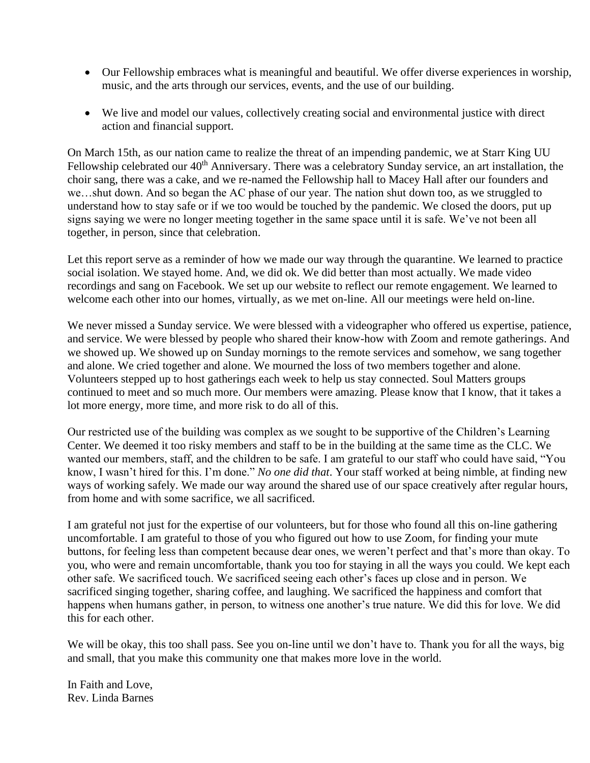- Our Fellowship embraces what is meaningful and beautiful. We offer diverse experiences in worship, music, and the arts through our services, events, and the use of our building.

- We live and model our values, collectively creating social and environmental justice with direct action and financial support.

On March 15th, as our nation came to realize the threat of an impending pandemic, we at Starr King UU Fellowship celebrated our 40th Anniversary. There was a celebratory Sunday service, an art installation, the choir sang, there was a cake, and we re-named the Fellowship hall to Macey Hall after our founders and we…shut down. And so began the AC phase of our year. The nation shut down too, as we struggled to understand how to stay safe or if we too would be touched by the pandemic. We closed the doors, put up signs saying we were no longer meeting together in the same space until it is safe. We've not been all together, in person, since that celebration.

Let this report serve as a reminder of how we made our way through the quarantine. We learned to practice social isolation. We stayed home. And, we did ok. We did better than most actually. We made video recordings and sang on Facebook. We set up our website to reflect our remote engagement. We learned to welcome each other into our homes, virtually, as we met on-line. All our meetings were held on-line.

We never missed a Sunday service. We were blessed with a videographer who offered us expertise, patience, and service. We were blessed by people who shared their know-how with Zoom and remote gatherings. And we showed up. We showed up on Sunday mornings to the remote services and somehow, we sang together and alone. We cried together and alone. We mourned the loss of two members together and alone. Volunteers stepped up to host gatherings each week to help us stay connected. Soul Matters groups continued to meet and so much more. Our members were amazing. Please know that I know, that it takes a lot more energy, more time, and more risk to do all of this.

Our restricted use of the building was complex as we sought to be supportive of the Children's Learning Center. We deemed it too risky members and staff to be in the building at the same time as the CLC. We wanted our members, staff, and the children to be safe. I am grateful to our staff who could have said, "You know, I wasn't hired for this. I'm done." *No one did that*. Your staff worked at being nimble, at finding new ways of working safely. We made our way around the shared use of our space creatively after regular hours, from home and with some sacrifice, we all sacrificed.

I am grateful not just for the expertise of our volunteers, but for those who found all this on-line gathering uncomfortable. I am grateful to those of you who figured out how to use Zoom, for finding your mute buttons, for feeling less than competent because dear ones, we weren't perfect and that's more than okay. To you, who were and remain uncomfortable, thank you too for staying in all the ways you could. We kept each other safe. We sacrificed touch. We sacrificed seeing each other's faces up close and in person. We sacrificed singing together, sharing coffee, and laughing. We sacrificed the happiness and comfort that happens when humans gather, in person, to witness one another's true nature. We did this for love. We did this for each other.

We will be okay, this too shall pass. See you on-line until we don't have to. Thank you for all the ways, big and small, that you make this community one that makes more love in the world.

In Faith and Love,
Rev. Linda Barnes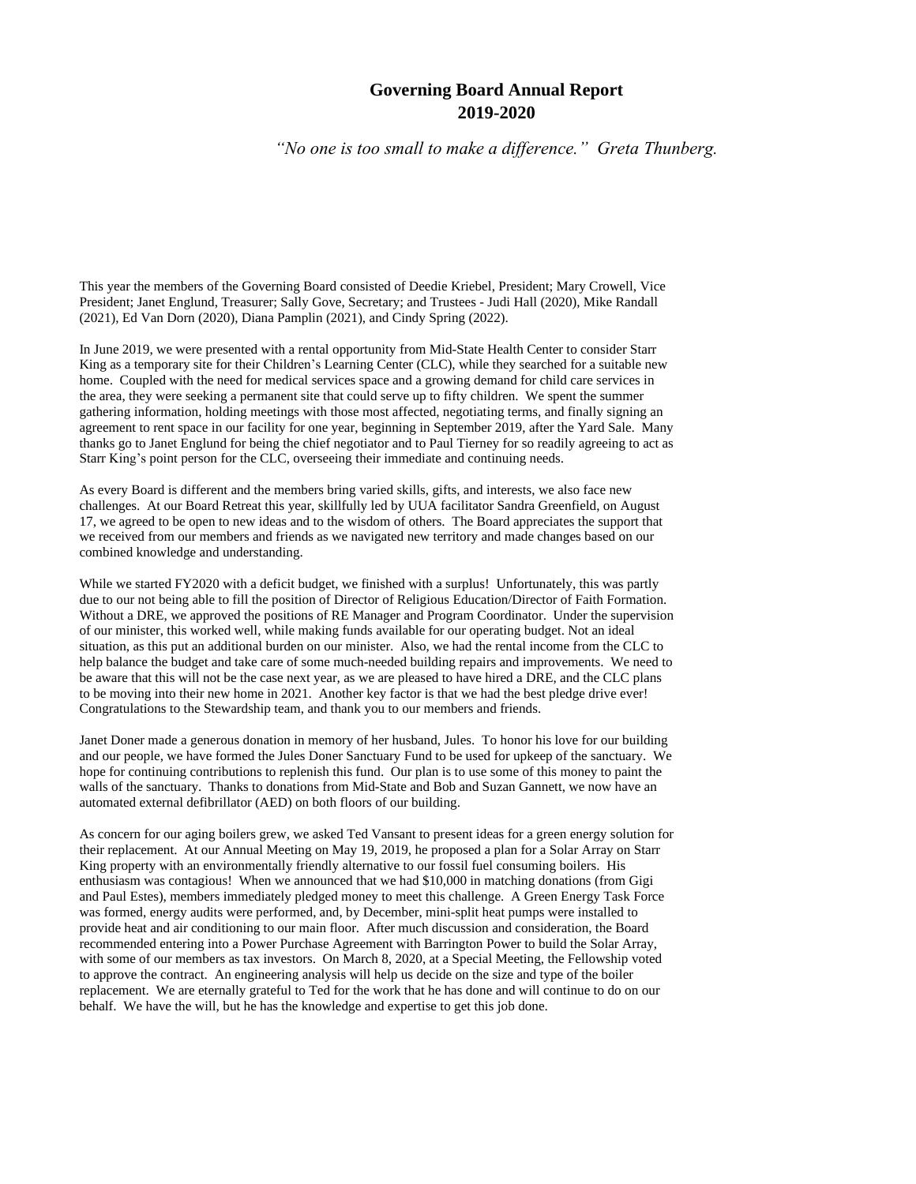# Governing Board Annual Report 2019-2020

*"No one is too small to make a difference." Greta Thunberg.*

This year the members of the Governing Board consisted of Deedie Kriebel, President; Mary Crowell, Vice President; Janet Englund, Treasurer; Sally Gove, Secretary; and Trustees - Judi Hall (2020), Mike Randall (2021), Ed Van Dorn (2020), Diana Pamplin (2021), and Cindy Spring (2022).

In June 2019, we were presented with a rental opportunity from Mid-State Health Center to consider Starr King as a temporary site for their Children's Learning Center (CLC), while they searched for a suitable new home. Coupled with the need for medical services space and a growing demand for child care services in the area, they were seeking a permanent site that could serve up to fifty children. We spent the summer gathering information, holding meetings with those most affected, negotiating terms, and finally signing an agreement to rent space in our facility for one year, beginning in September 2019, after the Yard Sale. Many thanks go to Janet Englund for being the chief negotiator and to Paul Tierney for so readily agreeing to act as Starr King's point person for the CLC, overseeing their immediate and continuing needs.

As every Board is different and the members bring varied skills, gifts, and interests, we also face new challenges. At our Board Retreat this year, skillfully led by UUA facilitator Sandra Greenfield, on August 17, we agreed to be open to new ideas and to the wisdom of others. The Board appreciates the support that we received from our members and friends as we navigated new territory and made changes based on our combined knowledge and understanding.

While we started FY2020 with a deficit budget, we finished with a surplus! Unfortunately, this was partly due to our not being able to fill the position of Director of Religious Education/Director of Faith Formation. Without a DRE, we approved the positions of RE Manager and Program Coordinator. Under the supervision of our minister, this worked well, while making funds available for our operating budget. Not an ideal situation, as this put an additional burden on our minister. Also, we had the rental income from the CLC to help balance the budget and take care of some much-needed building repairs and improvements. We need to be aware that this will not be the case next year, as we are pleased to have hired a DRE, and the CLC plans to be moving into their new home in 2021. Another key factor is that we had the best pledge drive ever! Congratulations to the Stewardship team, and thank you to our members and friends.

Janet Doner made a generous donation in memory of her husband, Jules. To honor his love for our building and our people, we have formed the Jules Doner Sanctuary Fund to be used for upkeep of the sanctuary. We hope for continuing contributions to replenish this fund. Our plan is to use some of this money to paint the walls of the sanctuary. Thanks to donations from Mid-State and Bob and Suzan Gannett, we now have an automated external defibrillator (AED) on both floors of our building.

As concern for our aging boilers grew, we asked Ted Vansant to present ideas for a green energy solution for their replacement. At our Annual Meeting on May 19, 2019, he proposed a plan for a Solar Array on Starr King property with an environmentally friendly alternative to our fossil fuel consuming boilers. His enthusiasm was contagious! When we announced that we had $10,000 in matching donations (from Gigi and Paul Estes), members immediately pledged money to meet this challenge. A Green Energy Task Force was formed, energy audits were performed, and, by December, mini-split heat pumps were installed to provide heat and air conditioning to our main floor. After much discussion and consideration, the Board recommended entering into a Power Purchase Agreement with Barrington Power to build the Solar Array, with some of our members as tax investors. On March 8, 2020, at a Special Meeting, the Fellowship voted to approve the contract. An engineering analysis will help us decide on the size and type of the boiler replacement. We are eternally grateful to Ted for the work that he has done and will continue to do on our behalf. We have the will, but he has the knowledge and expertise to get this job done.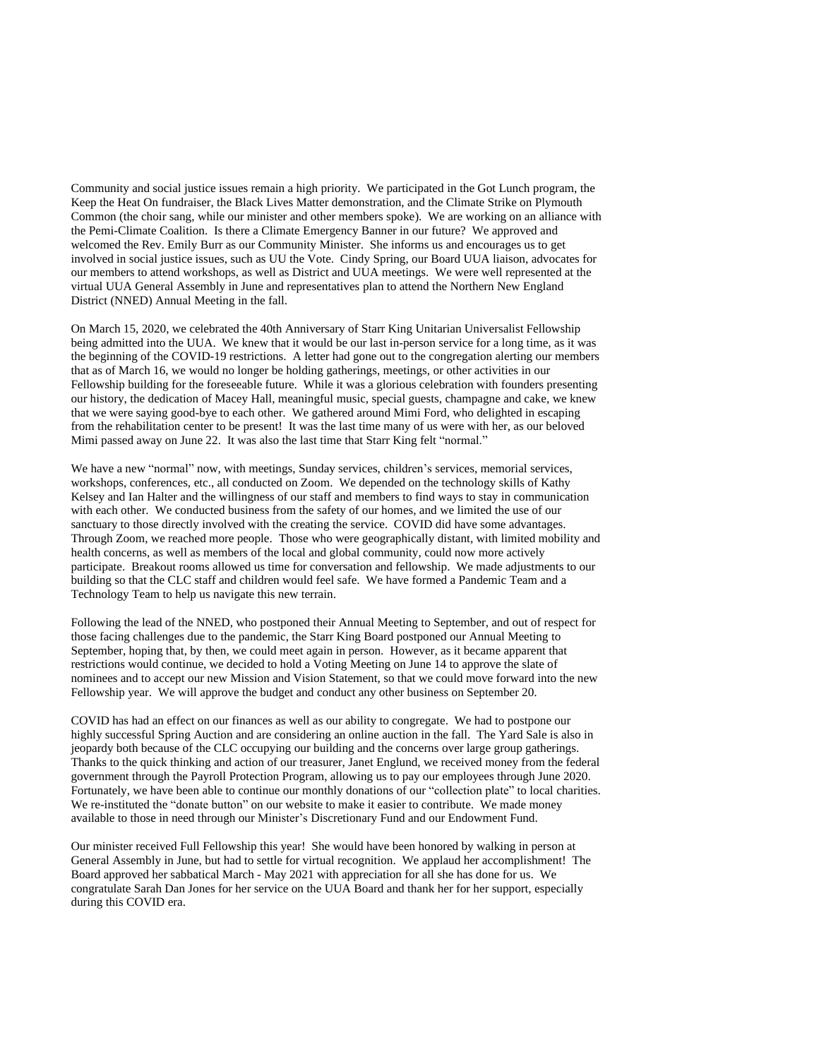Community and social justice issues remain a high priority. We participated in the Got Lunch program, the Keep the Heat On fundraiser, the Black Lives Matter demonstration, and the Climate Strike on Plymouth Common (the choir sang, while our minister and other members spoke). We are working on an alliance with the Pemi-Climate Coalition. Is there a Climate Emergency Banner in our future? We approved and welcomed the Rev. Emily Burr as our Community Minister. She informs us and encourages us to get involved in social justice issues, such as UU the Vote. Cindy Spring, our Board UUA liaison, advocates for our members to attend workshops, as well as District and UUA meetings. We were well represented at the virtual UUA General Assembly in June and representatives plan to attend the Northern New England District (NNED) Annual Meeting in the fall.

On March 15, 2020, we celebrated the 40th Anniversary of Starr King Unitarian Universalist Fellowship being admitted into the UUA. We knew that it would be our last in-person service for a long time, as it was the beginning of the COVID-19 restrictions. A letter had gone out to the congregation alerting our members that as of March 16, we would no longer be holding gatherings, meetings, or other activities in our Fellowship building for the foreseeable future. While it was a glorious celebration with founders presenting our history, the dedication of Macey Hall, meaningful music, special guests, champagne and cake, we knew that we were saying good-bye to each other. We gathered around Mimi Ford, who delighted in escaping from the rehabilitation center to be present! It was the last time many of us were with her, as our beloved Mimi passed away on June 22. It was also the last time that Starr King felt "normal."

We have a new "normal" now, with meetings, Sunday services, children's services, memorial services, workshops, conferences, etc., all conducted on Zoom. We depended on the technology skills of Kathy Kelsey and Ian Halter and the willingness of our staff and members to find ways to stay in communication with each other. We conducted business from the safety of our homes, and we limited the use of our sanctuary to those directly involved with the creating the service. COVID did have some advantages. Through Zoom, we reached more people. Those who were geographically distant, with limited mobility and health concerns, as well as members of the local and global community, could now more actively participate. Breakout rooms allowed us time for conversation and fellowship. We made adjustments to our building so that the CLC staff and children would feel safe. We have formed a Pandemic Team and a Technology Team to help us navigate this new terrain.

Following the lead of the NNED, who postponed their Annual Meeting to September, and out of respect for those facing challenges due to the pandemic, the Starr King Board postponed our Annual Meeting to September, hoping that, by then, we could meet again in person. However, as it became apparent that restrictions would continue, we decided to hold a Voting Meeting on June 14 to approve the slate of nominees and to accept our new Mission and Vision Statement, so that we could move forward into the new Fellowship year. We will approve the budget and conduct any other business on September 20.

COVID has had an effect on our finances as well as our ability to congregate. We had to postpone our highly successful Spring Auction and are considering an online auction in the fall. The Yard Sale is also in jeopardy both because of the CLC occupying our building and the concerns over large group gatherings. Thanks to the quick thinking and action of our treasurer, Janet Englund, we received money from the federal government through the Payroll Protection Program, allowing us to pay our employees through June 2020. Fortunately, we have been able to continue our monthly donations of our "collection plate" to local charities. We re-instituted the "donate button" on our website to make it easier to contribute. We made money available to those in need through our Minister's Discretionary Fund and our Endowment Fund.

Our minister received Full Fellowship this year! She would have been honored by walking in person at General Assembly in June, but had to settle for virtual recognition. We applaud her accomplishment! The Board approved her sabbatical March - May 2021 with appreciation for all she has done for us. We congratulate Sarah Dan Jones for her service on the UUA Board and thank her for her support, especially during this COVID era.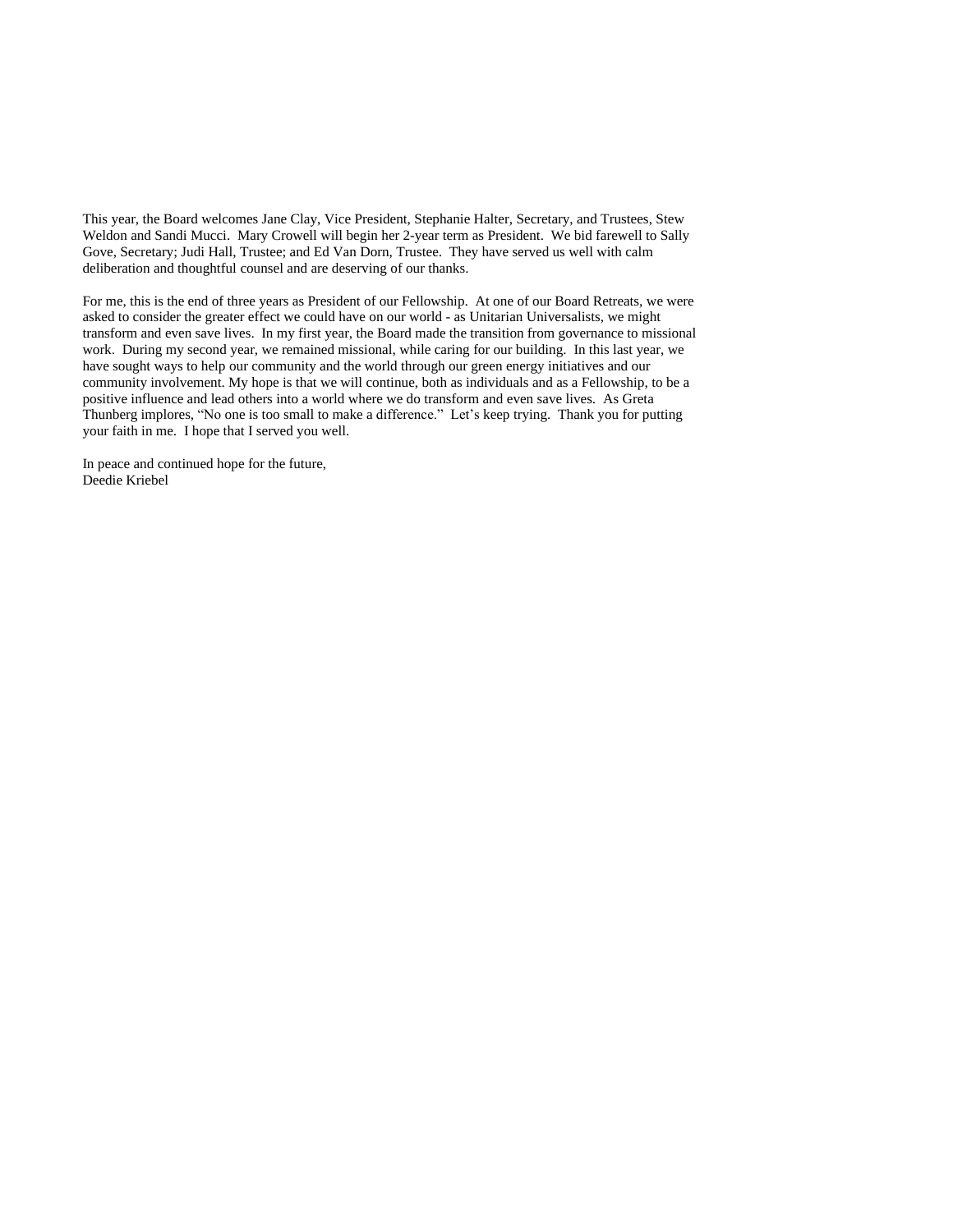This year, the Board welcomes Jane Clay, Vice President, Stephanie Halter, Secretary, and Trustees, Stew Weldon and Sandi Mucci. Mary Crowell will begin her 2-year term as President. We bid farewell to Sally Gove, Secretary; Judi Hall, Trustee; and Ed Van Dorn, Trustee. They have served us well with calm deliberation and thoughtful counsel and are deserving of our thanks.

For me, this is the end of three years as President of our Fellowship. At one of our Board Retreats, we were asked to consider the greater effect we could have on our world - as Unitarian Universalists, we might transform and even save lives. In my first year, the Board made the transition from governance to missional work. During my second year, we remained missional, while caring for our building. In this last year, we have sought ways to help our community and the world through our green energy initiatives and our community involvement. My hope is that we will continue, both as individuals and as a Fellowship, to be a positive influence and lead others into a world where we do transform and even save lives. As Greta Thunberg implores, "No one is too small to make a difference." Let's keep trying. Thank you for putting your faith in me. I hope that I served you well.

In peace and continued hope for the future,
Deedie Kriebel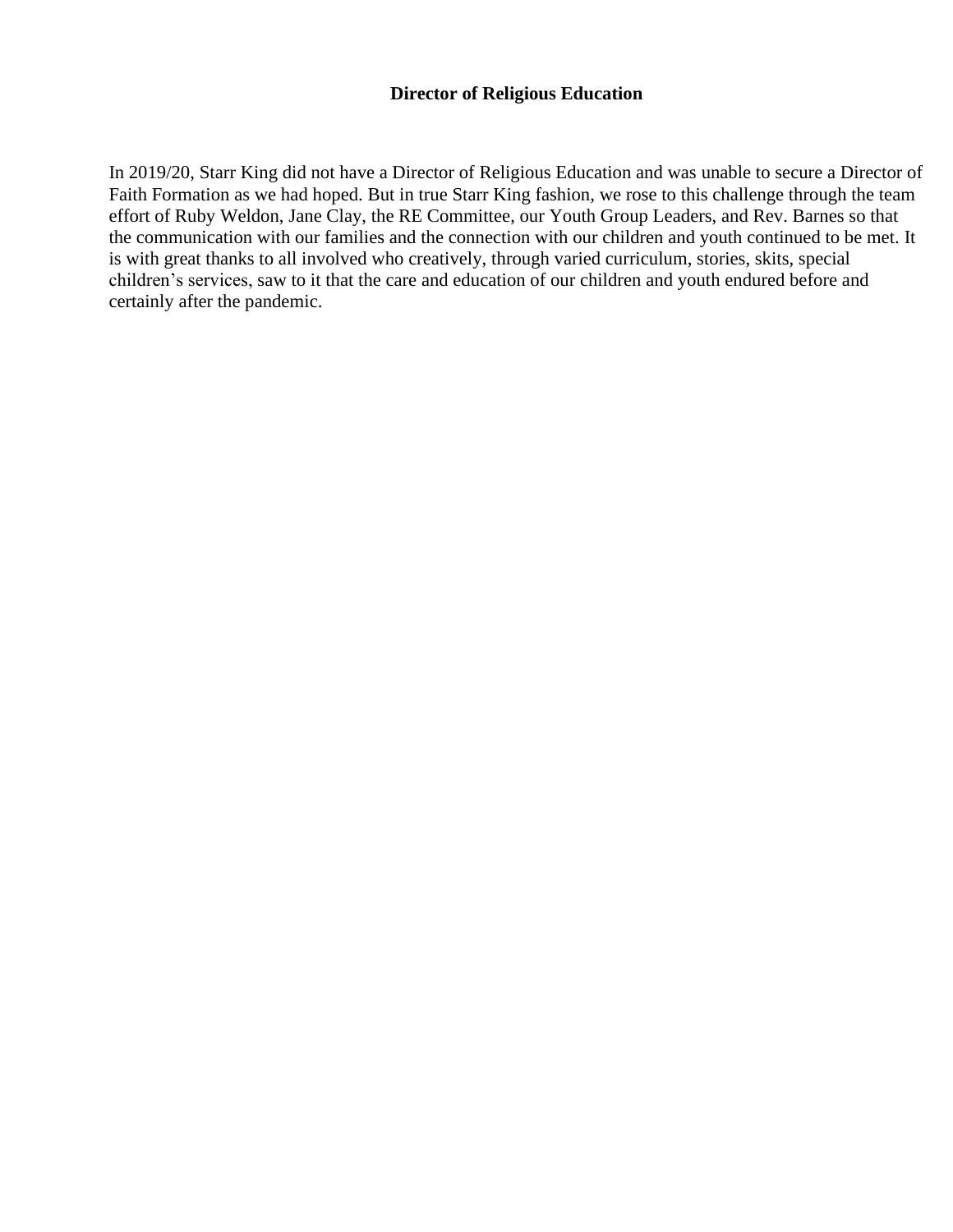## Director of Religious Education

In 2019/20, Starr King did not have a Director of Religious Education and was unable to secure a Director of Faith Formation as we had hoped. But in true Starr King fashion, we rose to this challenge through the team effort of Ruby Weldon, Jane Clay, the RE Committee, our Youth Group Leaders, and Rev. Barnes so that the communication with our families and the connection with our children and youth continued to be met. It is with great thanks to all involved who creatively, through varied curriculum, stories, skits, special children's services, saw to it that the care and education of our children and youth endured before and certainly after the pandemic.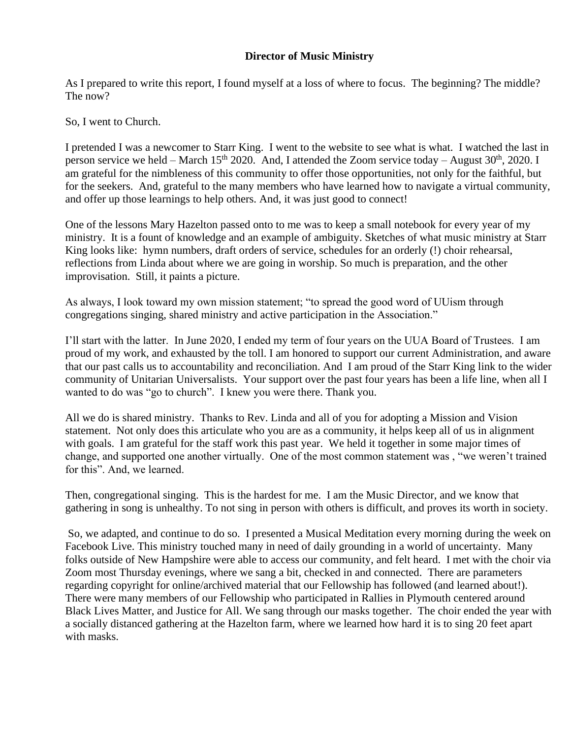**Director of Music Ministry**

As I prepared to write this report, I found myself at a loss of where to focus. The beginning? The middle? The now?

So, I went to Church.

I pretended I was a newcomer to Starr King. I went to the website to see what is what. I watched the last in person service we held – March 15th 2020. And, I attended the Zoom service today – August 30th, 2020. I am grateful for the nimbleness of this community to offer those opportunities, not only for the faithful, but for the seekers. And, grateful to the many members who have learned how to navigate a virtual community, and offer up those learnings to help others. And, it was just good to connect!

One of the lessons Mary Hazelton passed onto to me was to keep a small notebook for every year of my ministry. It is a fount of knowledge and an example of ambiguity. Sketches of what music ministry at Starr King looks like: hymn numbers, draft orders of service, schedules for an orderly (!) choir rehearsal, reflections from Linda about where we are going in worship. So much is preparation, and the other improvisation. Still, it paints a picture.

As always, I look toward my own mission statement; "to spread the good word of UUism through congregations singing, shared ministry and active participation in the Association."

I'll start with the latter. In June 2020, I ended my term of four years on the UUA Board of Trustees. I am proud of my work, and exhausted by the toll. I am honored to support our current Administration, and aware that our past calls us to accountability and reconciliation. And I am proud of the Starr King link to the wider community of Unitarian Universalists. Your support over the past four years has been a life line, when all I wanted to do was "go to church". I knew you were there. Thank you.

All we do is shared ministry. Thanks to Rev. Linda and all of you for adopting a Mission and Vision statement. Not only does this articulate who you are as a community, it helps keep all of us in alignment with goals. I am grateful for the staff work this past year. We held it together in some major times of change, and supported one another virtually. One of the most common statement was , "we weren't trained for this". And, we learned.

Then, congregational singing. This is the hardest for me. I am the Music Director, and we know that gathering in song is unhealthy. To not sing in person with others is difficult, and proves its worth in society.

So, we adapted, and continue to do so. I presented a Musical Meditation every morning during the week on Facebook Live. This ministry touched many in need of daily grounding in a world of uncertainty. Many folks outside of New Hampshire were able to access our community, and felt heard. I met with the choir via Zoom most Thursday evenings, where we sang a bit, checked in and connected. There are parameters regarding copyright for online/archived material that our Fellowship has followed (and learned about!). There were many members of our Fellowship who participated in Rallies in Plymouth centered around Black Lives Matter, and Justice for All. We sang through our masks together. The choir ended the year with a socially distanced gathering at the Hazelton farm, where we learned how hard it is to sing 20 feet apart with masks.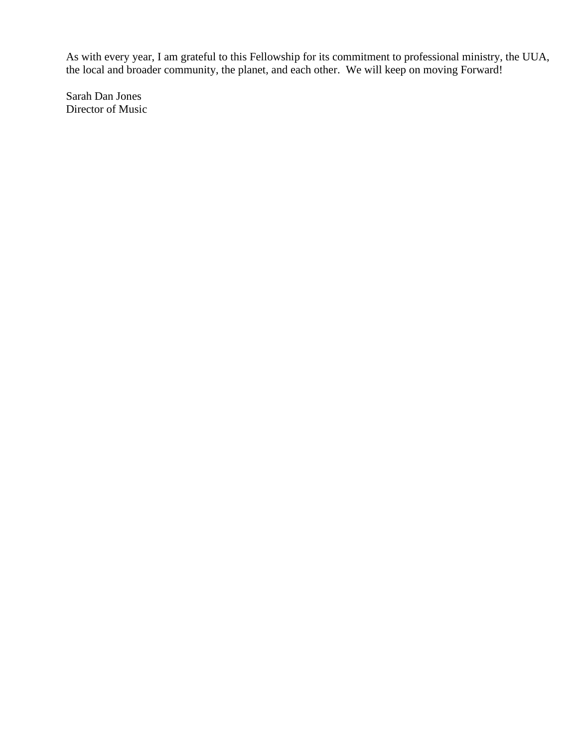As with every year, I am grateful to this Fellowship for its commitment to professional ministry, the UUA, the local and broader community, the planet, and each other.  We will keep on moving Forward!

Sarah Dan Jones  
Director of Music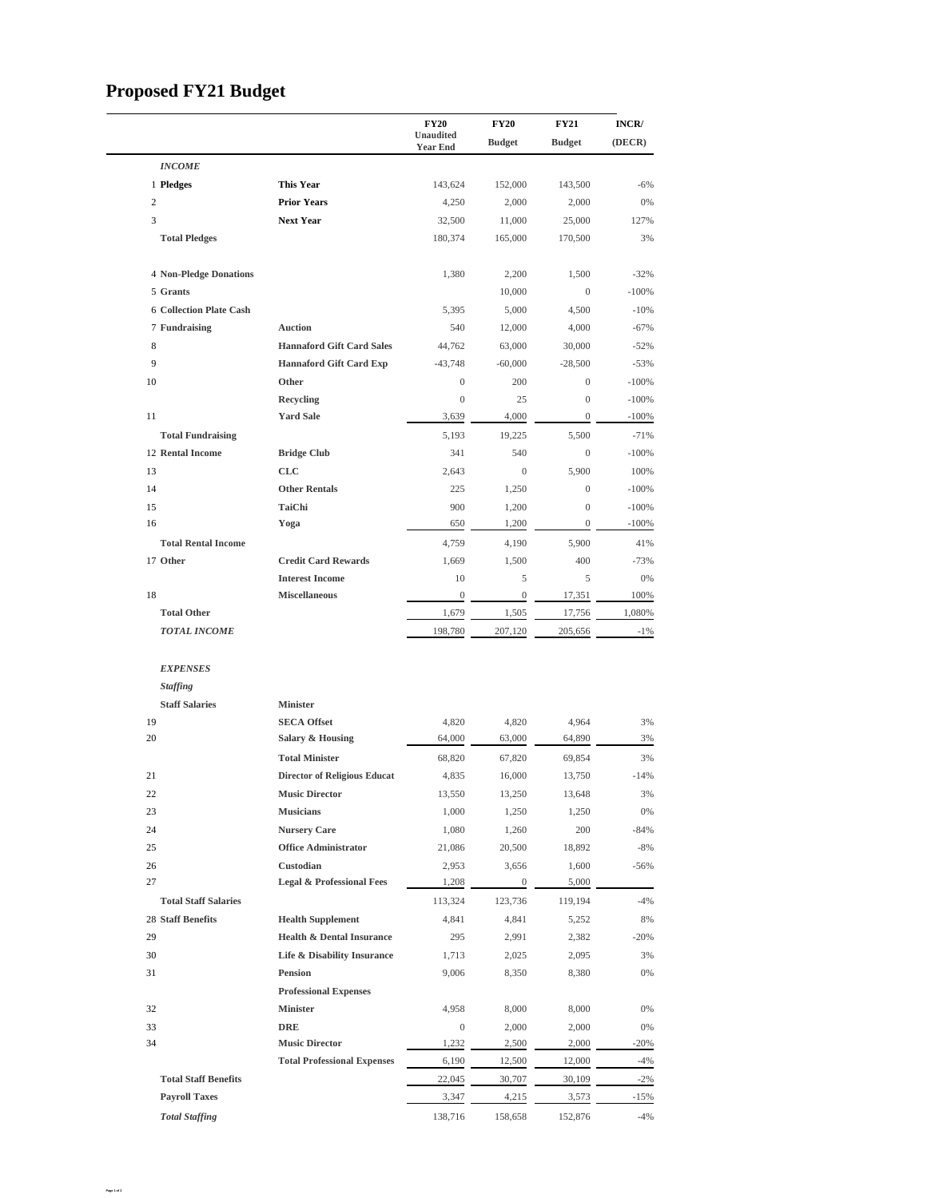# Proposed FY21 Budget

| # | Category | Item | FY20 Unaudited Year End | FY20 Budget | FY21 Budget | INCR/ (DECR) |
|---|---|---|---|---|---|---|
| | ***INCOME*** | | | | | |
| 1 | **Pledges** | **This Year** | 143,624 | 152,000 | 143,500 | -6% |
| 2 | | **Prior Years** | 4,250 | 2,000 | 2,000 | 0% |
| 3 | | **Next Year** | 32,500 | 11,000 | 25,000 | 127% |
| | **Total Pledges** | | 180,374 | 165,000 | 170,500 | 3% |
| 4 | **Non-Pledge Donations** | | 1,380 | 2,200 | 1,500 | -32% |
| 5 | **Grants** | | | 10,000 | 0 | -100% |
| 6 | **Collection Plate Cash** | | 5,395 | 5,000 | 4,500 | -10% |
| 7 | **Fundraising** | **Auction** | 540 | 12,000 | 4,000 | -67% |
| 8 | | **Hannaford Gift Card Sales** | 44,762 | 63,000 | 30,000 | -52% |
| 9 | | **Hannaford Gift Card Exp** | -43,748 | -60,000 | -28,500 | -53% |
| 10 | | **Other** | 0 | 200 | 0 | -100% |
| | | **Recycling** | 0 | 25 | 0 | -100% |
| 11 | | **Yard Sale** | 3,639 | 4,000 | 0 | -100% |
| | **Total Fundraising** | | 5,193 | 19,225 | 5,500 | -71% |
| 12 | **Rental Income** | **Bridge Club** | 341 | 540 | 0 | -100% |
| 13 | | **CLC** | 2,643 | 0 | 5,900 | 100% |
| 14 | | **Other Rentals** | 225 | 1,250 | 0 | -100% |
| 15 | | **TaiChi** | 900 | 1,200 | 0 | -100% |
| 16 | | **Yoga** | 650 | 1,200 | 0 | -100% |
| | **Total Rental Income** | | 4,759 | 4,190 | 5,900 | 41% |
| 17 | **Other** | **Credit Card Rewards** | 1,669 | 1,500 | 400 | -73% |
| | | **Interest Income** | 10 | 5 | 5 | 0% |
| 18 | | **Miscellaneous** | 0 | 0 | 17,351 | 100% |
| | **Total Other** | | 1,679 | 1,505 | 17,756 | 1,080% |
| | ***TOTAL INCOME*** | | 198,780 | 207,120 | 205,656 | -1% |
| | ***EXPENSES*** | | | | | |
| | ***Staffing*** | | | | | |
| | **Staff Salaries** | **Minister** | | | | |
| 19 | | **SECA Offset** | 4,820 | 4,820 | 4,964 | 3% |
| 20 | | **Salary & Housing** | 64,000 | 63,000 | 64,890 | 3% |
| | | **Total Minister** | 68,820 | 67,820 | 69,854 | 3% |
| 21 | | **Director of Religious Educat** | 4,835 | 16,000 | 13,750 | -14% |
| 22 | | **Music Director** | 13,550 | 13,250 | 13,648 | 3% |
| 23 | | **Musicians** | 1,000 | 1,250 | 1,250 | 0% |
| 24 | | **Nursery Care** | 1,080 | 1,260 | 200 | -84% |
| 25 | | **Office Administrator** | 21,086 | 20,500 | 18,892 | -8% |
| 26 | | **Custodian** | 2,953 | 3,656 | 1,600 | -56% |
| 27 | | **Legal & Professional Fees** | 1,208 | 0 | 5,000 | |
| | **Total Staff Salaries** | | 113,324 | 123,736 | 119,194 | -4% |
| 28 | **Staff Benefits** | **Health Supplement** | 4,841 | 4,841 | 5,252 | 8% |
| 29 | | **Health & Dental Insurance** | 295 | 2,991 | 2,382 | -20% |
| 30 | | **Life & Disability Insurance** | 1,713 | 2,025 | 2,095 | 3% |
| 31 | | **Pension** | 9,006 | 8,350 | 8,380 | 0% |
| | | **Professional Expenses** | | | | |
| 32 | | **Minister** | 4,958 | 8,000 | 8,000 | 0% |
| 33 | | **DRE** | 0 | 2,000 | 2,000 | 0% |
| 34 | | **Music Director** | 1,232 | 2,500 | 2,000 | -20% |
| | | **Total Professional Expenses** | 6,190 | 12,500 | 12,000 | -4% |
| | **Total Staff Benefits** | | 22,045 | 30,707 | 30,109 | -2% |
| | **Payroll Taxes** | | 3,347 | 4,215 | 3,573 | -15% |
| | ***Total Staffing*** | | 138,716 | 158,658 | 152,876 | -4% |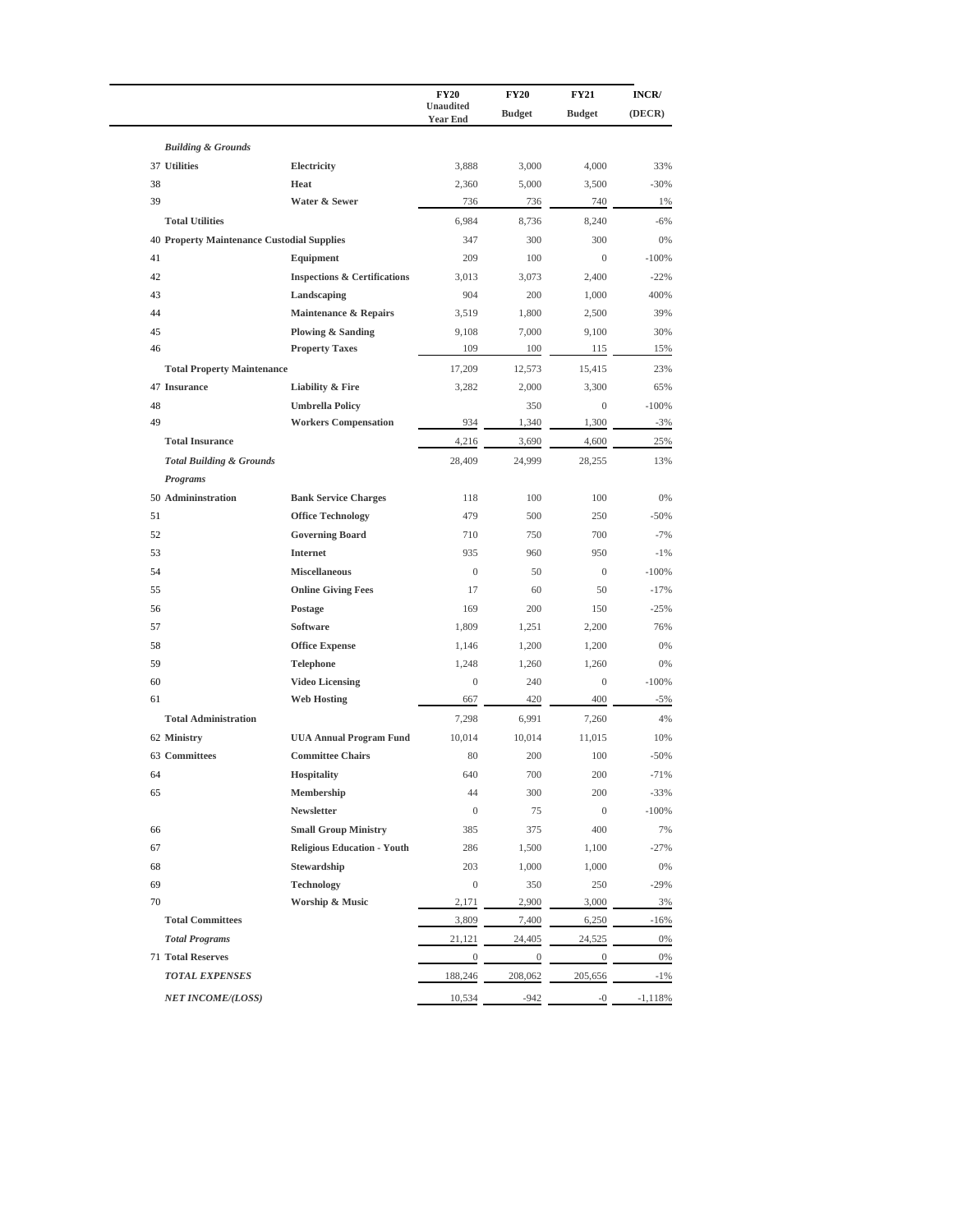| | | | FY20 Unaudited Year End | FY20 Budget | FY21 Budget | INCR/ (DECR) |
|---|---|---|---|---|---|---|
| | ***Building & Grounds*** | | | | | |
| 37 | **Utilities** | **Electricity** | 3,888 | 3,000 | 4,000 | 33% |
| 38 | | **Heat** | 2,360 | 5,000 | 3,500 | -30% |
| 39 | | **Water & Sewer** | 736 | 736 | 740 | 1% |
| | **Total Utilities** | | 6,984 | 8,736 | 8,240 | -6% |
| 40 | **Property Maintenance** | **Custodial Supplies** | 347 | 300 | 300 | 0% |
| 41 | | **Equipment** | 209 | 100 | 0 | -100% |
| 42 | | **Inspections & Certifications** | 3,013 | 3,073 | 2,400 | -22% |
| 43 | | **Landscaping** | 904 | 200 | 1,000 | 400% |
| 44 | | **Maintenance & Repairs** | 3,519 | 1,800 | 2,500 | 39% |
| 45 | | **Plowing & Sanding** | 9,108 | 7,000 | 9,100 | 30% |
| 46 | | **Property Taxes** | 109 | 100 | 115 | 15% |
| | **Total Property Maintenance** | | 17,209 | 12,573 | 15,415 | 23% |
| 47 | **Insurance** | **Liability & Fire** | 3,282 | 2,000 | 3,300 | 65% |
| 48 | | **Umbrella Policy** | | 350 | 0 | -100% |
| 49 | | **Workers Compensation** | 934 | 1,340 | 1,300 | -3% |
| | **Total Insurance** | | 4,216 | 3,690 | 4,600 | 25% |
| | ***Total Building & Grounds*** | | 28,409 | 24,999 | 28,255 | 13% |
| | ***Programs*** | | | | | |
| 50 | **Admininstration** | **Bank Service Charges** | 118 | 100 | 100 | 0% |
| 51 | | **Office Technology** | 479 | 500 | 250 | -50% |
| 52 | | **Governing Board** | 710 | 750 | 700 | -7% |
| 53 | | **Internet** | 935 | 960 | 950 | -1% |
| 54 | | **Miscellaneous** | 0 | 50 | 0 | -100% |
| 55 | | **Online Giving Fees** | 17 | 60 | 50 | -17% |
| 56 | | **Postage** | 169 | 200 | 150 | -25% |
| 57 | | **Software** | 1,809 | 1,251 | 2,200 | 76% |
| 58 | | **Office Expense** | 1,146 | 1,200 | 1,200 | 0% |
| 59 | | **Telephone** | 1,248 | 1,260 | 1,260 | 0% |
| 60 | | **Video Licensing** | 0 | 240 | 0 | -100% |
| 61 | | **Web Hosting** | 667 | 420 | 400 | -5% |
| | **Total Administration** | | 7,298 | 6,991 | 7,260 | 4% |
| 62 | **Ministry** | **UUA Annual Program Fund** | 10,014 | 10,014 | 11,015 | 10% |
| 63 | **Committees** | **Committee Chairs** | 80 | 200 | 100 | -50% |
| 64 | | **Hospitality** | 640 | 700 | 200 | -71% |
| 65 | | **Membership** | 44 | 300 | 200 | -33% |
| | | **Newsletter** | 0 | 75 | 0 | -100% |
| 66 | | **Small Group Ministry** | 385 | 375 | 400 | 7% |
| 67 | | **Religious Education - Youth** | 286 | 1,500 | 1,100 | -27% |
| 68 | | **Stewardship** | 203 | 1,000 | 1,000 | 0% |
| 69 | | **Technology** | 0 | 350 | 250 | -29% |
| 70 | | **Worship & Music** | 2,171 | 2,900 | 3,000 | 3% |
| | **Total Committees** | | 3,809 | 7,400 | 6,250 | -16% |
| | ***Total Programs*** | | 21,121 | 24,405 | 24,525 | 0% |
| 71 | **Total Reserves** | | 0 | 0 | 0 | 0% |
| | ***TOTAL EXPENSES*** | | 188,246 | 208,062 | 205,656 | -1% |
| | ***NET INCOME/(LOSS)*** | | 10,534 | -942 | -0 | -1,118% |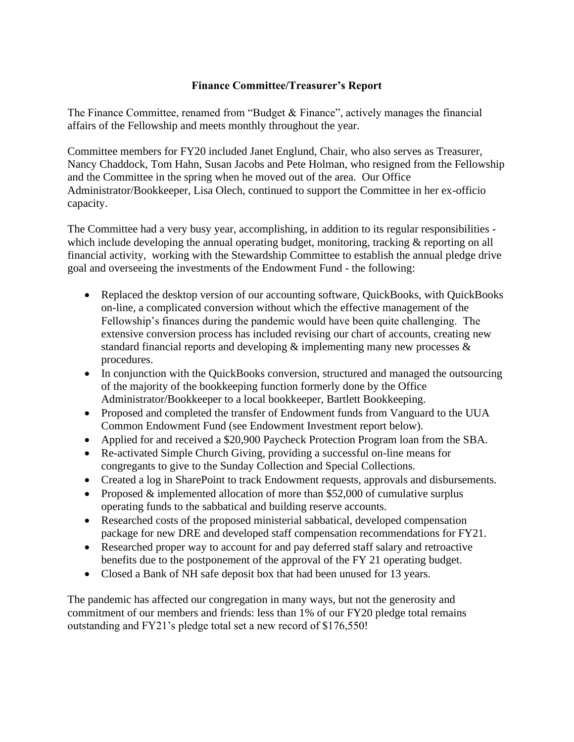## Finance Committee/Treasurer's Report

The Finance Committee, renamed from "Budget & Finance", actively manages the financial affairs of the Fellowship and meets monthly throughout the year.

Committee members for FY20 included Janet Englund, Chair, who also serves as Treasurer, Nancy Chaddock, Tom Hahn, Susan Jacobs and Pete Holman, who resigned from the Fellowship and the Committee in the spring when he moved out of the area. Our Office Administrator/Bookkeeper, Lisa Olech, continued to support the Committee in her ex-officio capacity.

The Committee had a very busy year, accomplishing, in addition to its regular responsibilities - which include developing the annual operating budget, monitoring, tracking & reporting on all financial activity, working with the Stewardship Committee to establish the annual pledge drive goal and overseeing the investments of the Endowment Fund - the following:

- Replaced the desktop version of our accounting software, QuickBooks, with QuickBooks on-line, a complicated conversion without which the effective management of the Fellowship's finances during the pandemic would have been quite challenging. The extensive conversion process has included revising our chart of accounts, creating new standard financial reports and developing & implementing many new processes & procedures.
- In conjunction with the QuickBooks conversion, structured and managed the outsourcing of the majority of the bookkeeping function formerly done by the Office Administrator/Bookkeeper to a local bookkeeper, Bartlett Bookkeeping.
- Proposed and completed the transfer of Endowment funds from Vanguard to the UUA Common Endowment Fund (see Endowment Investment report below).
- Applied for and received a $20,900 Paycheck Protection Program loan from the SBA.
- Re-activated Simple Church Giving, providing a successful on-line means for congregants to give to the Sunday Collection and Special Collections.
- Created a log in SharePoint to track Endowment requests, approvals and disbursements.
- Proposed & implemented allocation of more than $52,000 of cumulative surplus operating funds to the sabbatical and building reserve accounts.
- Researched costs of the proposed ministerial sabbatical, developed compensation package for new DRE and developed staff compensation recommendations for FY21.
- Researched proper way to account for and pay deferred staff salary and retroactive benefits due to the postponement of the approval of the FY 21 operating budget.
- Closed a Bank of NH safe deposit box that had been unused for 13 years.

The pandemic has affected our congregation in many ways, but not the generosity and commitment of our members and friends: less than 1% of our FY20 pledge total remains outstanding and FY21's pledge total set a new record of $176,550!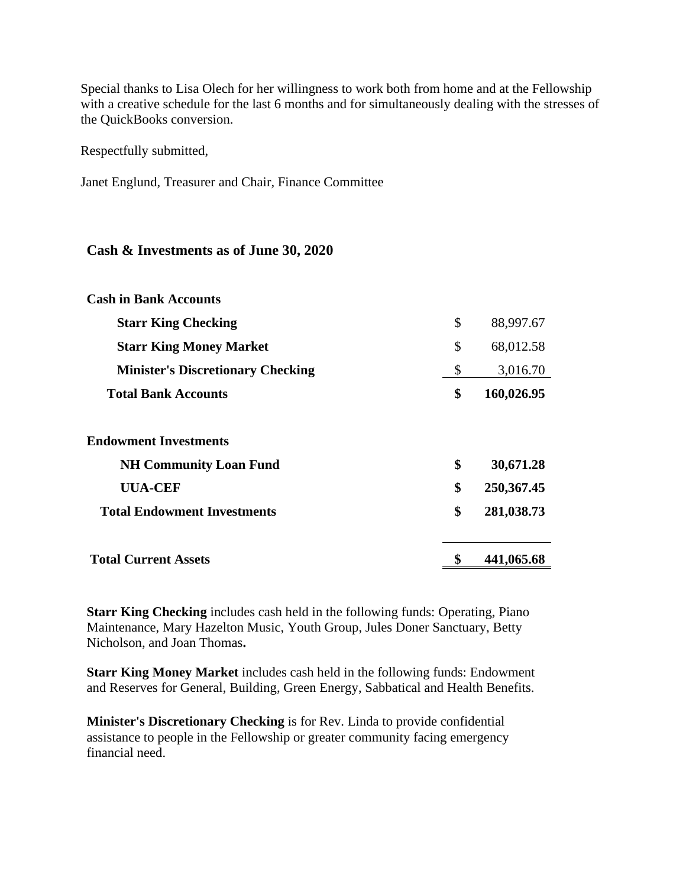Special thanks to Lisa Olech for her willingness to work both from home and at the Fellowship with a creative schedule for the last 6 months and for simultaneously dealing with the stresses of the QuickBooks conversion.

Respectfully submitted,

Janet Englund, Treasurer and Chair, Finance Committee

## Cash & Investments as of June 30, 2020

| | | |
|---|---|---|
| **Cash in Bank Accounts** | | |
| **Starr King Checking** | $ | 88,997.67 |
| **Starr King Money Market** | $ | 68,012.58 |
| **Minister's Discretionary Checking** | $ | 3,016.70 |
| **Total Bank Accounts** | **$** | **160,026.95** |
| | | |
| **Endowment Investments** | | |
| **NH Community Loan Fund** | **$** | **30,671.28** |
| **UUA-CEF** | **$** | **250,367.45** |
| **Total Endowment Investments** | **$** | **281,038.73** |
| | | |
| **Total Current Assets** | **$** | **441,065.68** |

**Starr King Checking** includes cash held in the following funds: Operating, Piano Maintenance, Mary Hazelton Music, Youth Group, Jules Doner Sanctuary, Betty Nicholson, and Joan Thomas**.**

**Starr King Money Market** includes cash held in the following funds: Endowment and Reserves for General, Building, Green Energy, Sabbatical and Health Benefits.

**Minister's Discretionary Checking** is for Rev. Linda to provide confidential assistance to people in the Fellowship or greater community facing emergency financial need.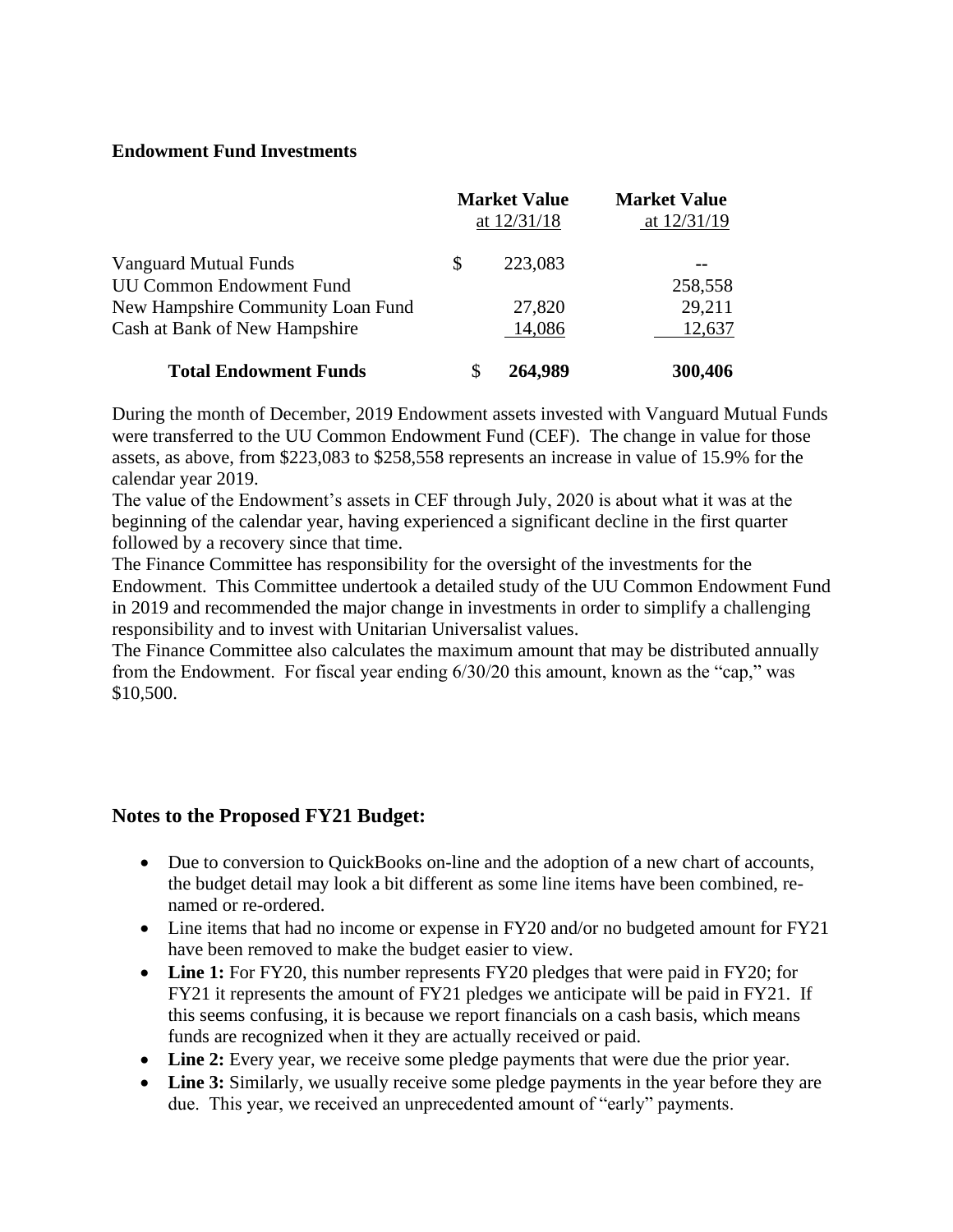**Endowment Fund Investments**

| | Market Value at 12/31/18 | Market Value at 12/31/19 |
|---|---|---|
| Vanguard Mutual Funds | $ 223,083 | -- |
| UU Common Endowment Fund | | 258,558 |
| New Hampshire Community Loan Fund | 27,820 | 29,211 |
| Cash at Bank of New Hampshire | 14,086 | 12,637 |
| **Total Endowment Funds** | **$ 264,989** | **300,406** |

During the month of December, 2019 Endowment assets invested with Vanguard Mutual Funds were transferred to the UU Common Endowment Fund (CEF). The change in value for those assets, as above, from $223,083 to $258,558 represents an increase in value of 15.9% for the calendar year 2019.

The value of the Endowment's assets in CEF through July, 2020 is about what it was at the beginning of the calendar year, having experienced a significant decline in the first quarter followed by a recovery since that time.

The Finance Committee has responsibility for the oversight of the investments for the Endowment. This Committee undertook a detailed study of the UU Common Endowment Fund in 2019 and recommended the major change in investments in order to simplify a challenging responsibility and to invest with Unitarian Universalist values.

The Finance Committee also calculates the maximum amount that may be distributed annually from the Endowment. For fiscal year ending 6/30/20 this amount, known as the "cap," was $10,500.

## Notes to the Proposed FY21 Budget:

- Due to conversion to QuickBooks on-line and the adoption of a new chart of accounts, the budget detail may look a bit different as some line items have been combined, re-named or re-ordered.
- Line items that had no income or expense in FY20 and/or no budgeted amount for FY21 have been removed to make the budget easier to view.
- **Line 1:** For FY20, this number represents FY20 pledges that were paid in FY20; for FY21 it represents the amount of FY21 pledges we anticipate will be paid in FY21. If this seems confusing, it is because we report financials on a cash basis, which means funds are recognized when it they are actually received or paid.
- **Line 2:** Every year, we receive some pledge payments that were due the prior year.
- **Line 3:** Similarly, we usually receive some pledge payments in the year before they are due. This year, we received an unprecedented amount of "early" payments.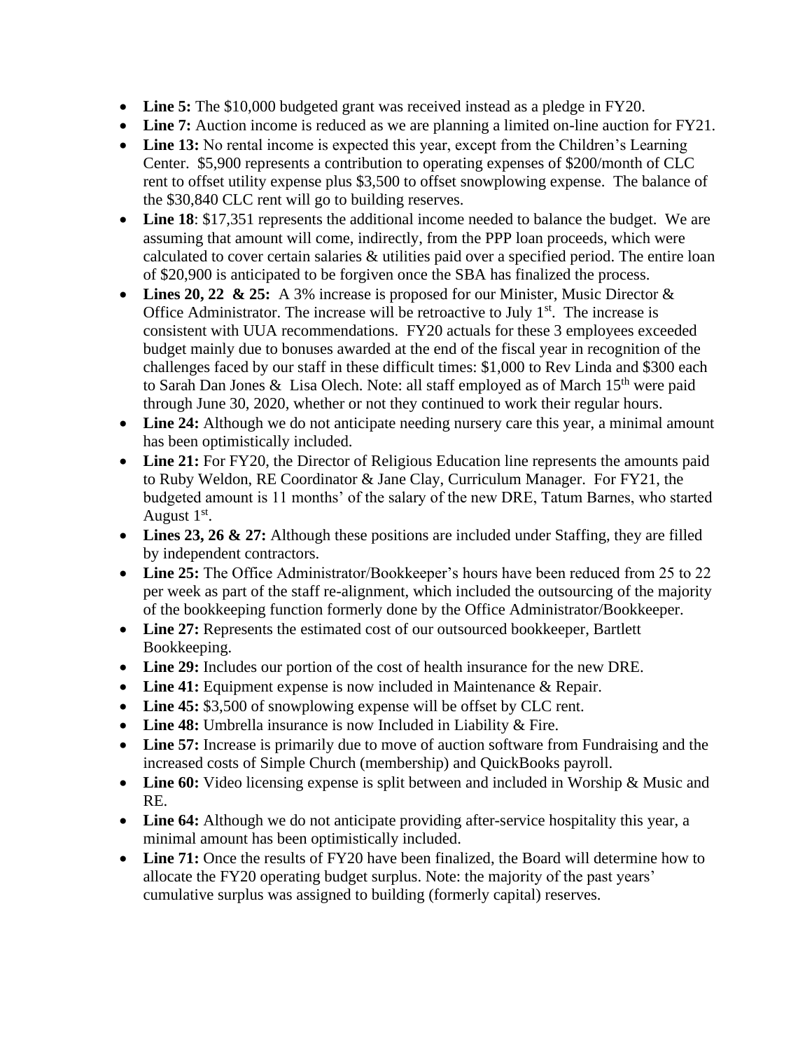- **Line 5:** The $10,000 budgeted grant was received instead as a pledge in FY20.
- **Line 7:** Auction income is reduced as we are planning a limited on-line auction for FY21.
- **Line 13:** No rental income is expected this year, except from the Children's Learning Center. $5,900 represents a contribution to operating expenses of $200/month of CLC rent to offset utility expense plus $3,500 to offset snowplowing expense. The balance of the $30,840 CLC rent will go to building reserves.
- **Line 18**: $17,351 represents the additional income needed to balance the budget. We are assuming that amount will come, indirectly, from the PPP loan proceeds, which were calculated to cover certain salaries & utilities paid over a specified period. The entire loan of $20,900 is anticipated to be forgiven once the SBA has finalized the process.
- **Lines 20, 22 & 25:** A 3% increase is proposed for our Minister, Music Director & Office Administrator. The increase will be retroactive to July 1st. The increase is consistent with UUA recommendations. FY20 actuals for these 3 employees exceeded budget mainly due to bonuses awarded at the end of the fiscal year in recognition of the challenges faced by our staff in these difficult times: $1,000 to Rev Linda and $300 each to Sarah Dan Jones & Lisa Olech. Note: all staff employed as of March 15th were paid through June 30, 2020, whether or not they continued to work their regular hours.
- **Line 24:** Although we do not anticipate needing nursery care this year, a minimal amount has been optimistically included.
- **Line 21:** For FY20, the Director of Religious Education line represents the amounts paid to Ruby Weldon, RE Coordinator & Jane Clay, Curriculum Manager. For FY21, the budgeted amount is 11 months' of the salary of the new DRE, Tatum Barnes, who started August 1st.
- **Lines 23, 26 & 27:** Although these positions are included under Staffing, they are filled by independent contractors.
- **Line 25:** The Office Administrator/Bookkeeper's hours have been reduced from 25 to 22 per week as part of the staff re-alignment, which included the outsourcing of the majority of the bookkeeping function formerly done by the Office Administrator/Bookkeeper.
- **Line 27:** Represents the estimated cost of our outsourced bookkeeper, Bartlett Bookkeeping.
- **Line 29:** Includes our portion of the cost of health insurance for the new DRE.
- **Line 41:** Equipment expense is now included in Maintenance & Repair.
- **Line 45:** $3,500 of snowplowing expense will be offset by CLC rent.
- **Line 48:** Umbrella insurance is now Included in Liability & Fire.
- **Line 57:** Increase is primarily due to move of auction software from Fundraising and the increased costs of Simple Church (membership) and QuickBooks payroll.
- **Line 60:** Video licensing expense is split between and included in Worship & Music and RE.
- **Line 64:** Although we do not anticipate providing after-service hospitality this year, a minimal amount has been optimistically included.
- **Line 71:** Once the results of FY20 have been finalized, the Board will determine how to allocate the FY20 operating budget surplus. Note: the majority of the past years' cumulative surplus was assigned to building (formerly capital) reserves.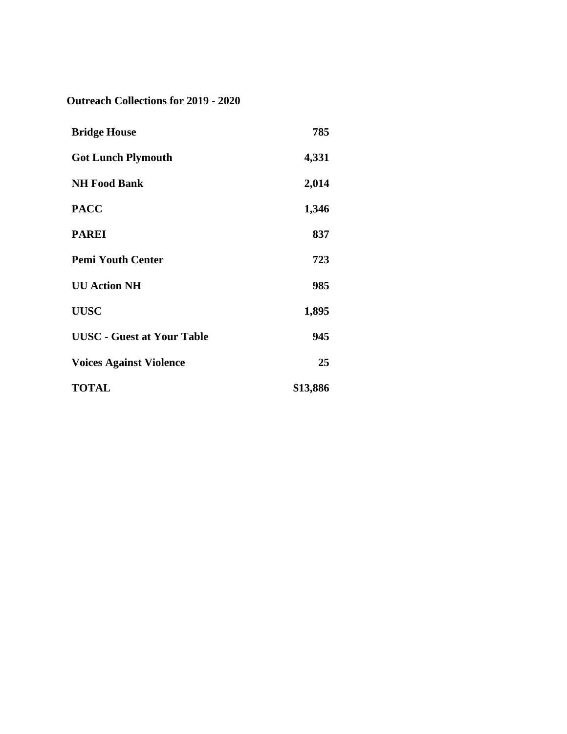**Outreach Collections for 2019 - 2020**

| | |
|---|---:|
| **Bridge House** | **785** |
| **Got Lunch Plymouth** | **4,331** |
| **NH Food Bank** | **2,014** |
| **PACC** | **1,346** |
| **PAREI** | **837** |
| **Pemi Youth Center** | **723** |
| **UU Action NH** | **985** |
| **UUSC** | **1,895** |
| **UUSC - Guest at Your Table** | **945** |
| **Voices Against Violence** | **25** |
| **TOTAL** | **$13,886** |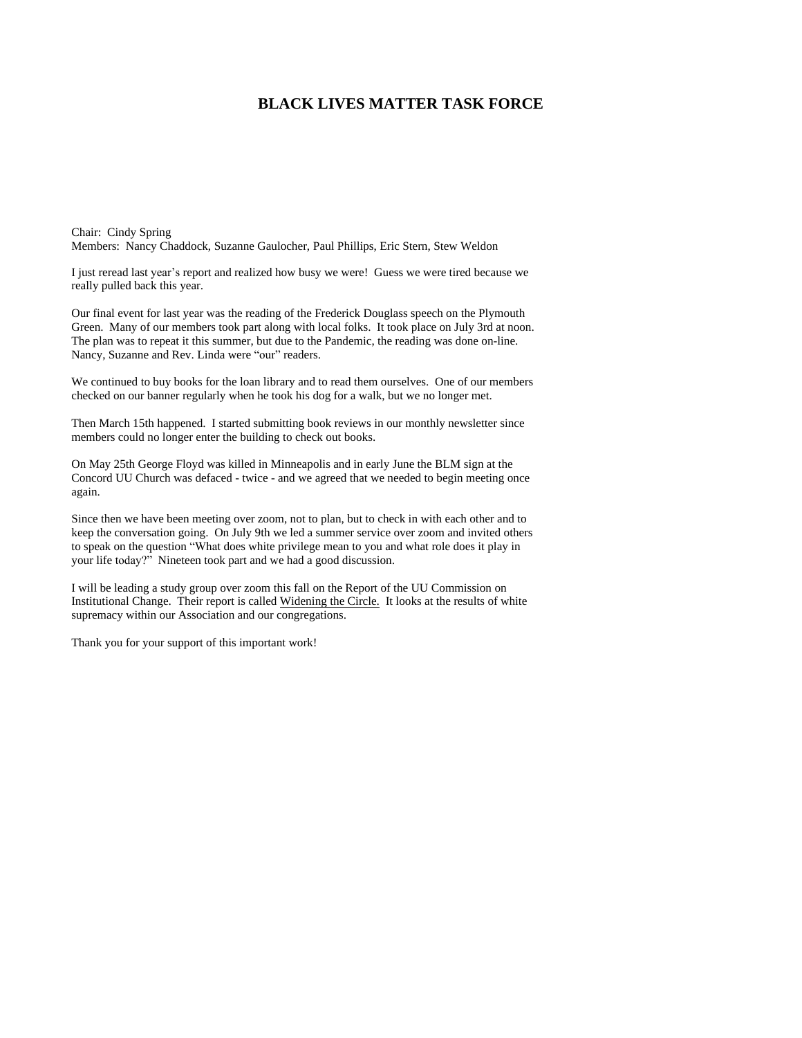# BLACK LIVES MATTER TASK FORCE

Chair: Cindy Spring
Members: Nancy Chaddock, Suzanne Gaulocher, Paul Phillips, Eric Stern, Stew Weldon

I just reread last year's report and realized how busy we were! Guess we were tired because we really pulled back this year.

Our final event for last year was the reading of the Frederick Douglass speech on the Plymouth Green. Many of our members took part along with local folks. It took place on July 3rd at noon. The plan was to repeat it this summer, but due to the Pandemic, the reading was done on-line. Nancy, Suzanne and Rev. Linda were "our" readers.

We continued to buy books for the loan library and to read them ourselves. One of our members checked on our banner regularly when he took his dog for a walk, but we no longer met.

Then March 15th happened. I started submitting book reviews in our monthly newsletter since members could no longer enter the building to check out books.

On May 25th George Floyd was killed in Minneapolis and in early June the BLM sign at the Concord UU Church was defaced - twice - and we agreed that we needed to begin meeting once again.

Since then we have been meeting over zoom, not to plan, but to check in with each other and to keep the conversation going. On July 9th we led a summer service over zoom and invited others to speak on the question "What does white privilege mean to you and what role does it play in your life today?" Nineteen took part and we had a good discussion.

I will be leading a study group over zoom this fall on the Report of the UU Commission on Institutional Change. Their report is called <u>Widening the Circle.</u> It looks at the results of white supremacy within our Association and our congregations.

Thank you for your support of this important work!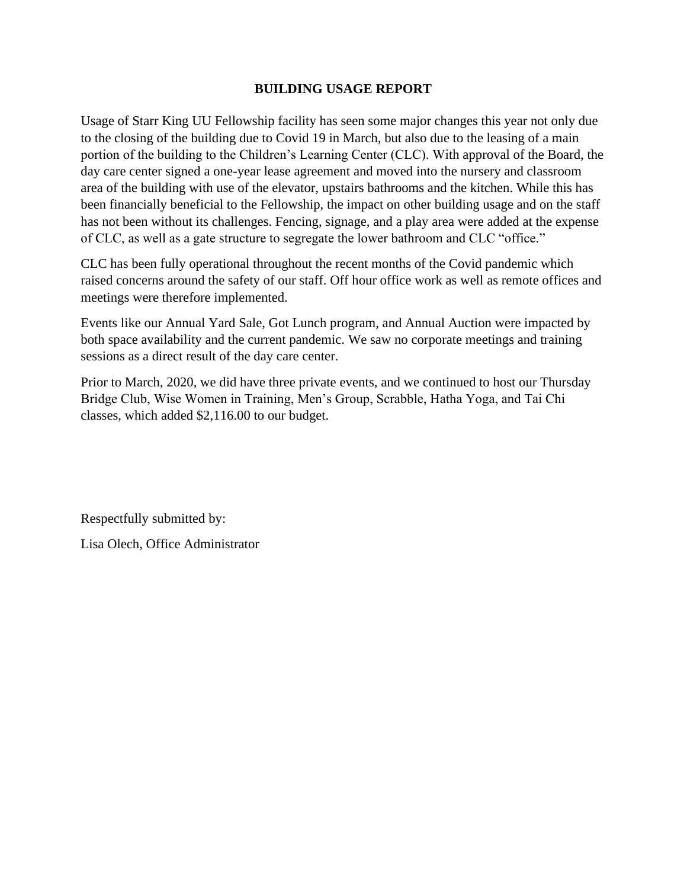## BUILDING USAGE REPORT

Usage of Starr King UU Fellowship facility has seen some major changes this year not only due to the closing of the building due to Covid 19 in March, but also due to the leasing of a main portion of the building to the Children's Learning Center (CLC). With approval of the Board, the day care center signed a one-year lease agreement and moved into the nursery and classroom area of the building with use of the elevator, upstairs bathrooms and the kitchen. While this has been financially beneficial to the Fellowship, the impact on other building usage and on the staff has not been without its challenges. Fencing, signage, and a play area were added at the expense of CLC, as well as a gate structure to segregate the lower bathroom and CLC "office."

CLC has been fully operational throughout the recent months of the Covid pandemic which raised concerns around the safety of our staff. Off hour office work as well as remote offices and meetings were therefore implemented.

Events like our Annual Yard Sale, Got Lunch program, and Annual Auction were impacted by both space availability and the current pandemic. We saw no corporate meetings and training sessions as a direct result of the day care center.

Prior to March, 2020, we did have three private events, and we continued to host our Thursday Bridge Club, Wise Women in Training, Men's Group, Scrabble, Hatha Yoga, and Tai Chi classes, which added $2,116.00 to our budget.

Respectfully submitted by:

Lisa Olech, Office Administrator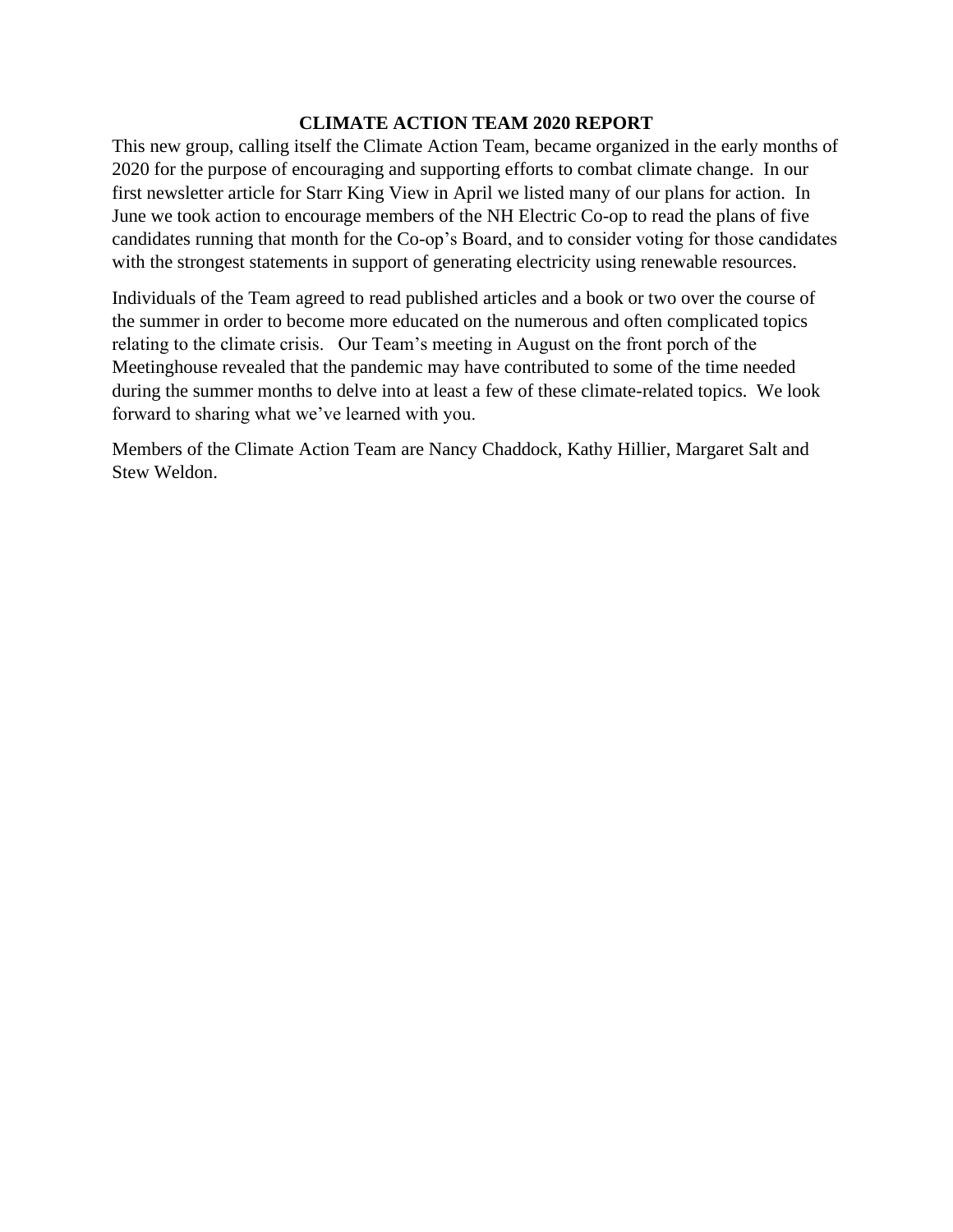## CLIMATE ACTION TEAM 2020 REPORT

This new group, calling itself the Climate Action Team, became organized in the early months of 2020 for the purpose of encouraging and supporting efforts to combat climate change. In our first newsletter article for Starr King View in April we listed many of our plans for action. In June we took action to encourage members of the NH Electric Co-op to read the plans of five candidates running that month for the Co-op's Board, and to consider voting for those candidates with the strongest statements in support of generating electricity using renewable resources.

Individuals of the Team agreed to read published articles and a book or two over the course of the summer in order to become more educated on the numerous and often complicated topics relating to the climate crisis. Our Team's meeting in August on the front porch of the Meetinghouse revealed that the pandemic may have contributed to some of the time needed during the summer months to delve into at least a few of these climate-related topics. We look forward to sharing what we've learned with you.

Members of the Climate Action Team are Nancy Chaddock, Kathy Hillier, Margaret Salt and Stew Weldon.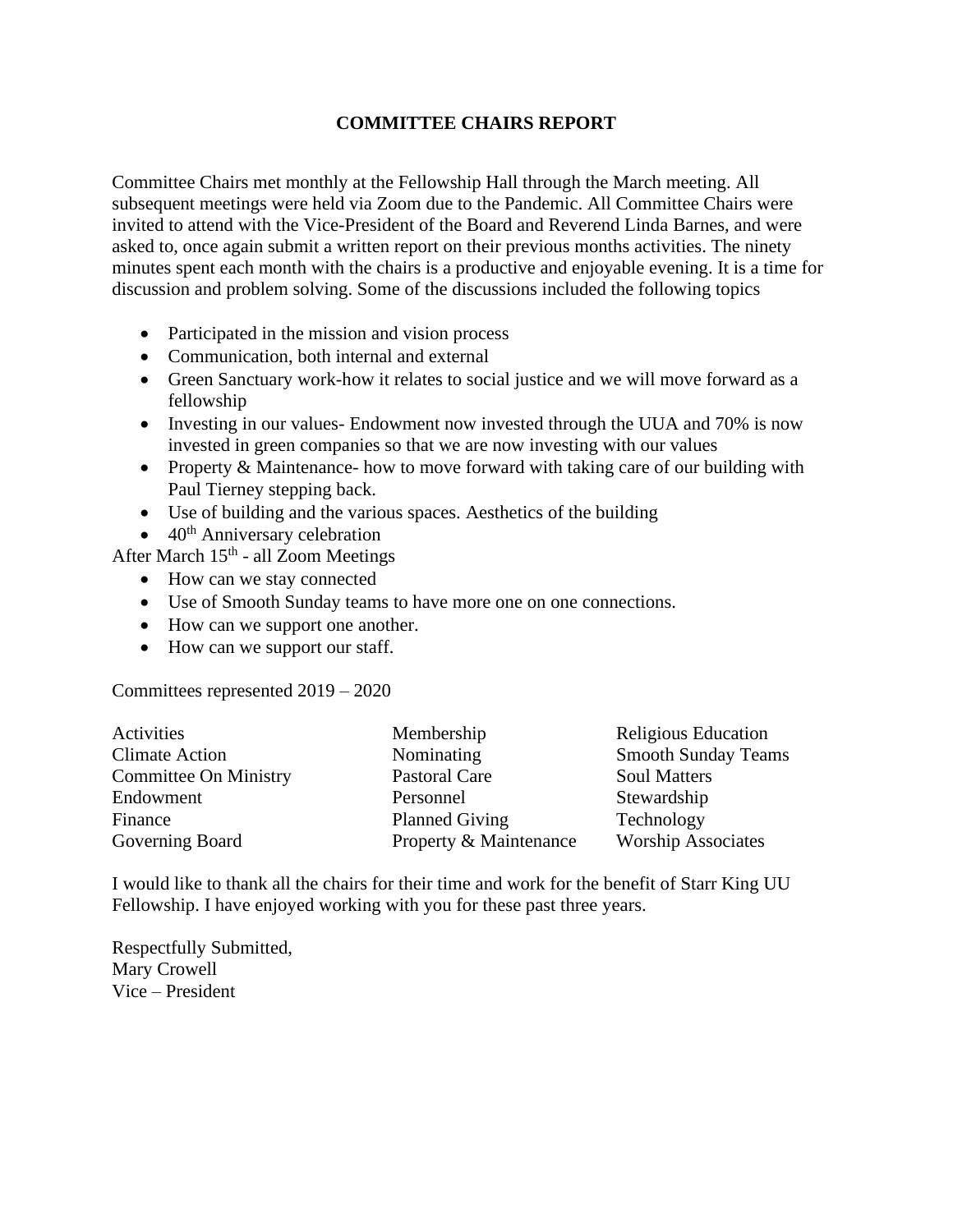## COMMITTEE CHAIRS REPORT

Committee Chairs met monthly at the Fellowship Hall through the March meeting. All subsequent meetings were held via Zoom due to the Pandemic. All Committee Chairs were invited to attend with the Vice-President of the Board and Reverend Linda Barnes, and were asked to, once again submit a written report on their previous months activities. The ninety minutes spent each month with the chairs is a productive and enjoyable evening. It is a time for discussion and problem solving. Some of the discussions included the following topics

- Participated in the mission and vision process
- Communication, both internal and external
- Green Sanctuary work-how it relates to social justice and we will move forward as a fellowship
- Investing in our values- Endowment now invested through the UUA and 70% is now invested in green companies so that we are now investing with our values
- Property & Maintenance- how to move forward with taking care of our building with Paul Tierney stepping back.
- Use of building and the various spaces. Aesthetics of the building
- 40th Anniversary celebration

After March 15th - all Zoom Meetings

- How can we stay connected
- Use of Smooth Sunday teams to have more one on one connections.
- How can we support one another.
- How can we support our staff.

Committees represented 2019 – 2020

| | | |
|---|---|---|
| Activities | Membership | Religious Education |
| Climate Action | Nominating | Smooth Sunday Teams |
| Committee On Ministry | Pastoral Care | Soul Matters |
| Endowment | Personnel | Stewardship |
| Finance | Planned Giving | Technology |
| Governing Board | Property & Maintenance | Worship Associates |

I would like to thank all the chairs for their time and work for the benefit of Starr King UU Fellowship. I have enjoyed working with you for these past three years.

Respectfully Submitted,
Mary Crowell
Vice – President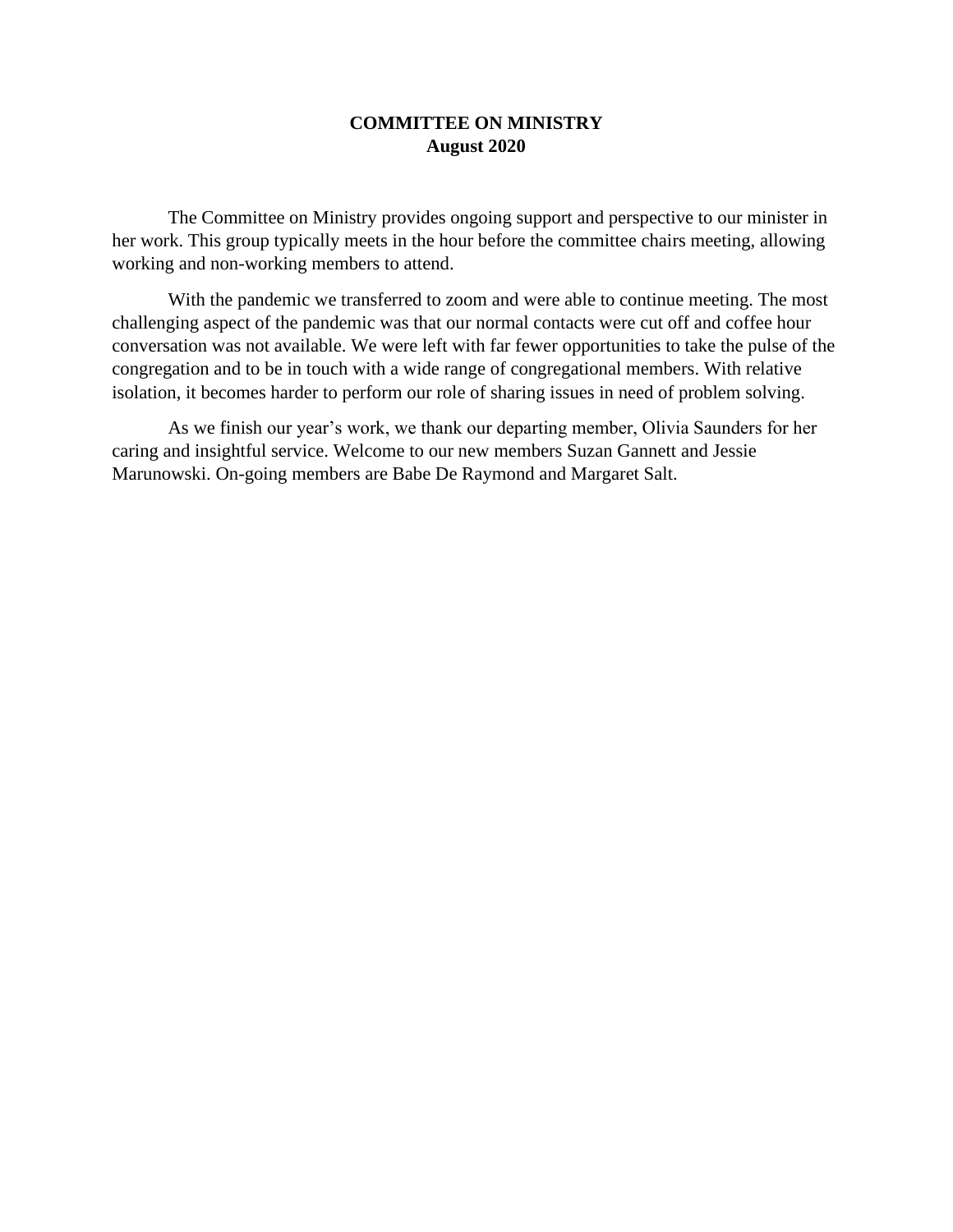**COMMITTEE ON MINISTRY**
**August 2020**

The Committee on Ministry provides ongoing support and perspective to our minister in her work. This group typically meets in the hour before the committee chairs meeting, allowing working and non-working members to attend.

With the pandemic we transferred to zoom and were able to continue meeting. The most challenging aspect of the pandemic was that our normal contacts were cut off and coffee hour conversation was not available. We were left with far fewer opportunities to take the pulse of the congregation and to be in touch with a wide range of congregational members. With relative isolation, it becomes harder to perform our role of sharing issues in need of problem solving.

As we finish our year's work, we thank our departing member, Olivia Saunders for her caring and insightful service. Welcome to our new members Suzan Gannett and Jessie Marunowski. On-going members are Babe De Raymond and Margaret Salt.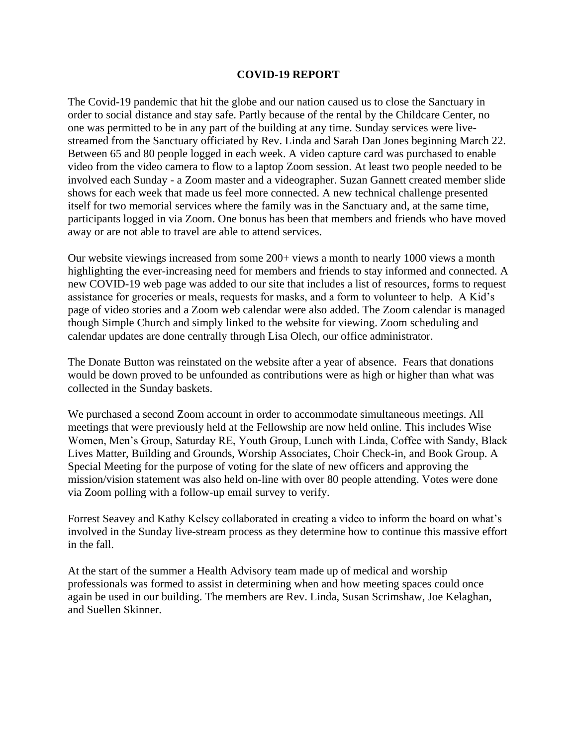## COVID-19 REPORT

The Covid-19 pandemic that hit the globe and our nation caused us to close the Sanctuary in order to social distance and stay safe. Partly because of the rental by the Childcare Center, no one was permitted to be in any part of the building at any time. Sunday services were live-streamed from the Sanctuary officiated by Rev. Linda and Sarah Dan Jones beginning March 22. Between 65 and 80 people logged in each week. A video capture card was purchased to enable video from the video camera to flow to a laptop Zoom session. At least two people needed to be involved each Sunday - a Zoom master and a videographer. Suzan Gannett created member slide shows for each week that made us feel more connected. A new technical challenge presented itself for two memorial services where the family was in the Sanctuary and, at the same time, participants logged in via Zoom. One bonus has been that members and friends who have moved away or are not able to travel are able to attend services.

Our website viewings increased from some 200+ views a month to nearly 1000 views a month highlighting the ever-increasing need for members and friends to stay informed and connected. A new COVID-19 web page was added to our site that includes a list of resources, forms to request assistance for groceries or meals, requests for masks, and a form to volunteer to help. A Kid's page of video stories and a Zoom web calendar were also added. The Zoom calendar is managed though Simple Church and simply linked to the website for viewing. Zoom scheduling and calendar updates are done centrally through Lisa Olech, our office administrator.

The Donate Button was reinstated on the website after a year of absence. Fears that donations would be down proved to be unfounded as contributions were as high or higher than what was collected in the Sunday baskets.

We purchased a second Zoom account in order to accommodate simultaneous meetings. All meetings that were previously held at the Fellowship are now held online. This includes Wise Women, Men's Group, Saturday RE, Youth Group, Lunch with Linda, Coffee with Sandy, Black Lives Matter, Building and Grounds, Worship Associates, Choir Check-in, and Book Group. A Special Meeting for the purpose of voting for the slate of new officers and approving the mission/vision statement was also held on-line with over 80 people attending. Votes were done via Zoom polling with a follow-up email survey to verify.

Forrest Seavey and Kathy Kelsey collaborated in creating a video to inform the board on what's involved in the Sunday live-stream process as they determine how to continue this massive effort in the fall.

At the start of the summer a Health Advisory team made up of medical and worship professionals was formed to assist in determining when and how meeting spaces could once again be used in our building. The members are Rev. Linda, Susan Scrimshaw, Joe Kelaghan, and Suellen Skinner.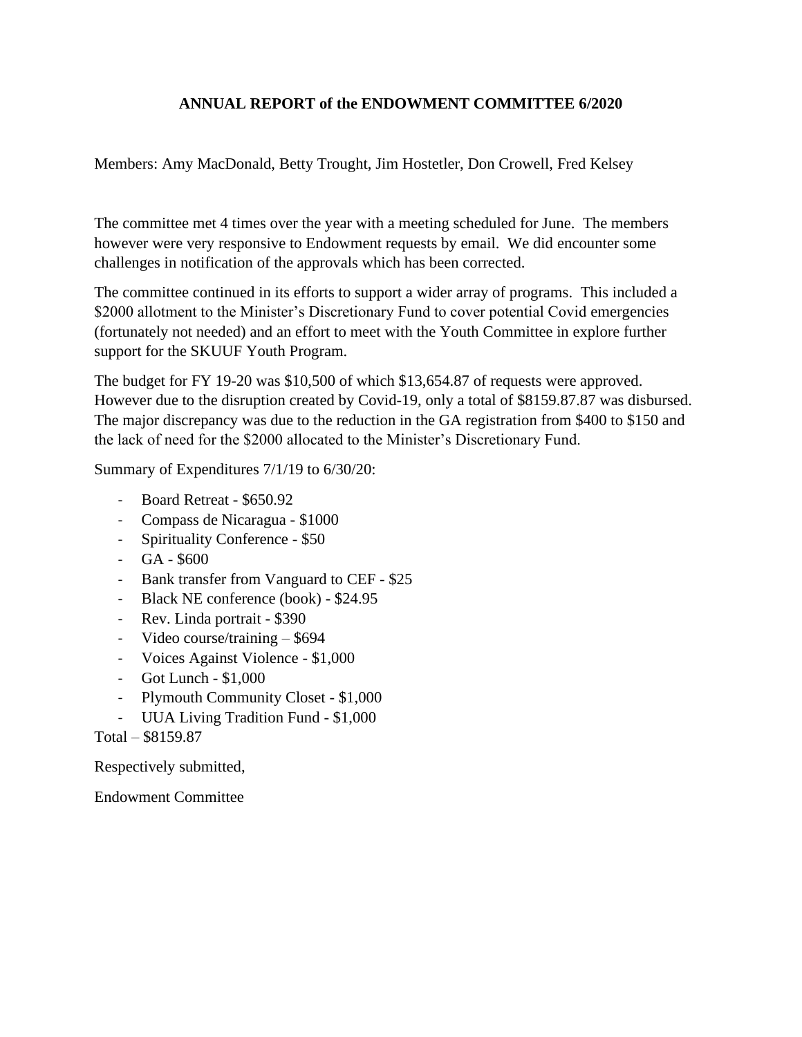**ANNUAL REPORT of the ENDOWMENT COMMITTEE 6/2020**

Members: Amy MacDonald, Betty Trought, Jim Hostetler, Don Crowell, Fred Kelsey

The committee met 4 times over the year with a meeting scheduled for June. The members however were very responsive to Endowment requests by email. We did encounter some challenges in notification of the approvals which has been corrected.

The committee continued in its efforts to support a wider array of programs. This included a $2000 allotment to the Minister's Discretionary Fund to cover potential Covid emergencies (fortunately not needed) and an effort to meet with the Youth Committee in explore further support for the SKUUF Youth Program.

The budget for FY 19-20 was $10,500 of which $13,654.87 of requests were approved. However due to the disruption created by Covid-19, only a total of $8159.87.87 was disbursed. The major discrepancy was due to the reduction in the GA registration from $400 to $150 and the lack of need for the $2000 allocated to the Minister's Discretionary Fund.

Summary of Expenditures 7/1/19 to 6/30/20:

- Board Retreat - $650.92
- Compass de Nicaragua - $1000
- Spirituality Conference - $50
- GA - $600
- Bank transfer from Vanguard to CEF - $25
- Black NE conference (book) - $24.95
- Rev. Linda portrait - $390
- Video course/training – $694
- Voices Against Violence - $1,000
- Got Lunch - $1,000
- Plymouth Community Closet - $1,000
- UUA Living Tradition Fund - $1,000

Total – $8159.87

Respectively submitted,

Endowment Committee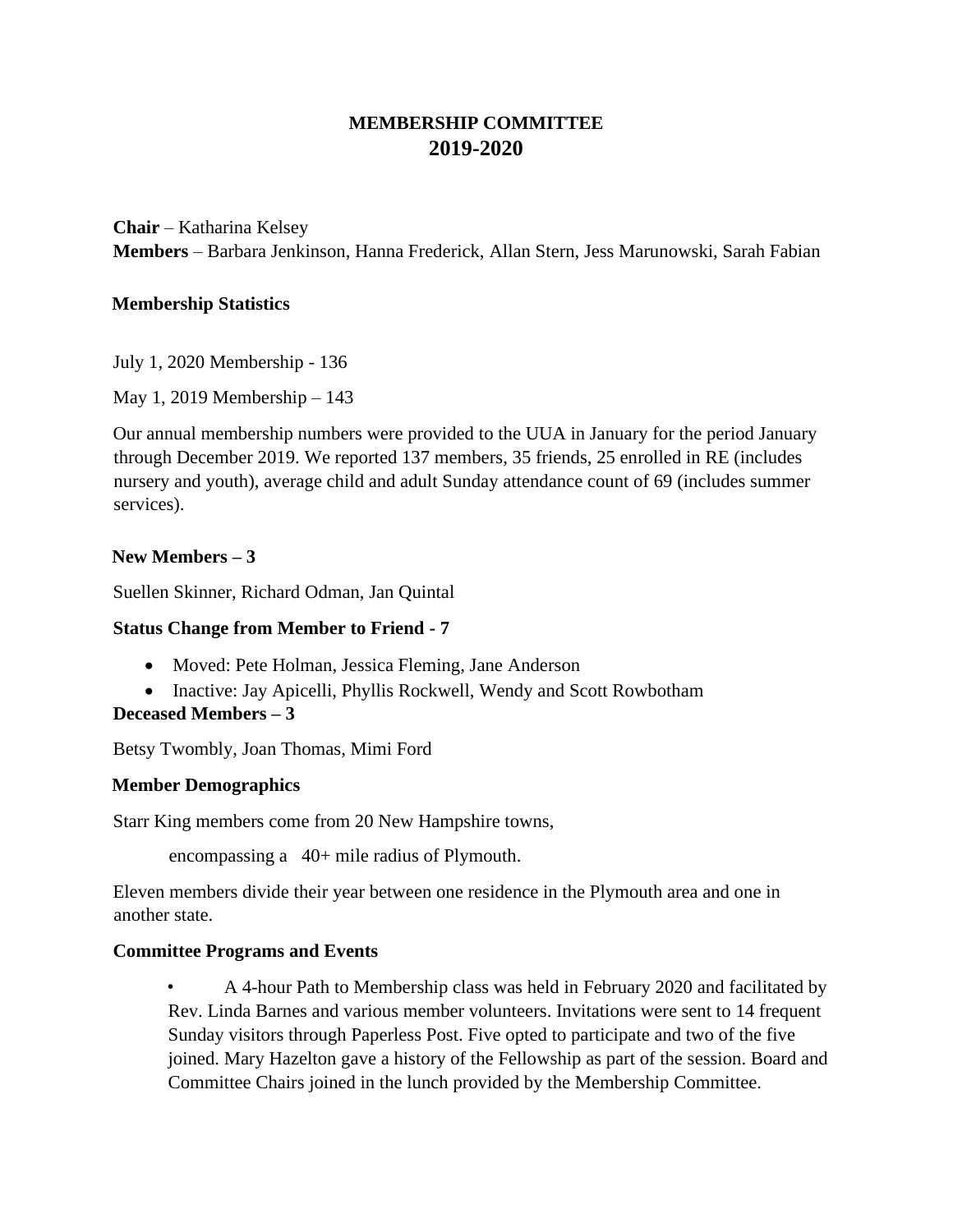# MEMBERSHIP COMMITTEE
## 2019-2020

**Chair** – Katharina Kelsey
**Members** – Barbara Jenkinson, Hanna Frederick, Allan Stern, Jess Marunowski, Sarah Fabian

### Membership Statistics

July 1, 2020 Membership - 136

May 1, 2019 Membership – 143

Our annual membership numbers were provided to the UUA in January for the period January through December 2019. We reported 137 members, 35 friends, 25 enrolled in RE (includes nursery and youth), average child and adult Sunday attendance count of 69 (includes summer services).

### New Members – 3

Suellen Skinner, Richard Odman, Jan Quintal

### Status Change from Member to Friend - 7

- Moved: Pete Holman, Jessica Fleming, Jane Anderson
- Inactive: Jay Apicelli, Phyllis Rockwell, Wendy and Scott Rowbotham

### Deceased Members – 3

Betsy Twombly, Joan Thomas, Mimi Ford

### Member Demographics

Starr King members come from 20 New Hampshire towns,

encompassing a 40+ mile radius of Plymouth.

Eleven members divide their year between one residence in the Plymouth area and one in another state.

### Committee Programs and Events

- A 4-hour Path to Membership class was held in February 2020 and facilitated by Rev. Linda Barnes and various member volunteers. Invitations were sent to 14 frequent Sunday visitors through Paperless Post. Five opted to participate and two of the five joined. Mary Hazelton gave a history of the Fellowship as part of the session. Board and Committee Chairs joined in the lunch provided by the Membership Committee.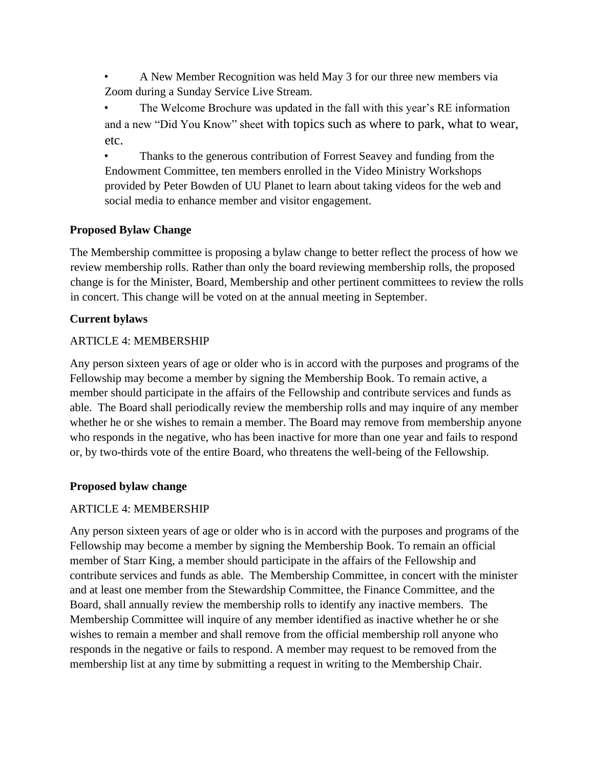- A New Member Recognition was held May 3 for our three new members via Zoom during a Sunday Service Live Stream.
- The Welcome Brochure was updated in the fall with this year's RE information and a new "Did You Know" sheet with topics such as where to park, what to wear, etc.
- Thanks to the generous contribution of Forrest Seavey and funding from the Endowment Committee, ten members enrolled in the Video Ministry Workshops provided by Peter Bowden of UU Planet to learn about taking videos for the web and social media to enhance member and visitor engagement.

**Proposed Bylaw Change**

The Membership committee is proposing a bylaw change to better reflect the process of how we review membership rolls. Rather than only the board reviewing membership rolls, the proposed change is for the Minister, Board, Membership and other pertinent committees to review the rolls in concert. This change will be voted on at the annual meeting in September.

**Current bylaws**

ARTICLE 4: MEMBERSHIP

Any person sixteen years of age or older who is in accord with the purposes and programs of the Fellowship may become a member by signing the Membership Book. To remain active, a member should participate in the affairs of the Fellowship and contribute services and funds as able. The Board shall periodically review the membership rolls and may inquire of any member whether he or she wishes to remain a member. The Board may remove from membership anyone who responds in the negative, who has been inactive for more than one year and fails to respond or, by two-thirds vote of the entire Board, who threatens the well-being of the Fellowship.

**Proposed bylaw change**

ARTICLE 4: MEMBERSHIP

Any person sixteen years of age or older who is in accord with the purposes and programs of the Fellowship may become a member by signing the Membership Book. To remain an official member of Starr King, a member should participate in the affairs of the Fellowship and contribute services and funds as able. The Membership Committee, in concert with the minister and at least one member from the Stewardship Committee, the Finance Committee, and the Board, shall annually review the membership rolls to identify any inactive members. The Membership Committee will inquire of any member identified as inactive whether he or she wishes to remain a member and shall remove from the official membership roll anyone who responds in the negative or fails to respond. A member may request to be removed from the membership list at any time by submitting a request in writing to the Membership Chair.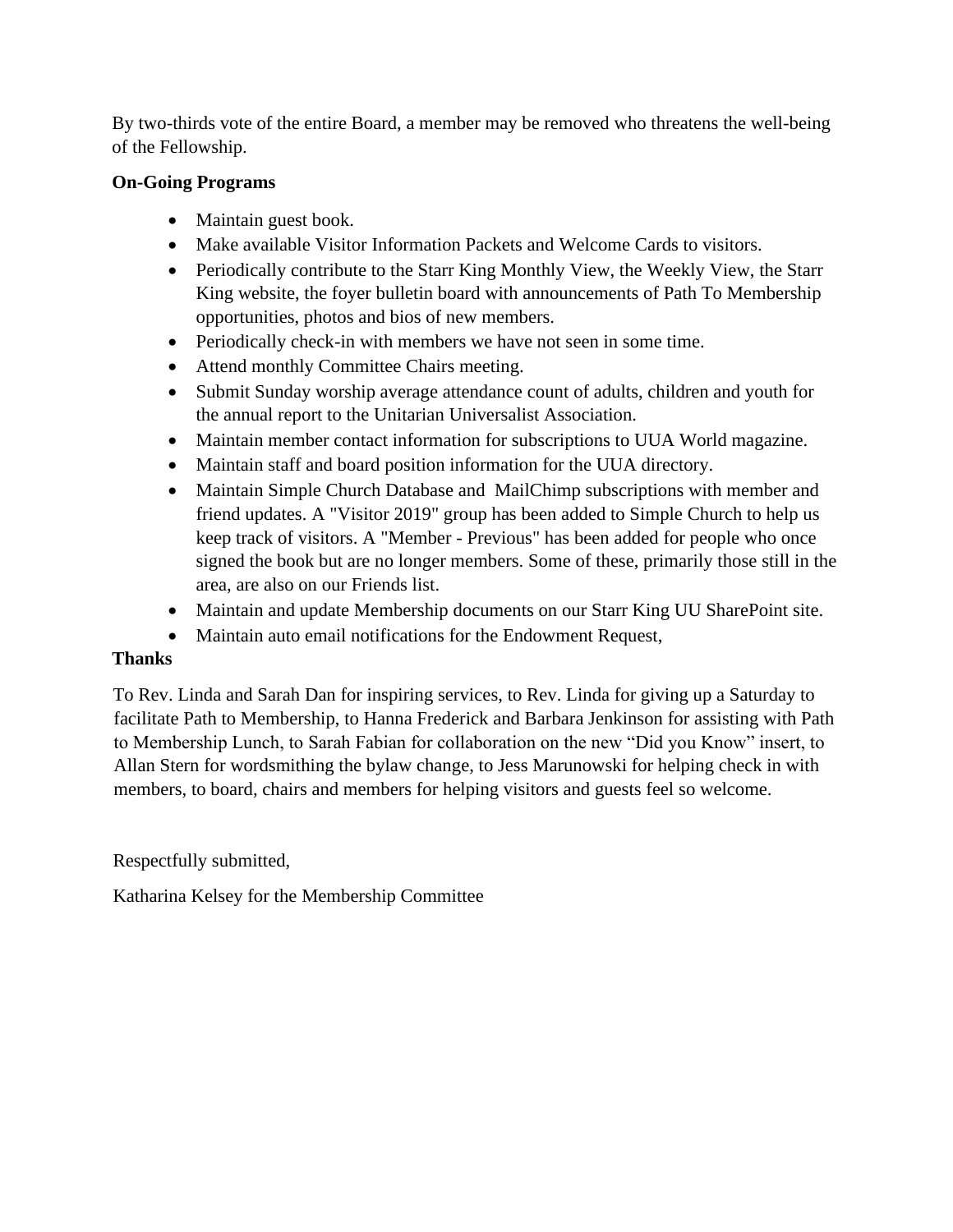By two-thirds vote of the entire Board, a member may be removed who threatens the well-being of the Fellowship.

**On-Going Programs**

- Maintain guest book.
- Make available Visitor Information Packets and Welcome Cards to visitors.
- Periodically contribute to the Starr King Monthly View, the Weekly View, the Starr King website, the foyer bulletin board with announcements of Path To Membership opportunities, photos and bios of new members.
- Periodically check-in with members we have not seen in some time.
- Attend monthly Committee Chairs meeting.
- Submit Sunday worship average attendance count of adults, children and youth for the annual report to the Unitarian Universalist Association.
- Maintain member contact information for subscriptions to UUA World magazine.
- Maintain staff and board position information for the UUA directory.
- Maintain Simple Church Database and MailChimp subscriptions with member and friend updates. A "Visitor 2019" group has been added to Simple Church to help us keep track of visitors. A "Member - Previous" has been added for people who once signed the book but are no longer members. Some of these, primarily those still in the area, are also on our Friends list.
- Maintain and update Membership documents on our Starr King UU SharePoint site.
- Maintain auto email notifications for the Endowment Request,

**Thanks**

To Rev. Linda and Sarah Dan for inspiring services, to Rev. Linda for giving up a Saturday to facilitate Path to Membership, to Hanna Frederick and Barbara Jenkinson for assisting with Path to Membership Lunch, to Sarah Fabian for collaboration on the new “Did you Know” insert, to Allan Stern for wordsmithing the bylaw change, to Jess Marunowski for helping check in with members, to board, chairs and members for helping visitors and guests feel so welcome.

Respectfully submitted,

Katharina Kelsey for the Membership Committee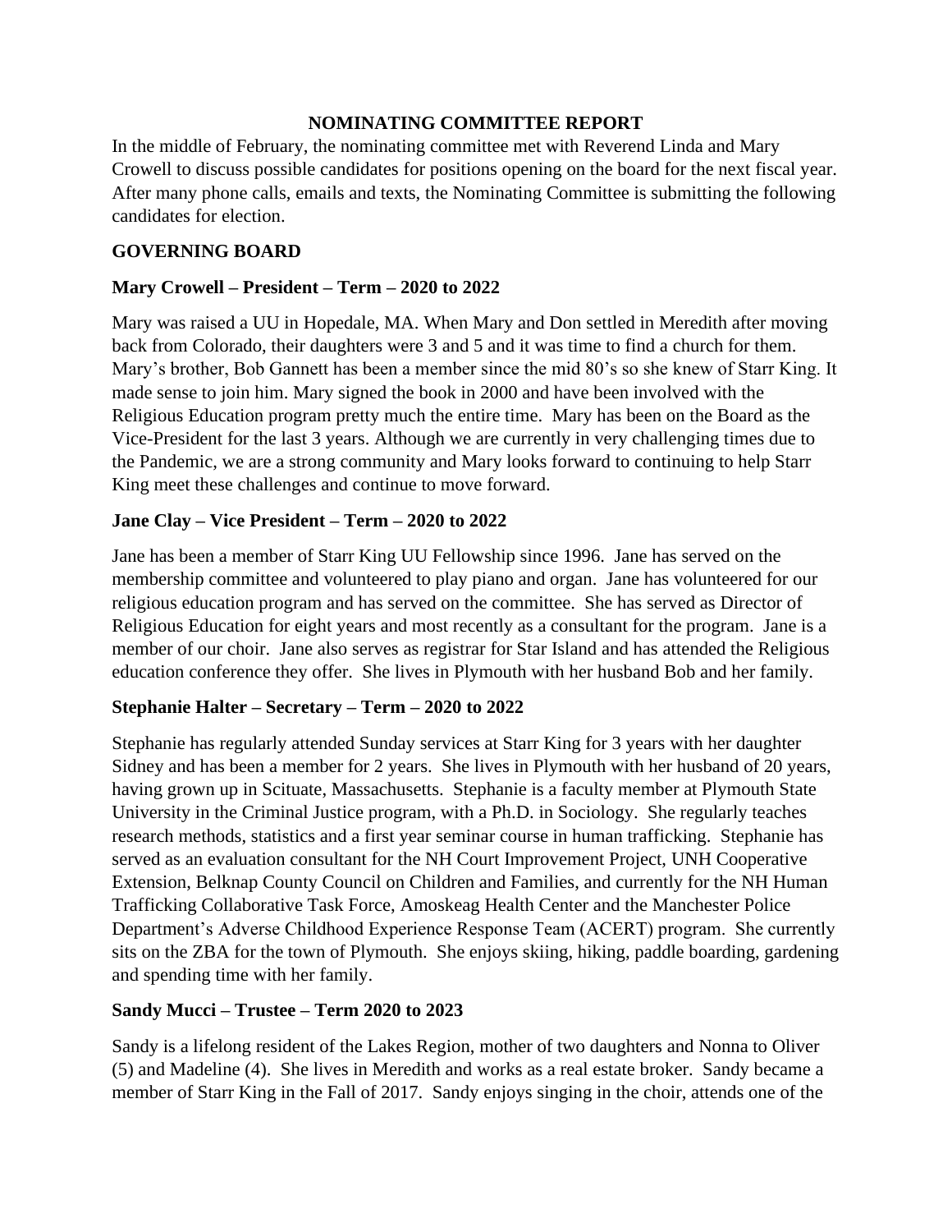## NOMINATING COMMITTEE REPORT

In the middle of February, the nominating committee met with Reverend Linda and Mary Crowell to discuss possible candidates for positions opening on the board for the next fiscal year. After many phone calls, emails and texts, the Nominating Committee is submitting the following candidates for election.

### GOVERNING BOARD

**Mary Crowell – President – Term – 2020 to 2022**

Mary was raised a UU in Hopedale, MA. When Mary and Don settled in Meredith after moving back from Colorado, their daughters were 3 and 5 and it was time to find a church for them. Mary's brother, Bob Gannett has been a member since the mid 80's so she knew of Starr King. It made sense to join him. Mary signed the book in 2000 and have been involved with the Religious Education program pretty much the entire time. Mary has been on the Board as the Vice-President for the last 3 years. Although we are currently in very challenging times due to the Pandemic, we are a strong community and Mary looks forward to continuing to help Starr King meet these challenges and continue to move forward.

**Jane Clay – Vice President – Term – 2020 to 2022**

Jane has been a member of Starr King UU Fellowship since 1996. Jane has served on the membership committee and volunteered to play piano and organ. Jane has volunteered for our religious education program and has served on the committee. She has served as Director of Religious Education for eight years and most recently as a consultant for the program. Jane is a member of our choir. Jane also serves as registrar for Star Island and has attended the Religious education conference they offer. She lives in Plymouth with her husband Bob and her family.

**Stephanie Halter – Secretary – Term – 2020 to 2022**

Stephanie has regularly attended Sunday services at Starr King for 3 years with her daughter Sidney and has been a member for 2 years. She lives in Plymouth with her husband of 20 years, having grown up in Scituate, Massachusetts. Stephanie is a faculty member at Plymouth State University in the Criminal Justice program, with a Ph.D. in Sociology. She regularly teaches research methods, statistics and a first year seminar course in human trafficking. Stephanie has served as an evaluation consultant for the NH Court Improvement Project, UNH Cooperative Extension, Belknap County Council on Children and Families, and currently for the NH Human Trafficking Collaborative Task Force, Amoskeag Health Center and the Manchester Police Department's Adverse Childhood Experience Response Team (ACERT) program. She currently sits on the ZBA for the town of Plymouth. She enjoys skiing, hiking, paddle boarding, gardening and spending time with her family.

**Sandy Mucci – Trustee – Term 2020 to 2023**

Sandy is a lifelong resident of the Lakes Region, mother of two daughters and Nonna to Oliver (5) and Madeline (4). She lives in Meredith and works as a real estate broker. Sandy became a member of Starr King in the Fall of 2017. Sandy enjoys singing in the choir, attends one of the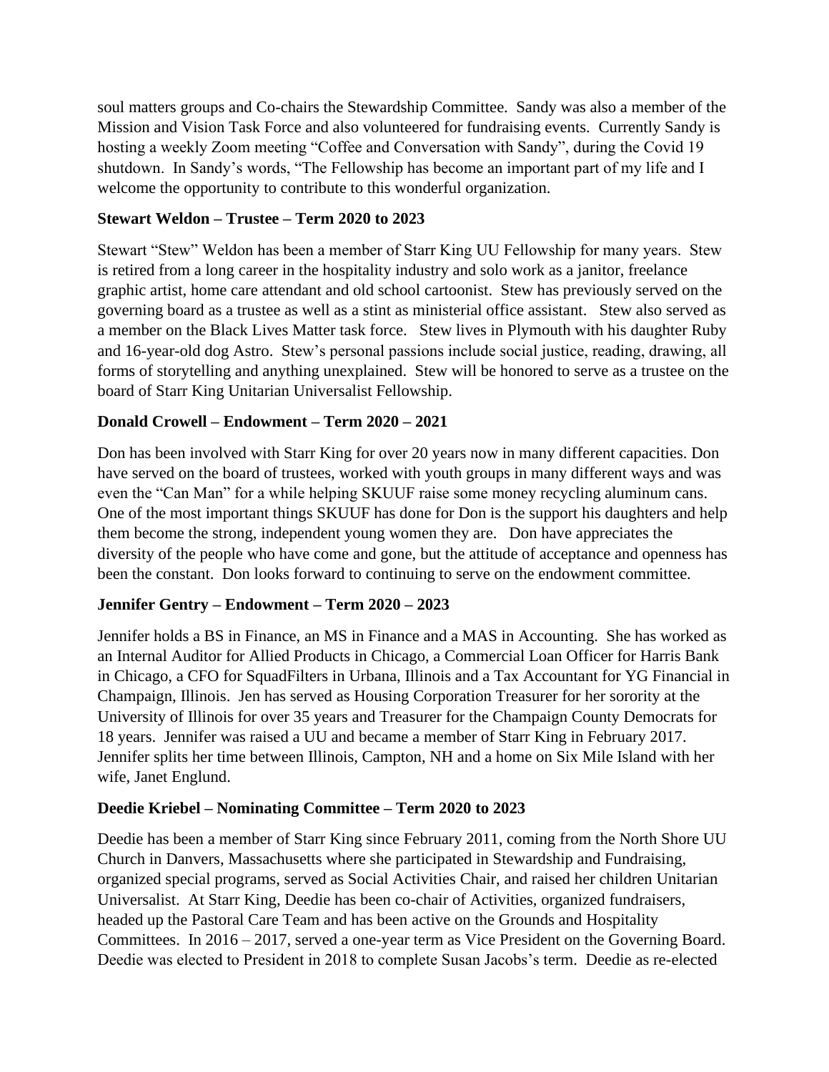soul matters groups and Co-chairs the Stewardship Committee. Sandy was also a member of the Mission and Vision Task Force and also volunteered for fundraising events. Currently Sandy is hosting a weekly Zoom meeting "Coffee and Conversation with Sandy", during the Covid 19 shutdown. In Sandy's words, "The Fellowship has become an important part of my life and I welcome the opportunity to contribute to this wonderful organization.

**Stewart Weldon – Trustee – Term 2020 to 2023**

Stewart "Stew" Weldon has been a member of Starr King UU Fellowship for many years. Stew is retired from a long career in the hospitality industry and solo work as a janitor, freelance graphic artist, home care attendant and old school cartoonist. Stew has previously served on the governing board as a trustee as well as a stint as ministerial office assistant. Stew also served as a member on the Black Lives Matter task force. Stew lives in Plymouth with his daughter Ruby and 16-year-old dog Astro. Stew's personal passions include social justice, reading, drawing, all forms of storytelling and anything unexplained. Stew will be honored to serve as a trustee on the board of Starr King Unitarian Universalist Fellowship.

**Donald Crowell – Endowment – Term 2020 – 2021**

Don has been involved with Starr King for over 20 years now in many different capacities. Don have served on the board of trustees, worked with youth groups in many different ways and was even the "Can Man" for a while helping SKUUF raise some money recycling aluminum cans. One of the most important things SKUUF has done for Don is the support his daughters and help them become the strong, independent young women they are. Don have appreciates the diversity of the people who have come and gone, but the attitude of acceptance and openness has been the constant. Don looks forward to continuing to serve on the endowment committee.

**Jennifer Gentry – Endowment – Term 2020 – 2023**

Jennifer holds a BS in Finance, an MS in Finance and a MAS in Accounting. She has worked as an Internal Auditor for Allied Products in Chicago, a Commercial Loan Officer for Harris Bank in Chicago, a CFO for SquadFilters in Urbana, Illinois and a Tax Accountant for YG Financial in Champaign, Illinois. Jen has served as Housing Corporation Treasurer for her sorority at the University of Illinois for over 35 years and Treasurer for the Champaign County Democrats for 18 years. Jennifer was raised a UU and became a member of Starr King in February 2017. Jennifer splits her time between Illinois, Campton, NH and a home on Six Mile Island with her wife, Janet Englund.

**Deedie Kriebel – Nominating Committee – Term 2020 to 2023**

Deedie has been a member of Starr King since February 2011, coming from the North Shore UU Church in Danvers, Massachusetts where she participated in Stewardship and Fundraising, organized special programs, served as Social Activities Chair, and raised her children Unitarian Universalist. At Starr King, Deedie has been co-chair of Activities, organized fundraisers, headed up the Pastoral Care Team and has been active on the Grounds and Hospitality Committees. In 2016 – 2017, served a one-year term as Vice President on the Governing Board. Deedie was elected to President in 2018 to complete Susan Jacobs's term. Deedie as re-elected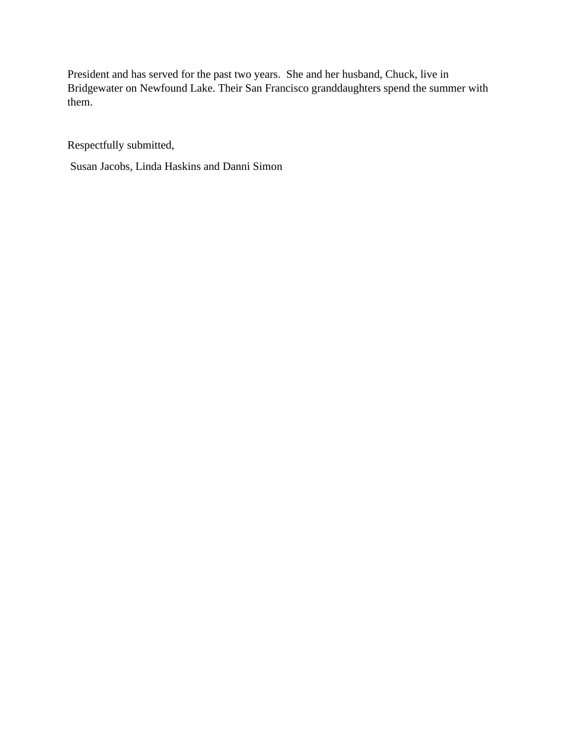President and has served for the past two years. She and her husband, Chuck, live in Bridgewater on Newfound Lake. Their San Francisco granddaughters spend the summer with them.

Respectfully submitted,

Susan Jacobs, Linda Haskins and Danni Simon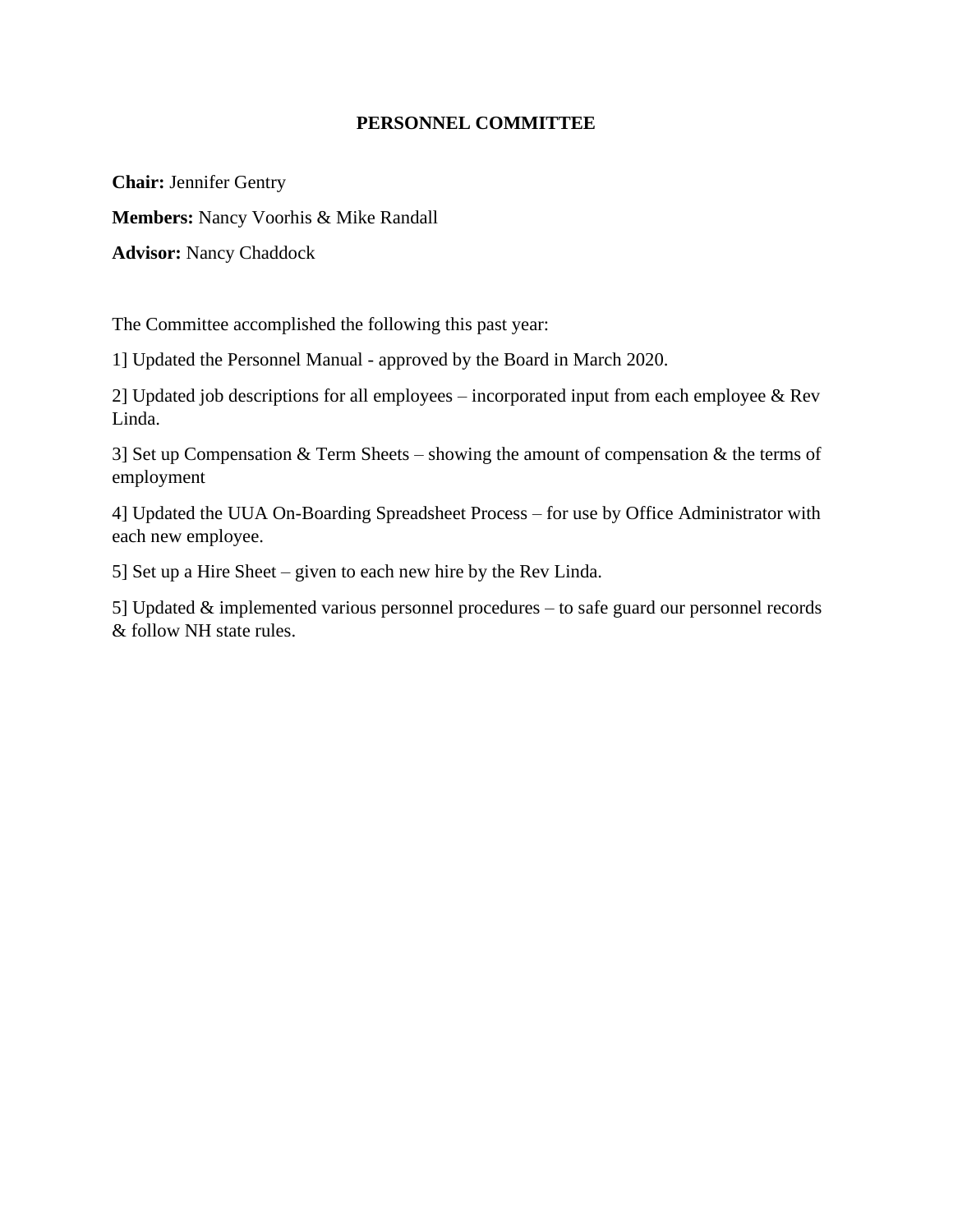# PERSONNEL COMMITTEE

**Chair:** Jennifer Gentry

**Members:** Nancy Voorhis & Mike Randall

**Advisor:** Nancy Chaddock

The Committee accomplished the following this past year:

1] Updated the Personnel Manual - approved by the Board in March 2020.

2] Updated job descriptions for all employees – incorporated input from each employee & Rev Linda.

3] Set up Compensation & Term Sheets – showing the amount of compensation & the terms of employment

4] Updated the UUA On-Boarding Spreadsheet Process – for use by Office Administrator with each new employee.

5] Set up a Hire Sheet – given to each new hire by the Rev Linda.

5] Updated & implemented various personnel procedures – to safe guard our personnel records & follow NH state rules.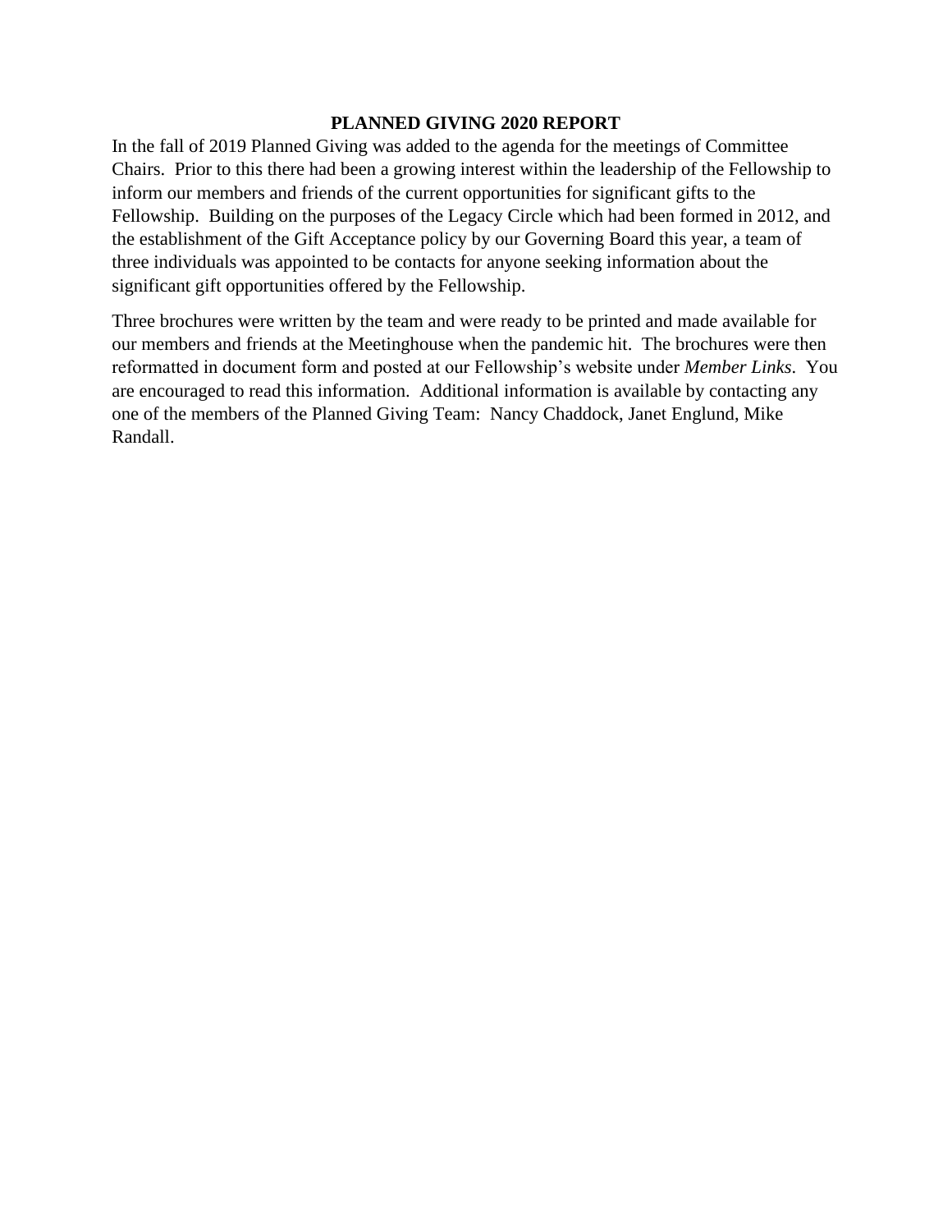## PLANNED GIVING 2020 REPORT

In the fall of 2019 Planned Giving was added to the agenda for the meetings of Committee Chairs. Prior to this there had been a growing interest within the leadership of the Fellowship to inform our members and friends of the current opportunities for significant gifts to the Fellowship. Building on the purposes of the Legacy Circle which had been formed in 2012, and the establishment of the Gift Acceptance policy by our Governing Board this year, a team of three individuals was appointed to be contacts for anyone seeking information about the significant gift opportunities offered by the Fellowship.

Three brochures were written by the team and were ready to be printed and made available for our members and friends at the Meetinghouse when the pandemic hit. The brochures were then reformatted in document form and posted at our Fellowship's website under *Member Links*. You are encouraged to read this information. Additional information is available by contacting any one of the members of the Planned Giving Team: Nancy Chaddock, Janet Englund, Mike Randall.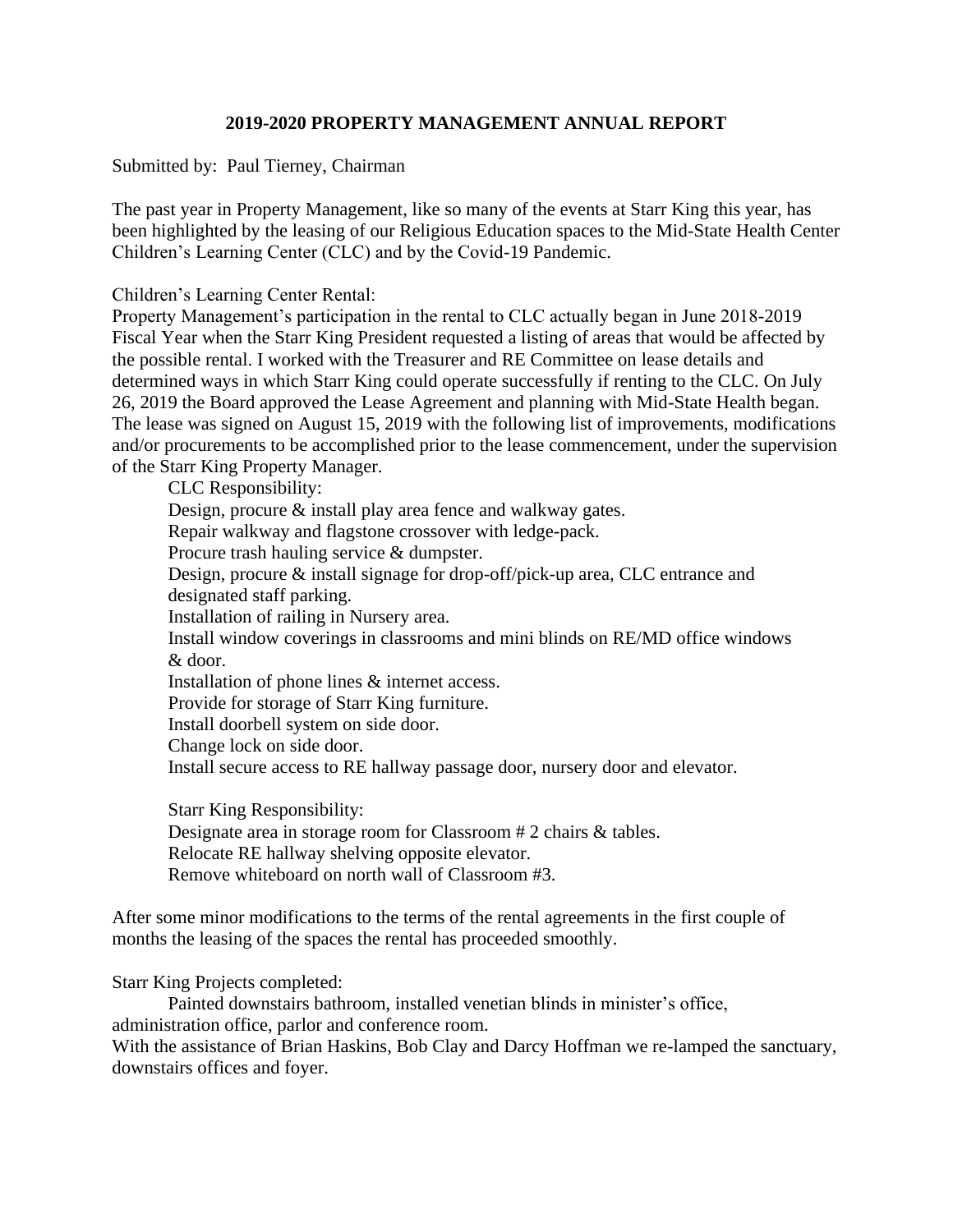## 2019-2020 PROPERTY MANAGEMENT ANNUAL REPORT

Submitted by: Paul Tierney, Chairman

The past year in Property Management, like so many of the events at Starr King this year, has been highlighted by the leasing of our Religious Education spaces to the Mid-State Health Center Children's Learning Center (CLC) and by the Covid-19 Pandemic.

Children's Learning Center Rental:
Property Management's participation in the rental to CLC actually began in June 2018-2019 Fiscal Year when the Starr King President requested a listing of areas that would be affected by the possible rental. I worked with the Treasurer and RE Committee on lease details and determined ways in which Starr King could operate successfully if renting to the CLC. On July 26, 2019 the Board approved the Lease Agreement and planning with Mid-State Health began. The lease was signed on August 15, 2019 with the following list of improvements, modifications and/or procurements to be accomplished prior to the lease commencement, under the supervision of the Starr King Property Manager.

CLC Responsibility:
- Design, procure & install play area fence and walkway gates.
- Repair walkway and flagstone crossover with ledge-pack.
- Procure trash hauling service & dumpster.
- Design, procure & install signage for drop-off/pick-up area, CLC entrance and designated staff parking.
- Installation of railing in Nursery area.
- Install window coverings in classrooms and mini blinds on RE/MD office windows & door.
- Installation of phone lines & internet access.
- Provide for storage of Starr King furniture.
- Install doorbell system on side door.
- Change lock on side door.
- Install secure access to RE hallway passage door, nursery door and elevator.

Starr King Responsibility:
- Designate area in storage room for Classroom # 2 chairs & tables.
- Relocate RE hallway shelving opposite elevator.
- Remove whiteboard on north wall of Classroom #3.

After some minor modifications to the terms of the rental agreements in the first couple of months the leasing of the spaces the rental has proceeded smoothly.

Starr King Projects completed:
Painted downstairs bathroom, installed venetian blinds in minister's office, administration office, parlor and conference room.
With the assistance of Brian Haskins, Bob Clay and Darcy Hoffman we re-lamped the sanctuary, downstairs offices and foyer.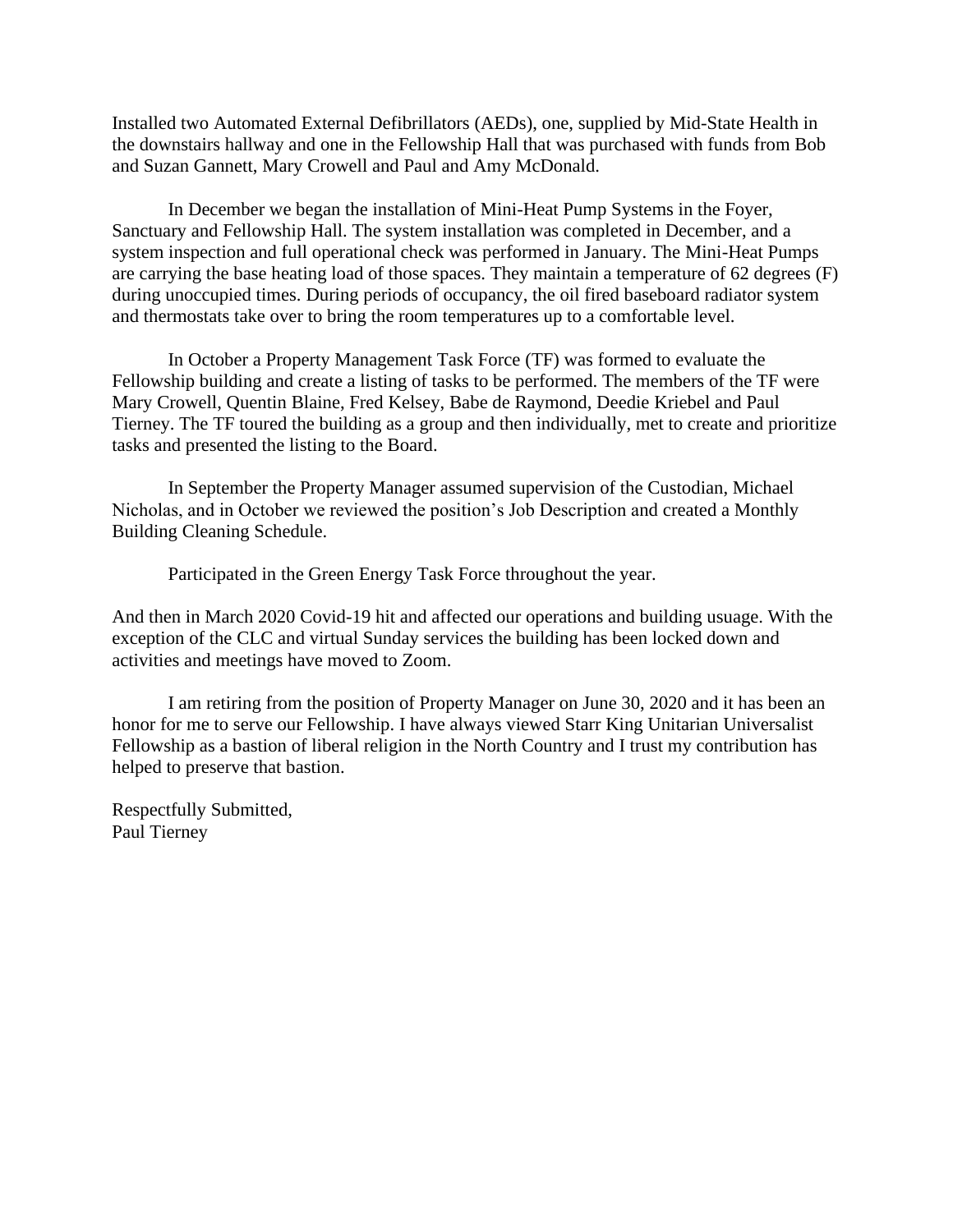Installed two Automated External Defibrillators (AEDs), one, supplied by Mid-State Health in the downstairs hallway and one in the Fellowship Hall that was purchased with funds from Bob and Suzan Gannett, Mary Crowell and Paul and Amy McDonald.

In December we began the installation of Mini-Heat Pump Systems in the Foyer, Sanctuary and Fellowship Hall. The system installation was completed in December, and a system inspection and full operational check was performed in January. The Mini-Heat Pumps are carrying the base heating load of those spaces. They maintain a temperature of 62 degrees (F) during unoccupied times. During periods of occupancy, the oil fired baseboard radiator system and thermostats take over to bring the room temperatures up to a comfortable level.

In October a Property Management Task Force (TF) was formed to evaluate the Fellowship building and create a listing of tasks to be performed. The members of the TF were Mary Crowell, Quentin Blaine, Fred Kelsey, Babe de Raymond, Deedie Kriebel and Paul Tierney. The TF toured the building as a group and then individually, met to create and prioritize tasks and presented the listing to the Board.

In September the Property Manager assumed supervision of the Custodian, Michael Nicholas, and in October we reviewed the position's Job Description and created a Monthly Building Cleaning Schedule.

Participated in the Green Energy Task Force throughout the year.

And then in March 2020 Covid-19 hit and affected our operations and building usuage. With the exception of the CLC and virtual Sunday services the building has been locked down and activities and meetings have moved to Zoom.

I am retiring from the position of Property Manager on June 30, 2020 and it has been an honor for me to serve our Fellowship. I have always viewed Starr King Unitarian Universalist Fellowship as a bastion of liberal religion in the North Country and I trust my contribution has helped to preserve that bastion.

Respectfully Submitted,
Paul Tierney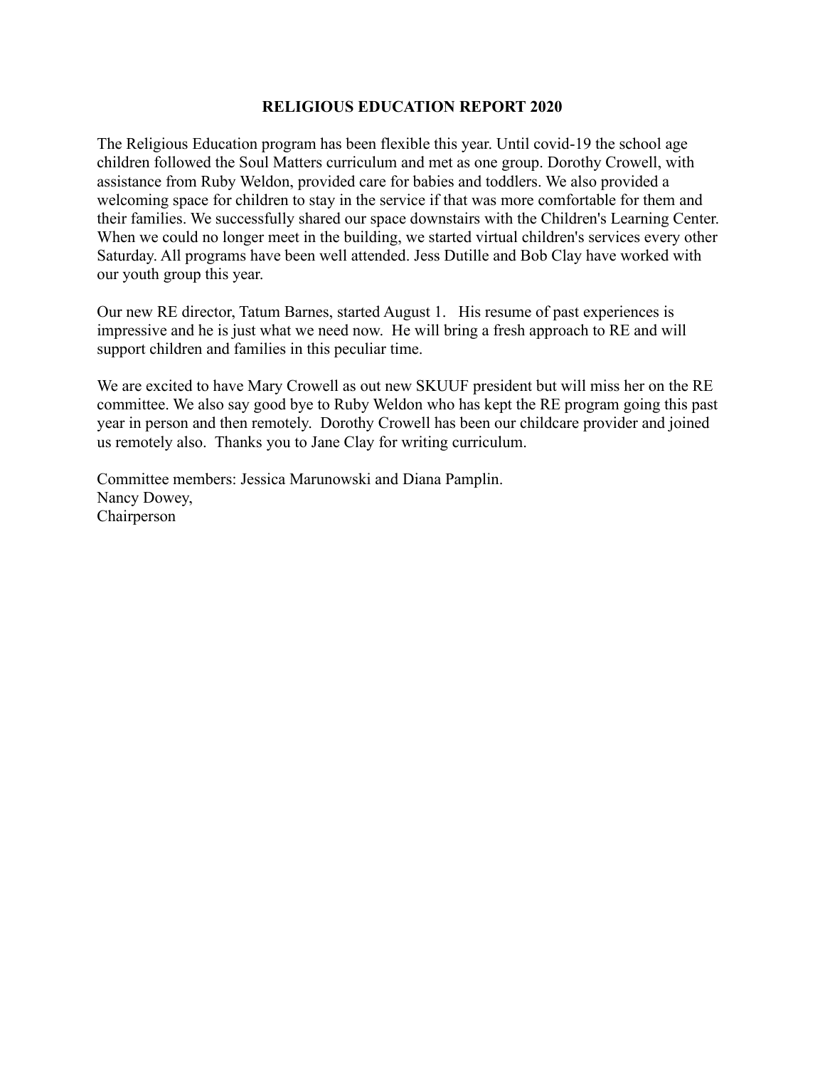# RELIGIOUS EDUCATION REPORT 2020

The Religious Education program has been flexible this year. Until covid-19 the school age children followed the Soul Matters curriculum and met as one group. Dorothy Crowell, with assistance from Ruby Weldon, provided care for babies and toddlers. We also provided a welcoming space for children to stay in the service if that was more comfortable for them and their families. We successfully shared our space downstairs with the Children's Learning Center. When we could no longer meet in the building, we started virtual children's services every other Saturday. All programs have been well attended. Jess Dutille and Bob Clay have worked with our youth group this year.

Our new RE director, Tatum Barnes, started August 1. His resume of past experiences is impressive and he is just what we need now. He will bring a fresh approach to RE and will support children and families in this peculiar time.

We are excited to have Mary Crowell as out new SKUUF president but will miss her on the RE committee. We also say good bye to Ruby Weldon who has kept the RE program going this past year in person and then remotely. Dorothy Crowell has been our childcare provider and joined us remotely also. Thanks you to Jane Clay for writing curriculum.

Committee members: Jessica Marunowski and Diana Pamplin.
Nancy Dowey,
Chairperson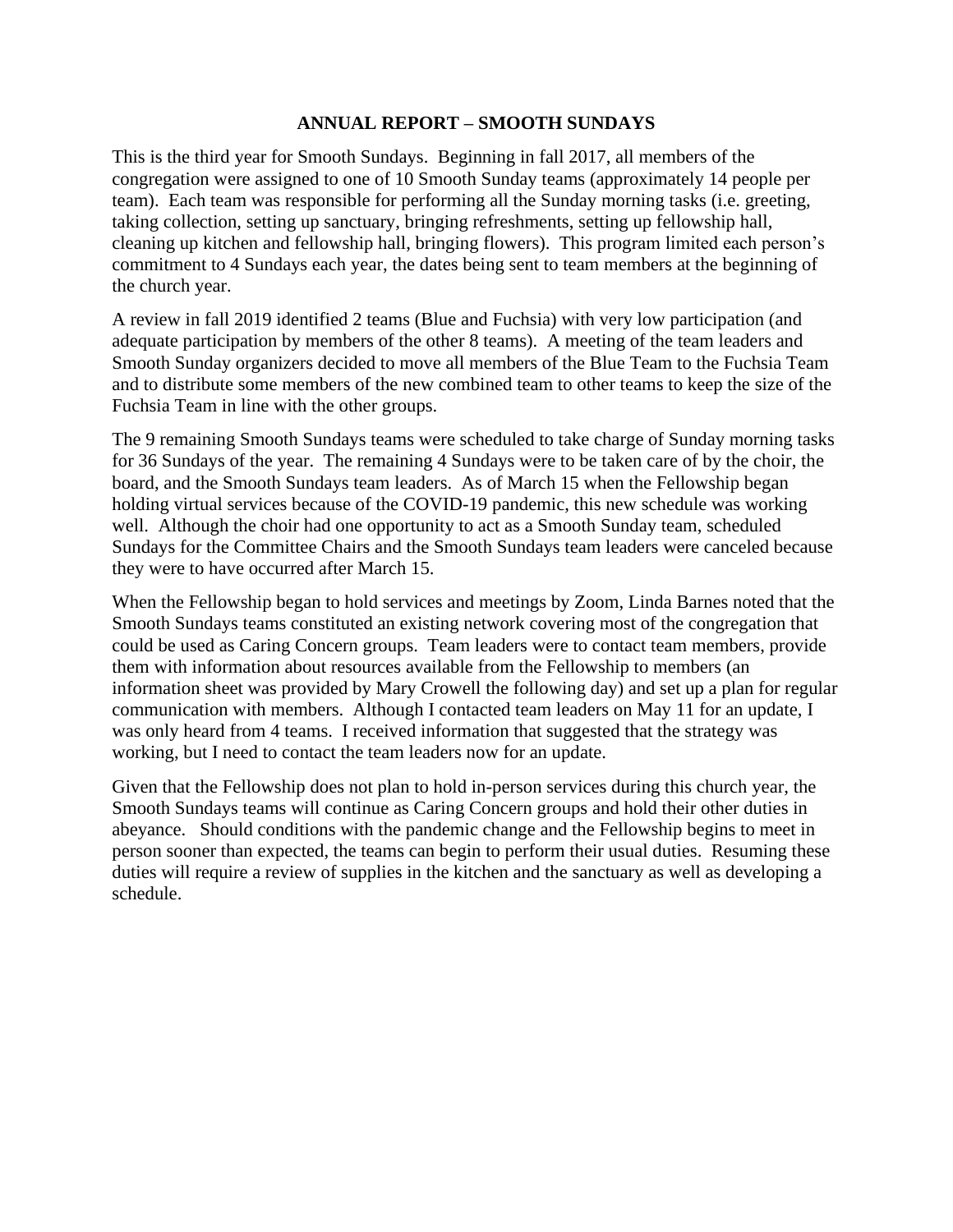## ANNUAL REPORT – SMOOTH SUNDAYS

This is the third year for Smooth Sundays. Beginning in fall 2017, all members of the congregation were assigned to one of 10 Smooth Sunday teams (approximately 14 people per team). Each team was responsible for performing all the Sunday morning tasks (i.e. greeting, taking collection, setting up sanctuary, bringing refreshments, setting up fellowship hall, cleaning up kitchen and fellowship hall, bringing flowers). This program limited each person's commitment to 4 Sundays each year, the dates being sent to team members at the beginning of the church year.

A review in fall 2019 identified 2 teams (Blue and Fuchsia) with very low participation (and adequate participation by members of the other 8 teams). A meeting of the team leaders and Smooth Sunday organizers decided to move all members of the Blue Team to the Fuchsia Team and to distribute some members of the new combined team to other teams to keep the size of the Fuchsia Team in line with the other groups.

The 9 remaining Smooth Sundays teams were scheduled to take charge of Sunday morning tasks for 36 Sundays of the year. The remaining 4 Sundays were to be taken care of by the choir, the board, and the Smooth Sundays team leaders. As of March 15 when the Fellowship began holding virtual services because of the COVID-19 pandemic, this new schedule was working well. Although the choir had one opportunity to act as a Smooth Sunday team, scheduled Sundays for the Committee Chairs and the Smooth Sundays team leaders were canceled because they were to have occurred after March 15.

When the Fellowship began to hold services and meetings by Zoom, Linda Barnes noted that the Smooth Sundays teams constituted an existing network covering most of the congregation that could be used as Caring Concern groups. Team leaders were to contact team members, provide them with information about resources available from the Fellowship to members (an information sheet was provided by Mary Crowell the following day) and set up a plan for regular communication with members. Although I contacted team leaders on May 11 for an update, I was only heard from 4 teams. I received information that suggested that the strategy was working, but I need to contact the team leaders now for an update.

Given that the Fellowship does not plan to hold in-person services during this church year, the Smooth Sundays teams will continue as Caring Concern groups and hold their other duties in abeyance. Should conditions with the pandemic change and the Fellowship begins to meet in person sooner than expected, the teams can begin to perform their usual duties. Resuming these duties will require a review of supplies in the kitchen and the sanctuary as well as developing a schedule.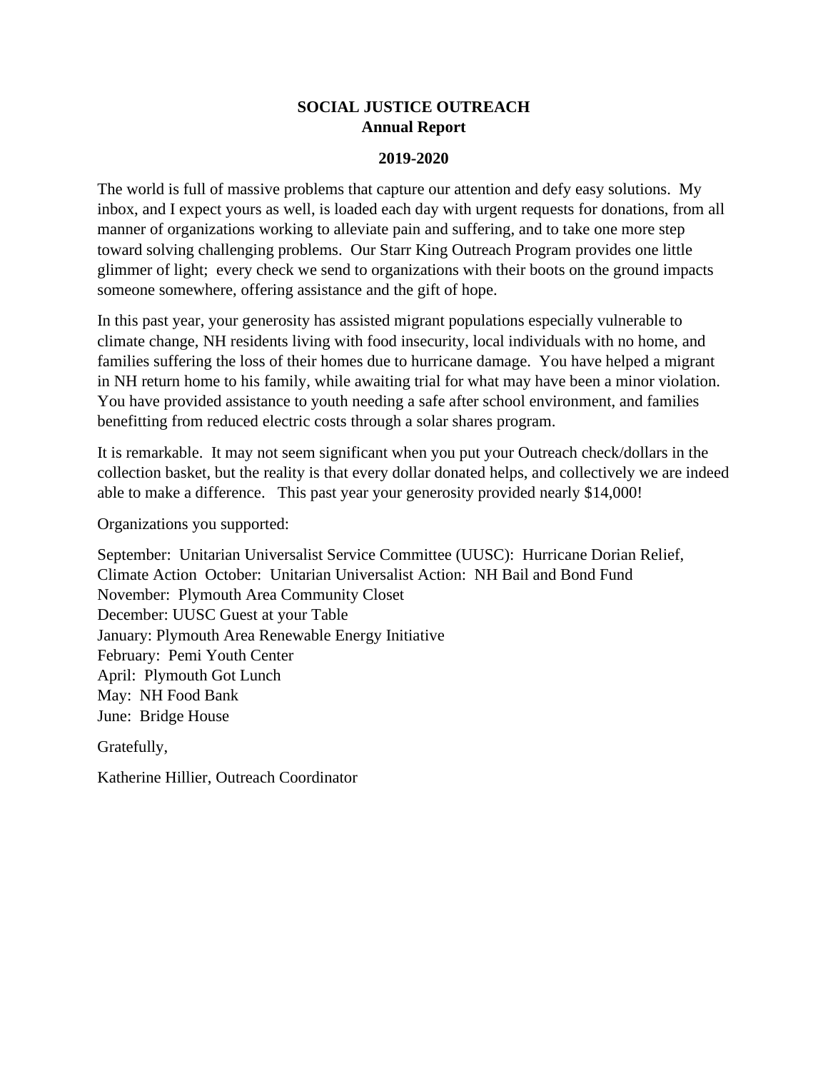**SOCIAL JUSTICE OUTREACH**
**Annual Report**

**2019-2020**

The world is full of massive problems that capture our attention and defy easy solutions. My inbox, and I expect yours as well, is loaded each day with urgent requests for donations, from all manner of organizations working to alleviate pain and suffering, and to take one more step toward solving challenging problems. Our Starr King Outreach Program provides one little glimmer of light; every check we send to organizations with their boots on the ground impacts someone somewhere, offering assistance and the gift of hope.

In this past year, your generosity has assisted migrant populations especially vulnerable to climate change, NH residents living with food insecurity, local individuals with no home, and families suffering the loss of their homes due to hurricane damage. You have helped a migrant in NH return home to his family, while awaiting trial for what may have been a minor violation. You have provided assistance to youth needing a safe after school environment, and families benefitting from reduced electric costs through a solar shares program.

It is remarkable. It may not seem significant when you put your Outreach check/dollars in the collection basket, but the reality is that every dollar donated helps, and collectively we are indeed able to make a difference. This past year your generosity provided nearly $14,000!

Organizations you supported:

September: Unitarian Universalist Service Committee (UUSC): Hurricane Dorian Relief, Climate Action
October: Unitarian Universalist Action: NH Bail and Bond Fund
November: Plymouth Area Community Closet
December: UUSC Guest at your Table
January: Plymouth Area Renewable Energy Initiative
February: Pemi Youth Center
April: Plymouth Got Lunch
May: NH Food Bank
June: Bridge House

Gratefully,

Katherine Hillier, Outreach Coordinator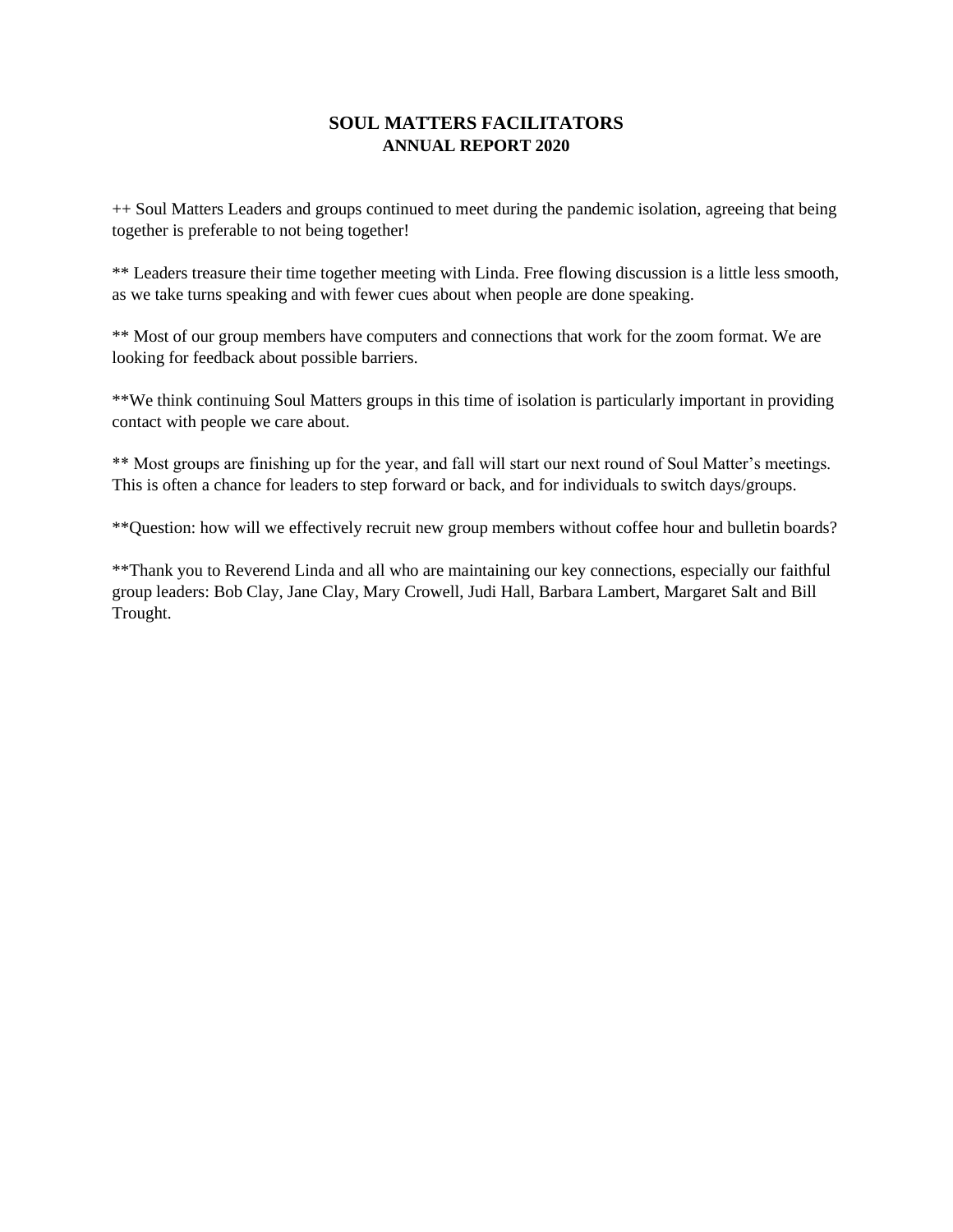# SOUL MATTERS FACILITATORS
## ANNUAL REPORT 2020

++ Soul Matters Leaders and groups continued to meet during the pandemic isolation, agreeing that being together is preferable to not being together!

** Leaders treasure their time together meeting with Linda. Free flowing discussion is a little less smooth, as we take turns speaking and with fewer cues about when people are done speaking.

** Most of our group members have computers and connections that work for the zoom format. We are looking for feedback about possible barriers.

**We think continuing Soul Matters groups in this time of isolation is particularly important in providing contact with people we care about.

** Most groups are finishing up for the year, and fall will start our next round of Soul Matter's meetings. This is often a chance for leaders to step forward or back, and for individuals to switch days/groups.

**Question: how will we effectively recruit new group members without coffee hour and bulletin boards?

**Thank you to Reverend Linda and all who are maintaining our key connections, especially our faithful group leaders: Bob Clay, Jane Clay, Mary Crowell, Judi Hall, Barbara Lambert, Margaret Salt and Bill Trought.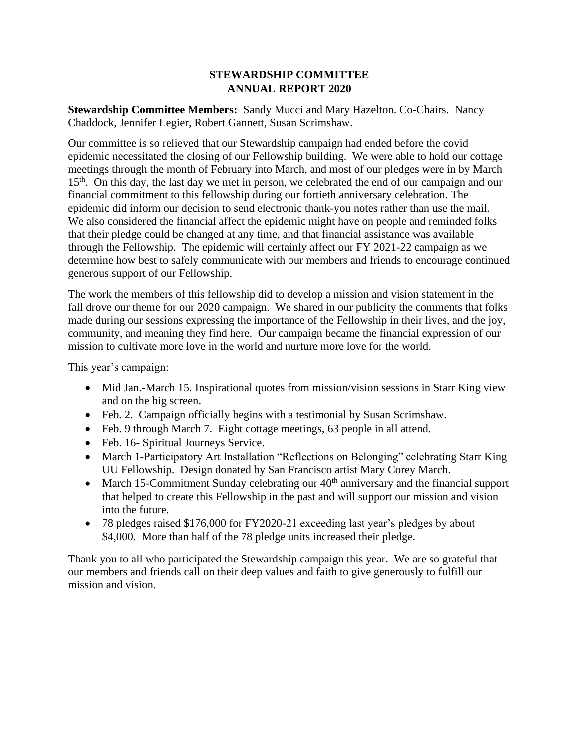## STEWARDSHIP COMMITTEE
## ANNUAL REPORT 2020

**Stewardship Committee Members:** Sandy Mucci and Mary Hazelton. Co-Chairs. Nancy Chaddock, Jennifer Legier, Robert Gannett, Susan Scrimshaw.

Our committee is so relieved that our Stewardship campaign had ended before the covid epidemic necessitated the closing of our Fellowship building. We were able to hold our cottage meetings through the month of February into March, and most of our pledges were in by March 15th. On this day, the last day we met in person, we celebrated the end of our campaign and our financial commitment to this fellowship during our fortieth anniversary celebration. The epidemic did inform our decision to send electronic thank-you notes rather than use the mail. We also considered the financial affect the epidemic might have on people and reminded folks that their pledge could be changed at any time, and that financial assistance was available through the Fellowship. The epidemic will certainly affect our FY 2021-22 campaign as we determine how best to safely communicate with our members and friends to encourage continued generous support of our Fellowship.

The work the members of this fellowship did to develop a mission and vision statement in the fall drove our theme for our 2020 campaign. We shared in our publicity the comments that folks made during our sessions expressing the importance of the Fellowship in their lives, and the joy, community, and meaning they find here. Our campaign became the financial expression of our mission to cultivate more love in the world and nurture more love for the world.

This year's campaign:

- Mid Jan.-March 15. Inspirational quotes from mission/vision sessions in Starr King view and on the big screen.
- Feb. 2. Campaign officially begins with a testimonial by Susan Scrimshaw.
- Feb. 9 through March 7. Eight cottage meetings, 63 people in all attend.
- Feb. 16- Spiritual Journeys Service.
- March 1-Participatory Art Installation "Reflections on Belonging" celebrating Starr King UU Fellowship. Design donated by San Francisco artist Mary Corey March.
- March 15-Commitment Sunday celebrating our 40th anniversary and the financial support that helped to create this Fellowship in the past and will support our mission and vision into the future.
- 78 pledges raised $176,000 for FY2020-21 exceeding last year's pledges by about $4,000. More than half of the 78 pledge units increased their pledge.

Thank you to all who participated the Stewardship campaign this year. We are so grateful that our members and friends call on their deep values and faith to give generously to fulfill our mission and vision.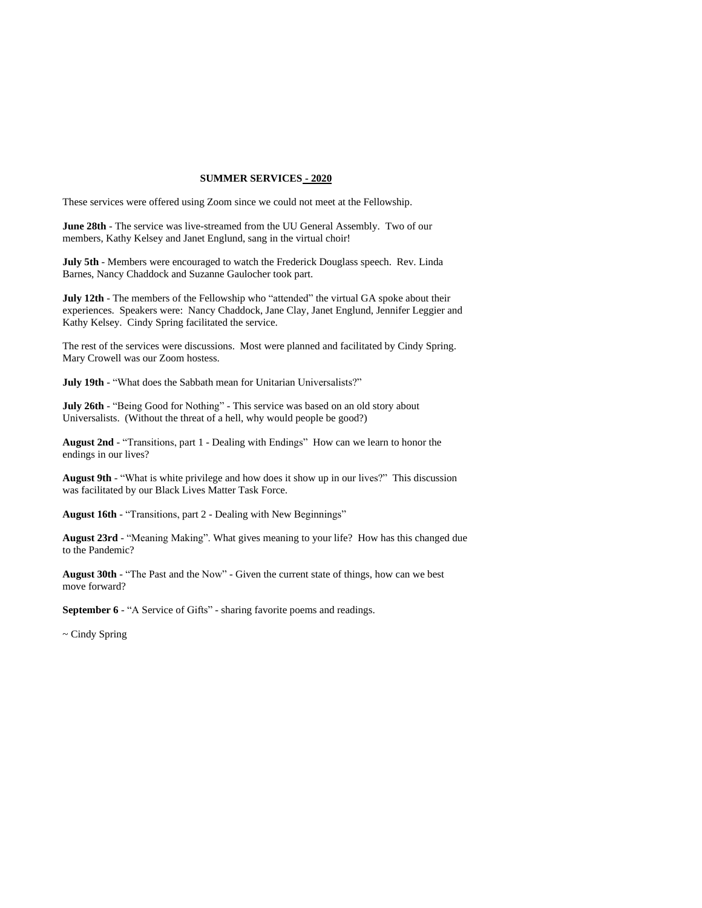## SUMMER SERVICES - 2020

These services were offered using Zoom since we could not meet at the Fellowship.

**June 28th** - The service was live-streamed from the UU General Assembly. Two of our members, Kathy Kelsey and Janet Englund, sang in the virtual choir!

**July 5th** - Members were encouraged to watch the Frederick Douglass speech. Rev. Linda Barnes, Nancy Chaddock and Suzanne Gaulocher took part.

**July 12th** - The members of the Fellowship who "attended" the virtual GA spoke about their experiences. Speakers were: Nancy Chaddock, Jane Clay, Janet Englund, Jennifer Leggier and Kathy Kelsey. Cindy Spring facilitated the service.

The rest of the services were discussions. Most were planned and facilitated by Cindy Spring. Mary Crowell was our Zoom hostess.

**July 19th** - "What does the Sabbath mean for Unitarian Universalists?"

**July 26th** - "Being Good for Nothing" - This service was based on an old story about Universalists. (Without the threat of a hell, why would people be good?)

**August 2nd** - "Transitions, part 1 - Dealing with Endings" How can we learn to honor the endings in our lives?

**August 9th** - "What is white privilege and how does it show up in our lives?" This discussion was facilitated by our Black Lives Matter Task Force.

**August 16th** - "Transitions, part 2 - Dealing with New Beginnings"

**August 23rd** - "Meaning Making". What gives meaning to your life? How has this changed due to the Pandemic?

**August 30th** - "The Past and the Now" - Given the current state of things, how can we best move forward?

**September 6** - "A Service of Gifts" - sharing favorite poems and readings.

~ Cindy Spring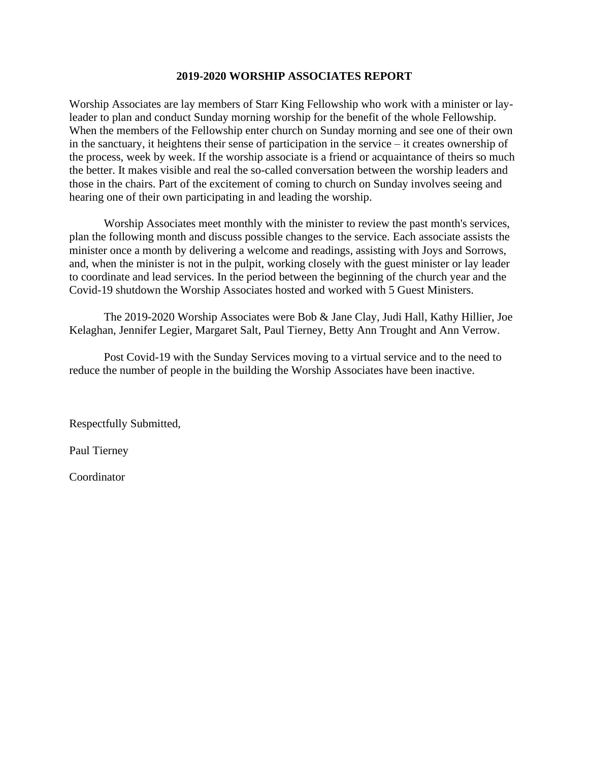## 2019-2020 WORSHIP ASSOCIATES REPORT

Worship Associates are lay members of Starr King Fellowship who work with a minister or lay-leader to plan and conduct Sunday morning worship for the benefit of the whole Fellowship. When the members of the Fellowship enter church on Sunday morning and see one of their own in the sanctuary, it heightens their sense of participation in the service – it creates ownership of the process, week by week. If the worship associate is a friend or acquaintance of theirs so much the better. It makes visible and real the so-called conversation between the worship leaders and those in the chairs. Part of the excitement of coming to church on Sunday involves seeing and hearing one of their own participating in and leading the worship.

Worship Associates meet monthly with the minister to review the past month's services, plan the following month and discuss possible changes to the service. Each associate assists the minister once a month by delivering a welcome and readings, assisting with Joys and Sorrows, and, when the minister is not in the pulpit, working closely with the guest minister or lay leader to coordinate and lead services. In the period between the beginning of the church year and the Covid-19 shutdown the Worship Associates hosted and worked with 5 Guest Ministers.

The 2019-2020 Worship Associates were Bob & Jane Clay, Judi Hall, Kathy Hillier, Joe Kelaghan, Jennifer Legier, Margaret Salt, Paul Tierney, Betty Ann Trought and Ann Verrow.

Post Covid-19 with the Sunday Services moving to a virtual service and to the need to reduce the number of people in the building the Worship Associates have been inactive.

Respectfully Submitted,

Paul Tierney

Coordinator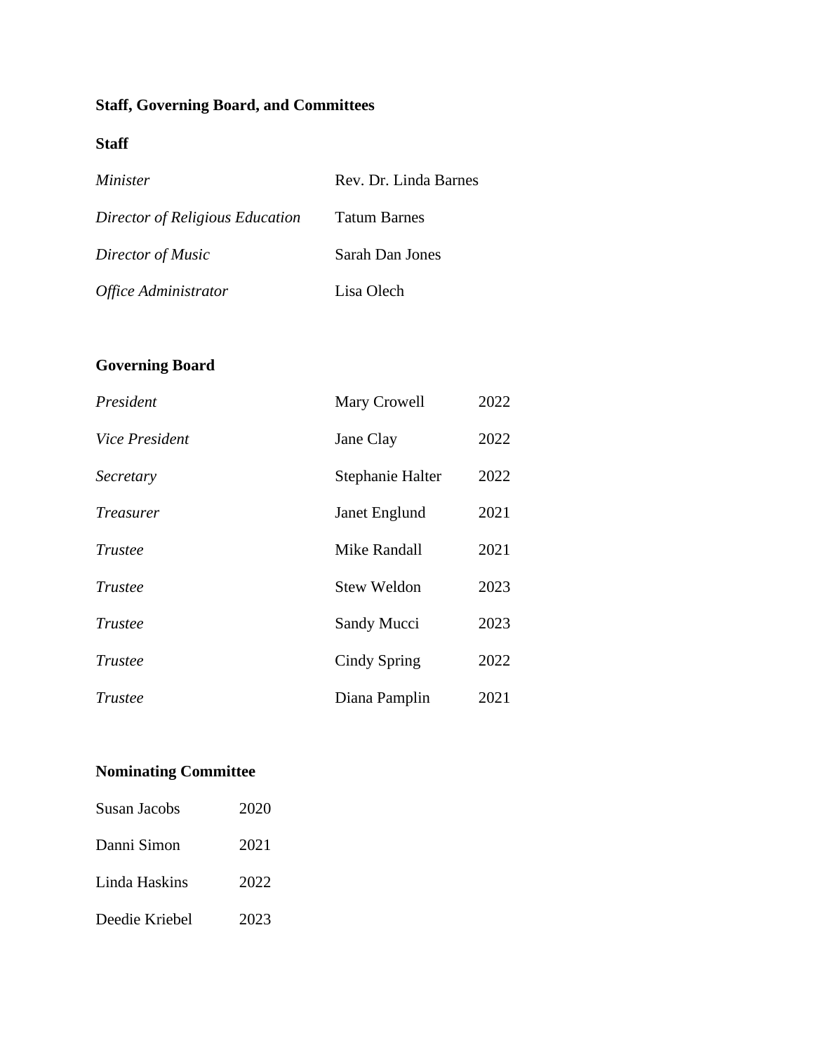**Staff, Governing Board, and Committees**

**Staff**

| | |
|---|---|
| *Minister* | Rev. Dr. Linda Barnes |
| *Director of Religious Education* | Tatum Barnes |
| *Director of Music* | Sarah Dan Jones |
| *Office Administrator* | Lisa Olech |

**Governing Board**

| | | |
|---|---|---|
| *President* | Mary Crowell | 2022 |
| *Vice President* | Jane Clay | 2022 |
| *Secretary* | Stephanie Halter | 2022 |
| *Treasurer* | Janet Englund | 2021 |
| *Trustee* | Mike Randall | 2021 |
| *Trustee* | Stew Weldon | 2023 |
| *Trustee* | Sandy Mucci | 2023 |
| *Trustee* | Cindy Spring | 2022 |
| *Trustee* | Diana Pamplin | 2021 |

**Nominating Committee**

| | |
|---|---|
| Susan Jacobs | 2020 |
| Danni Simon | 2021 |
| Linda Haskins | 2022 |
| Deedie Kriebel | 2023 |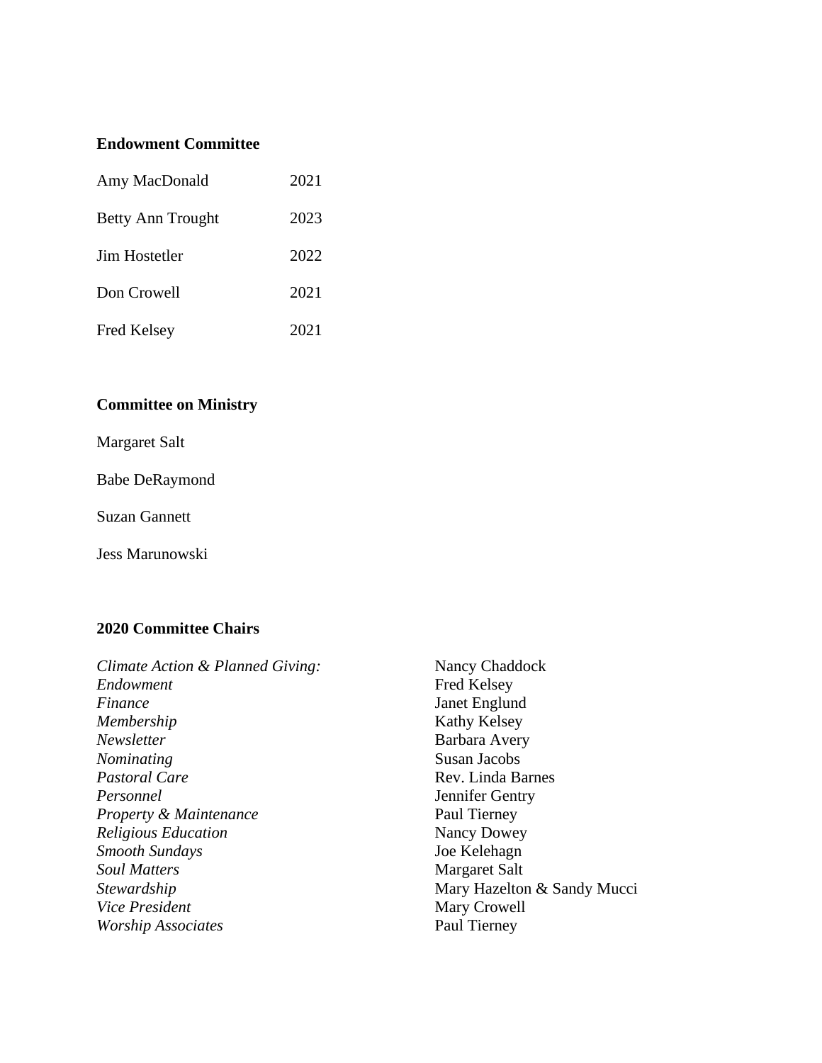**Endowment Committee**

| | |
|---|---|
| Amy MacDonald | 2021 |
| Betty Ann Trought | 2023 |
| Jim Hostetler | 2022 |
| Don Crowell | 2021 |
| Fred Kelsey | 2021 |

**Committee on Ministry**

Margaret Salt

Babe DeRaymond

Suzan Gannett

Jess Marunowski

**2020 Committee Chairs**

| | |
|---|---|
| *Climate Action & Planned Giving:* | Nancy Chaddock |
| *Endowment* | Fred Kelsey |
| *Finance* | Janet Englund |
| *Membership* | Kathy Kelsey |
| *Newsletter* | Barbara Avery |
| *Nominating* | Susan Jacobs |
| *Pastoral Care* | Rev. Linda Barnes |
| *Personnel* | Jennifer Gentry |
| *Property & Maintenance* | Paul Tierney |
| *Religious Education* | Nancy Dowey |
| *Smooth Sundays* | Joe Kelehagn |
| *Soul Matters* | Margaret Salt |
| *Stewardship* | Mary Hazelton & Sandy Mucci |
| *Vice President* | Mary Crowell |
| *Worship Associates* | Paul Tierney |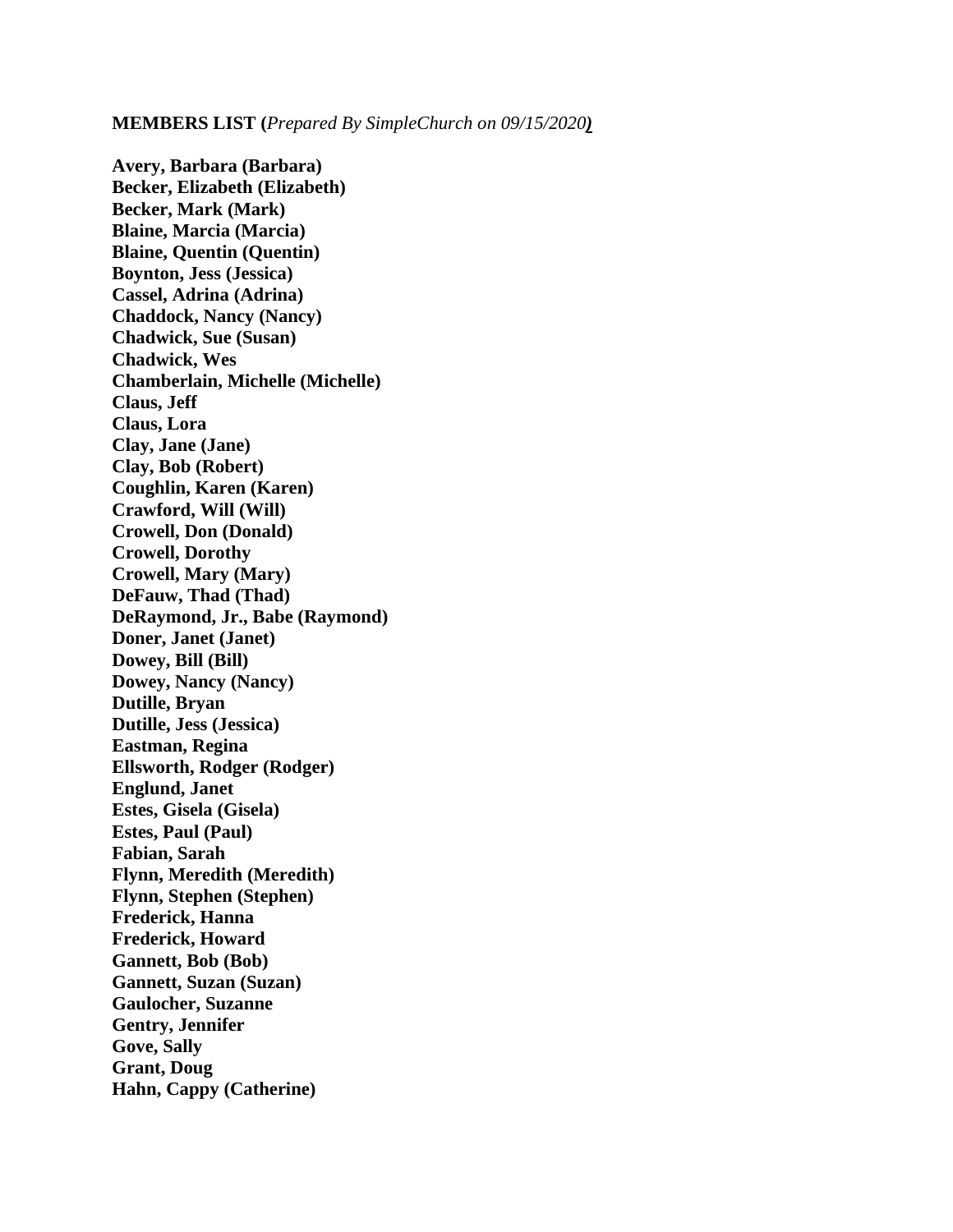**MEMBERS LIST (***Prepared By SimpleChurch on 09/15/2020***)**

**Avery, Barbara (Barbara)**
**Becker, Elizabeth (Elizabeth)**
**Becker, Mark (Mark)**
**Blaine, Marcia (Marcia)**
**Blaine, Quentin (Quentin)**
**Boynton, Jess (Jessica)**
**Cassel, Adrina (Adrina)**
**Chaddock, Nancy (Nancy)**
**Chadwick, Sue (Susan)**
**Chadwick, Wes**
**Chamberlain, Michelle (Michelle)**
**Claus, Jeff**
**Claus, Lora**
**Clay, Jane (Jane)**
**Clay, Bob (Robert)**
**Coughlin, Karen (Karen)**
**Crawford, Will (Will)**
**Crowell, Don (Donald)**
**Crowell, Dorothy**
**Crowell, Mary (Mary)**
**DeFauw, Thad (Thad)**
**DeRaymond, Jr., Babe (Raymond)**
**Doner, Janet (Janet)**
**Dowey, Bill (Bill)**
**Dowey, Nancy (Nancy)**
**Dutille, Bryan**
**Dutille, Jess (Jessica)**
**Eastman, Regina**
**Ellsworth, Rodger (Rodger)**
**Englund, Janet**
**Estes, Gisela (Gisela)**
**Estes, Paul (Paul)**
**Fabian, Sarah**
**Flynn, Meredith (Meredith)**
**Flynn, Stephen (Stephen)**
**Frederick, Hanna**
**Frederick, Howard**
**Gannett, Bob (Bob)**
**Gannett, Suzan (Suzan)**
**Gaulocher, Suzanne**
**Gentry, Jennifer**
**Gove, Sally**
**Grant, Doug**
**Hahn, Cappy (Catherine)**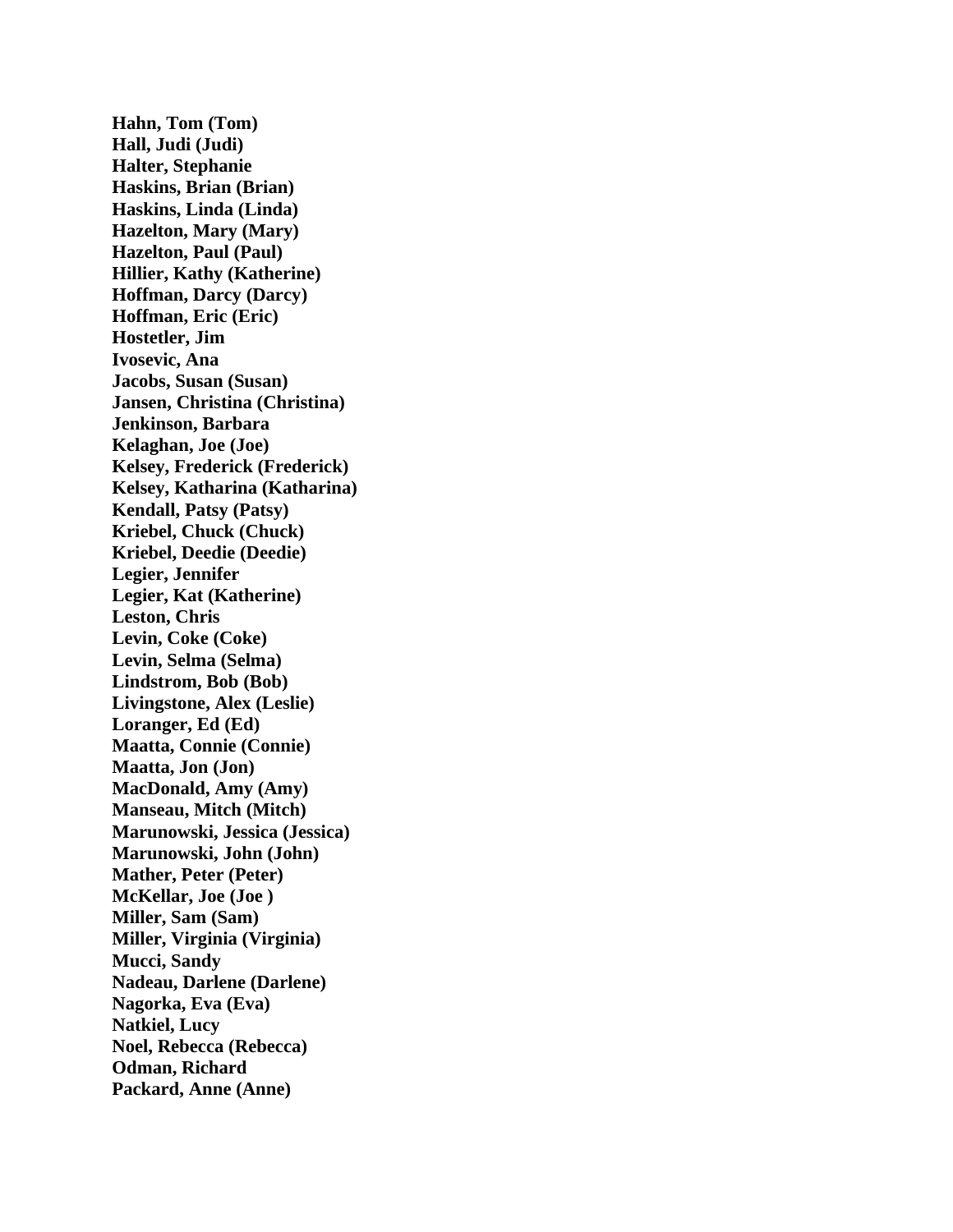**Hahn, Tom (Tom)**
**Hall, Judi (Judi)**
**Halter, Stephanie**
**Haskins, Brian (Brian)**
**Haskins, Linda (Linda)**
**Hazelton, Mary (Mary)**
**Hazelton, Paul (Paul)**
**Hillier, Kathy (Katherine)**
**Hoffman, Darcy (Darcy)**
**Hoffman, Eric (Eric)**
**Hostetler, Jim**
**Ivosevic, Ana**
**Jacobs, Susan (Susan)**
**Jansen, Christina (Christina)**
**Jenkinson, Barbara**
**Kelaghan, Joe (Joe)**
**Kelsey, Frederick (Frederick)**
**Kelsey, Katharina (Katharina)**
**Kendall, Patsy (Patsy)**
**Kriebel, Chuck (Chuck)**
**Kriebel, Deedie (Deedie)**
**Legier, Jennifer**
**Legier, Kat (Katherine)**
**Leston, Chris**
**Levin, Coke (Coke)**
**Levin, Selma (Selma)**
**Lindstrom, Bob (Bob)**
**Livingstone, Alex (Leslie)**
**Loranger, Ed (Ed)**
**Maatta, Connie (Connie)**
**Maatta, Jon (Jon)**
**MacDonald, Amy (Amy)**
**Manseau, Mitch (Mitch)**
**Marunowski, Jessica (Jessica)**
**Marunowski, John (John)**
**Mather, Peter (Peter)**
**McKellar, Joe (Joe )**
**Miller, Sam (Sam)**
**Miller, Virginia (Virginia)**
**Mucci, Sandy**
**Nadeau, Darlene (Darlene)**
**Nagorka, Eva (Eva)**
**Natkiel, Lucy**
**Noel, Rebecca (Rebecca)**
**Odman, Richard**
**Packard, Anne (Anne)**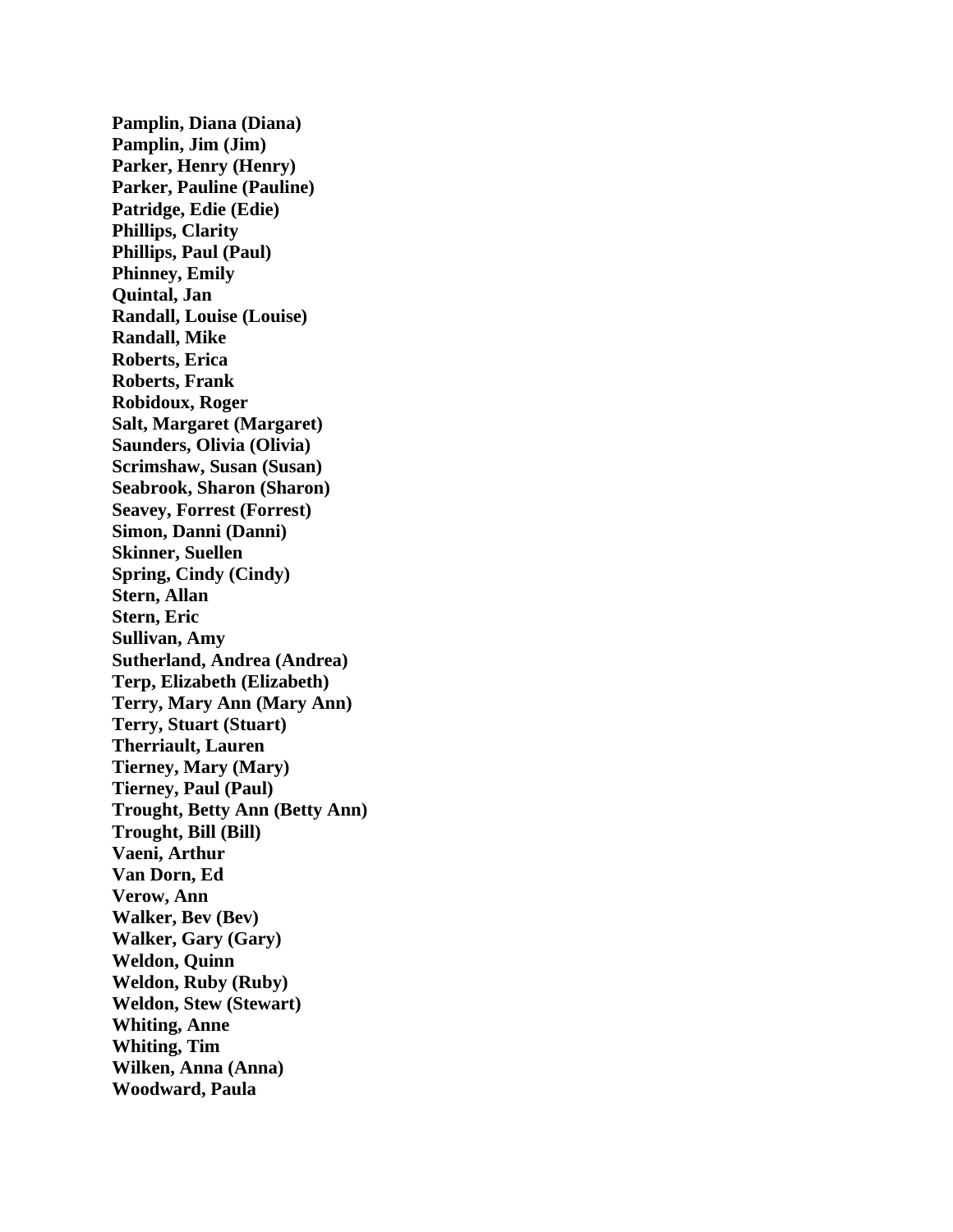**Pamplin, Diana (Diana)**
**Pamplin, Jim (Jim)**
**Parker, Henry (Henry)**
**Parker, Pauline (Pauline)**
**Patridge, Edie (Edie)**
**Phillips, Clarity**
**Phillips, Paul (Paul)**
**Phinney, Emily**
**Quintal, Jan**
**Randall, Louise (Louise)**
**Randall, Mike**
**Roberts, Erica**
**Roberts, Frank**
**Robidoux, Roger**
**Salt, Margaret (Margaret)**
**Saunders, Olivia (Olivia)**
**Scrimshaw, Susan (Susan)**
**Seabrook, Sharon (Sharon)**
**Seavey, Forrest (Forrest)**
**Simon, Danni (Danni)**
**Skinner, Suellen**
**Spring, Cindy (Cindy)**
**Stern, Allan**
**Stern, Eric**
**Sullivan, Amy**
**Sutherland, Andrea (Andrea)**
**Terp, Elizabeth (Elizabeth)**
**Terry, Mary Ann (Mary Ann)**
**Terry, Stuart (Stuart)**
**Therriault, Lauren**
**Tierney, Mary (Mary)**
**Tierney, Paul (Paul)**
**Trought, Betty Ann (Betty Ann)**
**Trought, Bill (Bill)**
**Vaeni, Arthur**
**Van Dorn, Ed**
**Verow, Ann**
**Walker, Bev (Bev)**
**Walker, Gary (Gary)**
**Weldon, Quinn**
**Weldon, Ruby (Ruby)**
**Weldon, Stew (Stewart)**
**Whiting, Anne**
**Whiting, Tim**
**Wilken, Anna (Anna)**
**Woodward, Paula**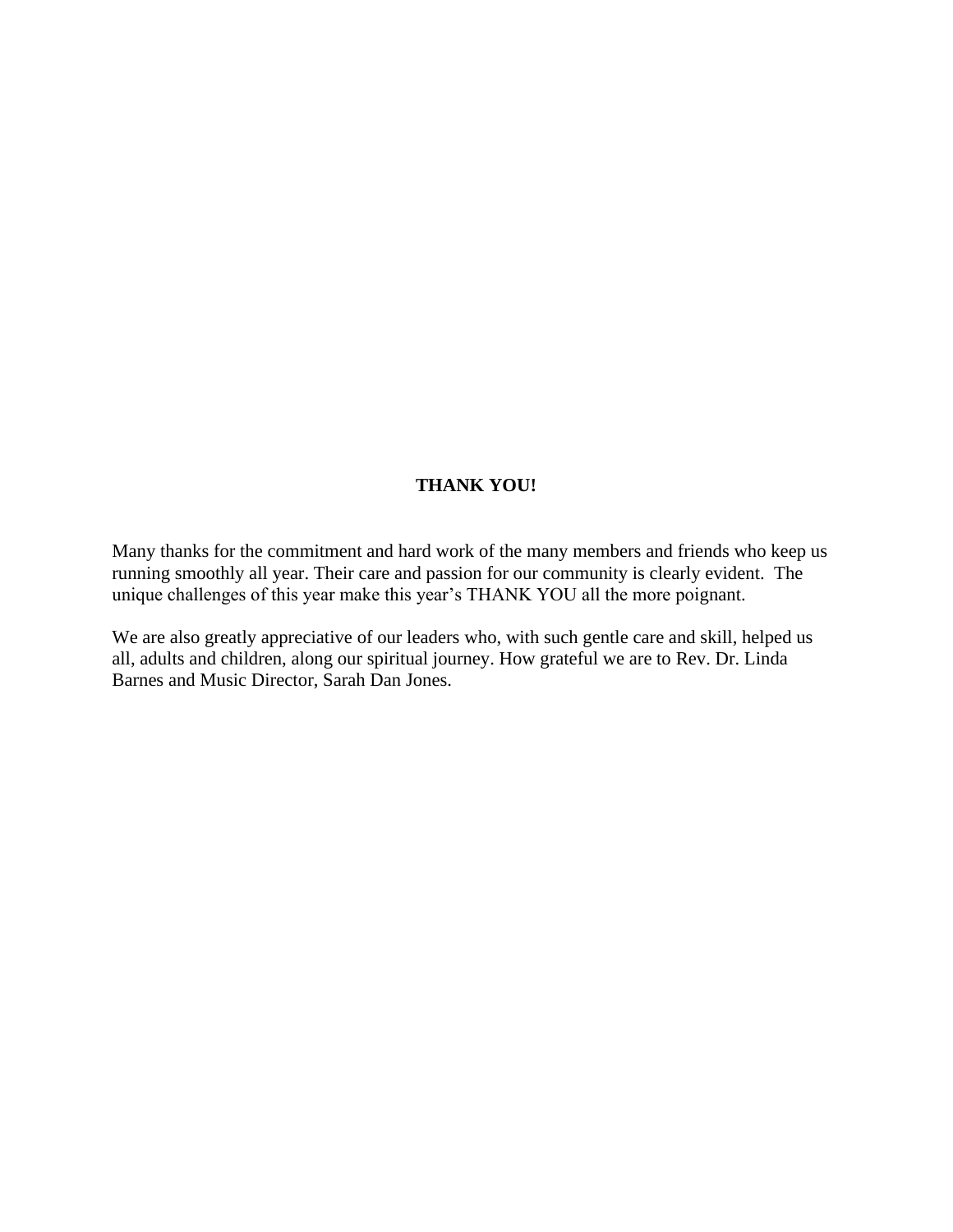**THANK YOU!**

Many thanks for the commitment and hard work of the many members and friends who keep us running smoothly all year. Their care and passion for our community is clearly evident. The unique challenges of this year make this year's THANK YOU all the more poignant.

We are also greatly appreciative of our leaders who, with such gentle care and skill, helped us all, adults and children, along our spiritual journey. How grateful we are to Rev. Dr. Linda Barnes and Music Director, Sarah Dan Jones.